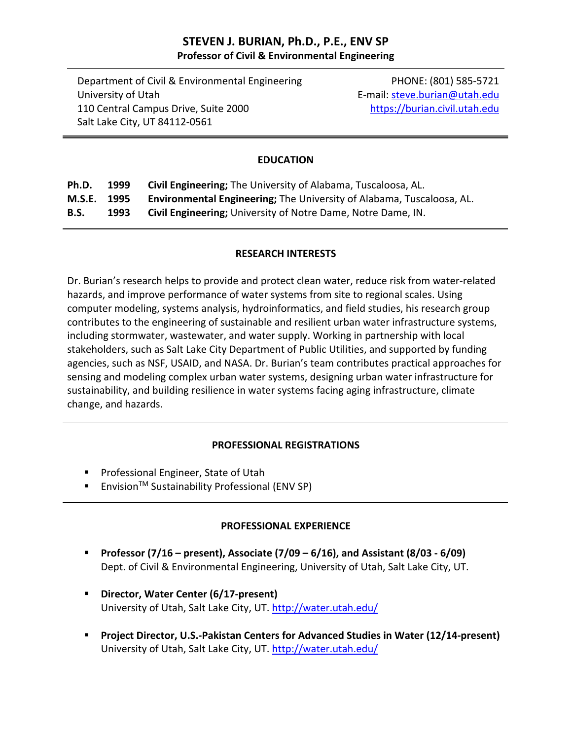# STEVEN J. BURIAN, Ph.D., P.E., ENV SP

**Professor of Civil & Environmental Engineering**

Department of Civil & Environmental Engineering
University of Utah
110 Central Campus Drive, Suite 2000
Salt Lake City, UT 84112-0561

PHONE: (801) 585-5721
E-mail: steve.burian@utah.edu
https://burian.civil.utah.edu

## EDUCATION

**Ph.D.** **1999** **Civil Engineering;** The University of Alabama, Tuscaloosa, AL.
**M.S.E.** **1995** **Environmental Engineering;** The University of Alabama, Tuscaloosa, AL.
**B.S.** **1993** **Civil Engineering;** University of Notre Dame, Notre Dame, IN.

## RESEARCH INTERESTS

Dr. Burian's research helps to provide and protect clean water, reduce risk from water-related hazards, and improve performance of water systems from site to regional scales. Using computer modeling, systems analysis, hydroinformatics, and field studies, his research group contributes to the engineering of sustainable and resilient urban water infrastructure systems, including stormwater, wastewater, and water supply. Working in partnership with local stakeholders, such as Salt Lake City Department of Public Utilities, and supported by funding agencies, such as NSF, USAID, and NASA. Dr. Burian's team contributes practical approaches for sensing and modeling complex urban water systems, designing urban water infrastructure for sustainability, and building resilience in water systems facing aging infrastructure, climate change, and hazards.

## PROFESSIONAL REGISTRATIONS

- Professional Engineer, State of Utah
- Envision™ Sustainability Professional (ENV SP)

## PROFESSIONAL EXPERIENCE

- **Professor (7/16 – present), Associate (7/09 – 6/16), and Assistant (8/03 - 6/09)**
  Dept. of Civil & Environmental Engineering, University of Utah, Salt Lake City, UT.
- **Director, Water Center (6/17-present)**
  University of Utah, Salt Lake City, UT. http://water.utah.edu/
- **Project Director, U.S.-Pakistan Centers for Advanced Studies in Water (12/14-present)**
  University of Utah, Salt Lake City, UT. http://water.utah.edu/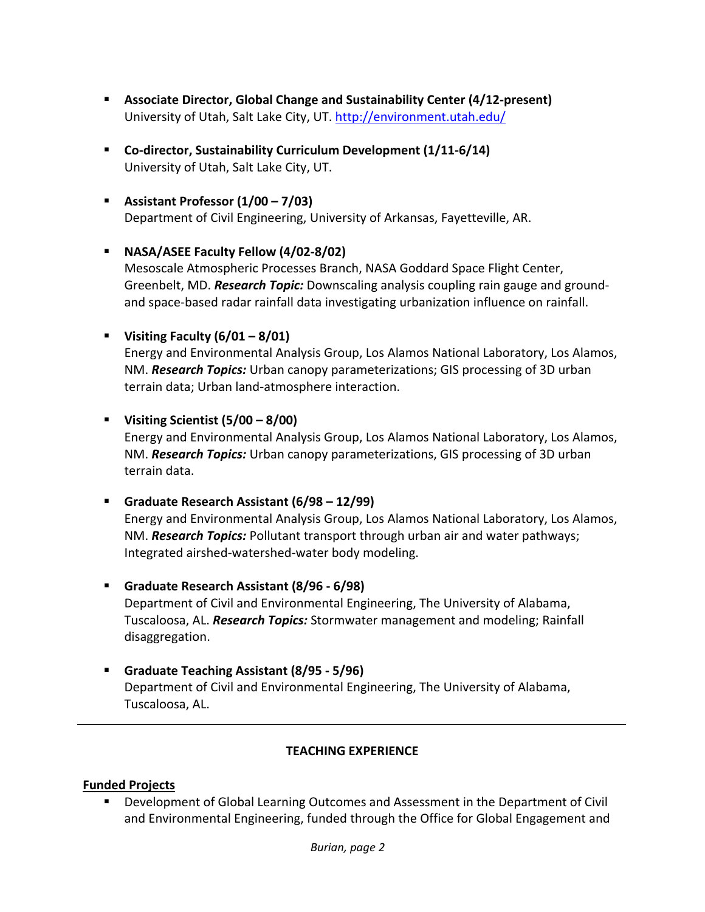- **Associate Director, Global Change and Sustainability Center (4/12-present)**
  University of Utah, Salt Lake City, UT. http://environment.utah.edu/

- **Co-director, Sustainability Curriculum Development (1/11-6/14)**
  University of Utah, Salt Lake City, UT.

- **Assistant Professor (1/00 – 7/03)**
  Department of Civil Engineering, University of Arkansas, Fayetteville, AR.

- **NASA/ASEE Faculty Fellow (4/02-8/02)**
  Mesoscale Atmospheric Processes Branch, NASA Goddard Space Flight Center, Greenbelt, MD. ***Research Topic:*** Downscaling analysis coupling rain gauge and ground- and space-based radar rainfall data investigating urbanization influence on rainfall.

- **Visiting Faculty (6/01 – 8/01)**
  Energy and Environmental Analysis Group, Los Alamos National Laboratory, Los Alamos, NM. ***Research Topics:*** Urban canopy parameterizations; GIS processing of 3D urban terrain data; Urban land-atmosphere interaction.

- **Visiting Scientist (5/00 – 8/00)**
  Energy and Environmental Analysis Group, Los Alamos National Laboratory, Los Alamos, NM. ***Research Topics:*** Urban canopy parameterizations, GIS processing of 3D urban terrain data.

- **Graduate Research Assistant (6/98 – 12/99)**
  Energy and Environmental Analysis Group, Los Alamos National Laboratory, Los Alamos, NM. ***Research Topics:*** Pollutant transport through urban air and water pathways; Integrated airshed-watershed-water body modeling.

- **Graduate Research Assistant (8/96 - 6/98)**
  Department of Civil and Environmental Engineering, The University of Alabama, Tuscaloosa, AL. ***Research Topics:*** Stormwater management and modeling; Rainfall disaggregation.

- **Graduate Teaching Assistant (8/95 - 5/96)**
  Department of Civil and Environmental Engineering, The University of Alabama, Tuscaloosa, AL.

---

## TEACHING EXPERIENCE

**Funded Projects**

- Development of Global Learning Outcomes and Assessment in the Department of Civil and Environmental Engineering, funded through the Office for Global Engagement and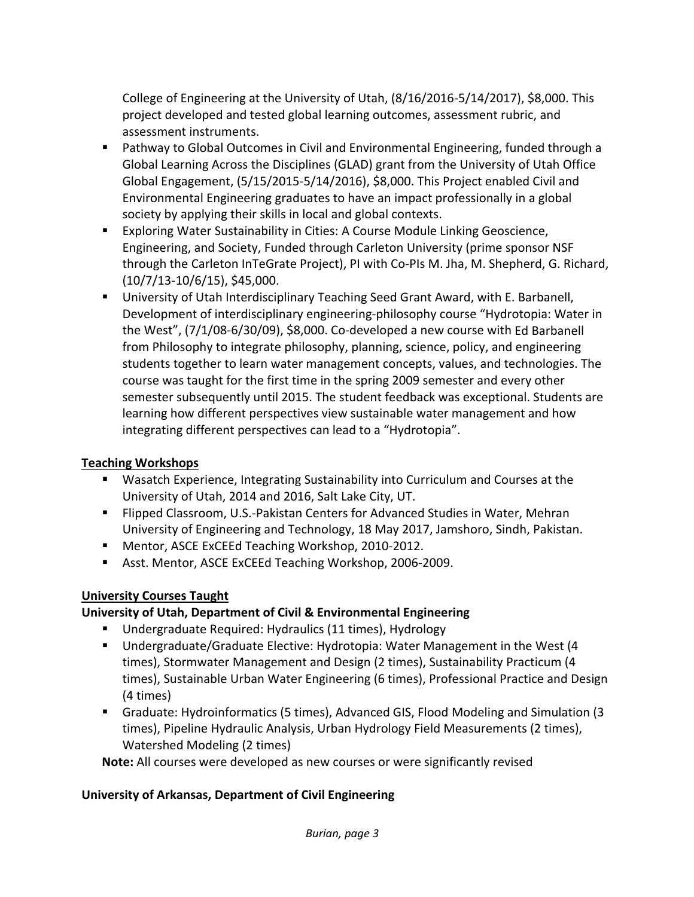College of Engineering at the University of Utah, (8/16/2016-5/14/2017), $8,000. This project developed and tested global learning outcomes, assessment rubric, and assessment instruments.

- Pathway to Global Outcomes in Civil and Environmental Engineering, funded through a Global Learning Across the Disciplines (GLAD) grant from the University of Utah Office Global Engagement, (5/15/2015-5/14/2016), $8,000. This Project enabled Civil and Environmental Engineering graduates to have an impact professionally in a global society by applying their skills in local and global contexts.
- Exploring Water Sustainability in Cities: A Course Module Linking Geoscience, Engineering, and Society, Funded through Carleton University (prime sponsor NSF through the Carleton InTeGrate Project), PI with Co-PIs M. Jha, M. Shepherd, G. Richard, (10/7/13-10/6/15), $45,000.
- University of Utah Interdisciplinary Teaching Seed Grant Award, with E. Barbanell, Development of interdisciplinary engineering-philosophy course "Hydrotopia: Water in the West", (7/1/08-6/30/09), $8,000. Co-developed a new course with Ed Barbanell from Philosophy to integrate philosophy, planning, science, policy, and engineering students together to learn water management concepts, values, and technologies. The course was taught for the first time in the spring 2009 semester and every other semester subsequently until 2015. The student feedback was exceptional. Students are learning how different perspectives view sustainable water management and how integrating different perspectives can lead to a "Hydrotopia".

**Teaching Workshops**

- Wasatch Experience, Integrating Sustainability into Curriculum and Courses at the University of Utah, 2014 and 2016, Salt Lake City, UT.
- Flipped Classroom, U.S.-Pakistan Centers for Advanced Studies in Water, Mehran University of Engineering and Technology, 18 May 2017, Jamshoro, Sindh, Pakistan.
- Mentor, ASCE ExCEEd Teaching Workshop, 2010-2012.
- Asst. Mentor, ASCE ExCEEd Teaching Workshop, 2006-2009.

**University Courses Taught**

**University of Utah, Department of Civil & Environmental Engineering**

- Undergraduate Required: Hydraulics (11 times), Hydrology
- Undergraduate/Graduate Elective: Hydrotopia: Water Management in the West (4 times), Stormwater Management and Design (2 times), Sustainability Practicum (4 times), Sustainable Urban Water Engineering (6 times), Professional Practice and Design (4 times)
- Graduate: Hydroinformatics (5 times), Advanced GIS, Flood Modeling and Simulation (3 times), Pipeline Hydraulic Analysis, Urban Hydrology Field Measurements (2 times), Watershed Modeling (2 times)

**Note:** All courses were developed as new courses or were significantly revised

**University of Arkansas, Department of Civil Engineering**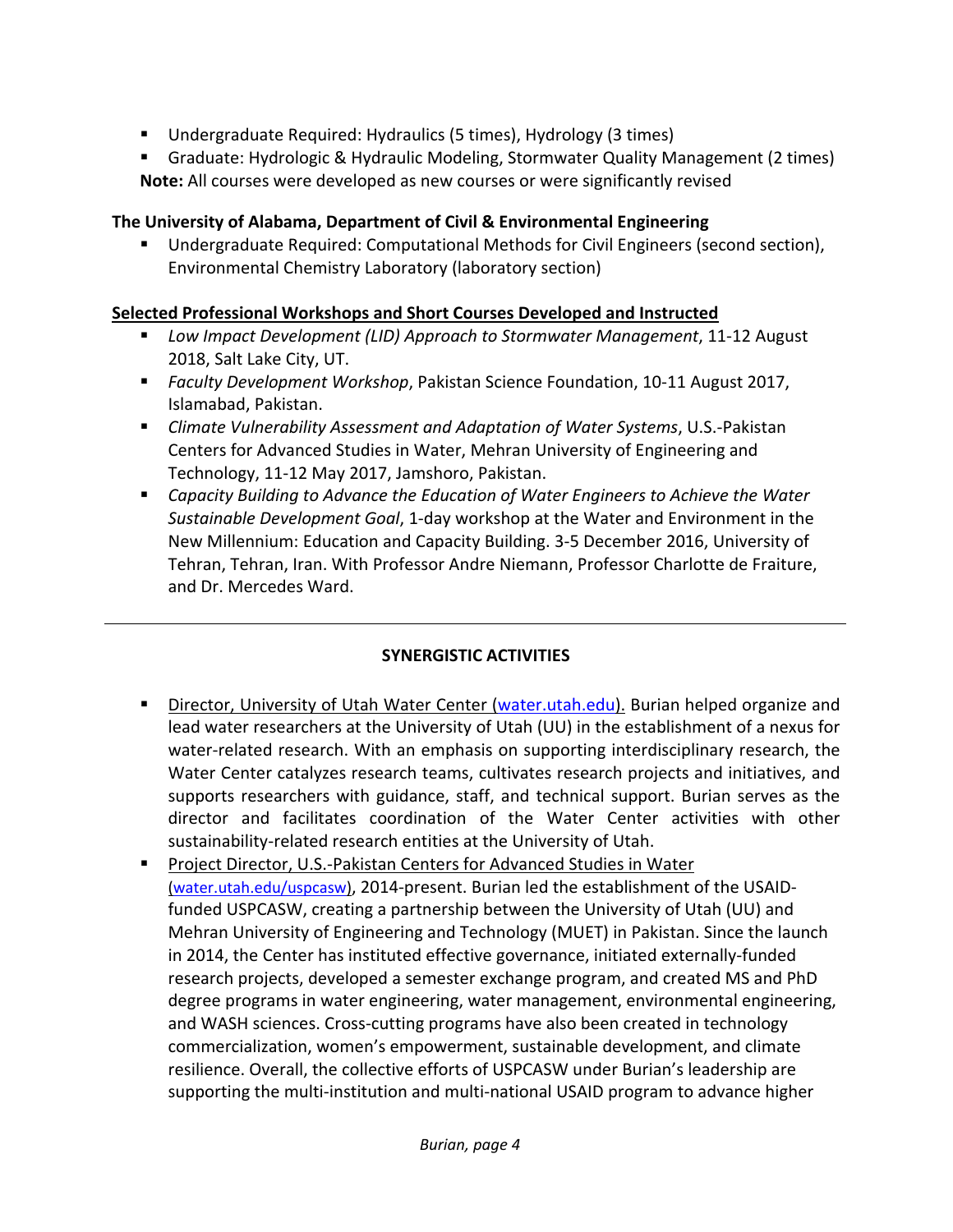- Undergraduate Required: Hydraulics (5 times), Hydrology (3 times)
- Graduate: Hydrologic & Hydraulic Modeling, Stormwater Quality Management (2 times)

**Note:** All courses were developed as new courses or were significantly revised

**The University of Alabama, Department of Civil & Environmental Engineering**

- Undergraduate Required: Computational Methods for Civil Engineers (second section), Environmental Chemistry Laboratory (laboratory section)

**Selected Professional Workshops and Short Courses Developed and Instructed**

- *Low Impact Development (LID) Approach to Stormwater Management*, 11-12 August 2018, Salt Lake City, UT.
- *Faculty Development Workshop*, Pakistan Science Foundation, 10-11 August 2017, Islamabad, Pakistan.
- *Climate Vulnerability Assessment and Adaptation of Water Systems*, U.S.-Pakistan Centers for Advanced Studies in Water, Mehran University of Engineering and Technology, 11-12 May 2017, Jamshoro, Pakistan.
- *Capacity Building to Advance the Education of Water Engineers to Achieve the Water Sustainable Development Goal*, 1-day workshop at the Water and Environment in the New Millennium: Education and Capacity Building. 3-5 December 2016, University of Tehran, Tehran, Iran. With Professor Andre Niemann, Professor Charlotte de Fraiture, and Dr. Mercedes Ward.

---

## SYNERGISTIC ACTIVITIES

- Director, University of Utah Water Center (water.utah.edu). Burian helped organize and lead water researchers at the University of Utah (UU) in the establishment of a nexus for water-related research. With an emphasis on supporting interdisciplinary research, the Water Center catalyzes research teams, cultivates research projects and initiatives, and supports researchers with guidance, staff, and technical support. Burian serves as the director and facilitates coordination of the Water Center activities with other sustainability-related research entities at the University of Utah.
- Project Director, U.S.-Pakistan Centers for Advanced Studies in Water (water.utah.edu/uspcasw), 2014-present. Burian led the establishment of the USAID-funded USPCASW, creating a partnership between the University of Utah (UU) and Mehran University of Engineering and Technology (MUET) in Pakistan. Since the launch in 2014, the Center has instituted effective governance, initiated externally-funded research projects, developed a semester exchange program, and created MS and PhD degree programs in water engineering, water management, environmental engineering, and WASH sciences. Cross-cutting programs have also been created in technology commercialization, women's empowerment, sustainable development, and climate resilience. Overall, the collective efforts of USPCASW under Burian's leadership are supporting the multi-institution and multi-national USAID program to advance higher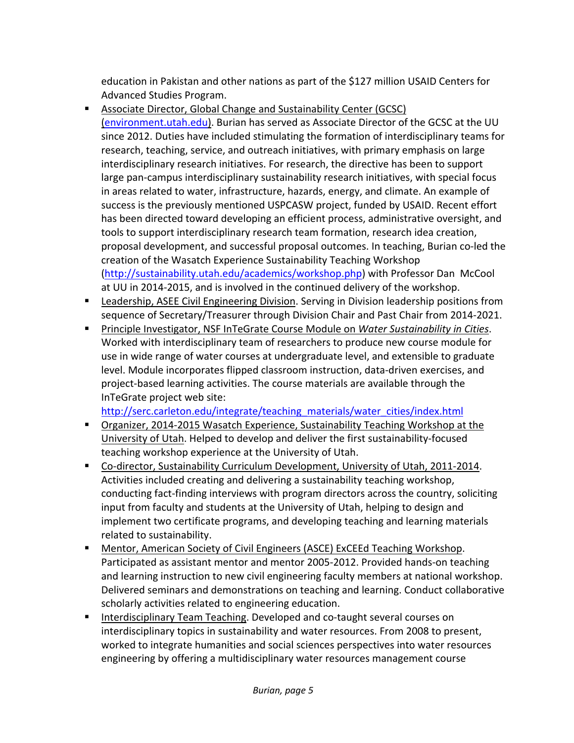education in Pakistan and other nations as part of the $127 million USAID Centers for Advanced Studies Program.

- Associate Director, Global Change and Sustainability Center (GCSC) (environment.utah.edu). Burian has served as Associate Director of the GCSC at the UU since 2012. Duties have included stimulating the formation of interdisciplinary teams for research, teaching, service, and outreach initiatives, with primary emphasis on large interdisciplinary research initiatives. For research, the directive has been to support large pan-campus interdisciplinary sustainability research initiatives, with special focus in areas related to water, infrastructure, hazards, energy, and climate. An example of success is the previously mentioned USPCASW project, funded by USAID. Recent effort has been directed toward developing an efficient process, administrative oversight, and tools to support interdisciplinary research team formation, research idea creation, proposal development, and successful proposal outcomes. In teaching, Burian co-led the creation of the Wasatch Experience Sustainability Teaching Workshop (http://sustainability.utah.edu/academics/workshop.php) with Professor Dan McCool at UU in 2014-2015, and is involved in the continued delivery of the workshop.
- Leadership, ASEE Civil Engineering Division. Serving in Division leadership positions from sequence of Secretary/Treasurer through Division Chair and Past Chair from 2014-2021.
- Principle Investigator, NSF InTeGrate Course Module on *Water Sustainability in Cities*. Worked with interdisciplinary team of researchers to produce new course module for use in wide range of water courses at undergraduate level, and extensible to graduate level. Module incorporates flipped classroom instruction, data-driven exercises, and project-based learning activities. The course materials are available through the InTeGrate project web site: http://serc.carleton.edu/integrate/teaching_materials/water_cities/index.html
- Organizer, 2014-2015 Wasatch Experience, Sustainability Teaching Workshop at the University of Utah. Helped to develop and deliver the first sustainability-focused teaching workshop experience at the University of Utah.
- Co-director, Sustainability Curriculum Development, University of Utah, 2011-2014. Activities included creating and delivering a sustainability teaching workshop, conducting fact-finding interviews with program directors across the country, soliciting input from faculty and students at the University of Utah, helping to design and implement two certificate programs, and developing teaching and learning materials related to sustainability.
- Mentor, American Society of Civil Engineers (ASCE) ExCEEd Teaching Workshop. Participated as assistant mentor and mentor 2005-2012. Provided hands-on teaching and learning instruction to new civil engineering faculty members at national workshop. Delivered seminars and demonstrations on teaching and learning. Conduct collaborative scholarly activities related to engineering education.
- Interdisciplinary Team Teaching. Developed and co-taught several courses on interdisciplinary topics in sustainability and water resources. From 2008 to present, worked to integrate humanities and social sciences perspectives into water resources engineering by offering a multidisciplinary water resources management course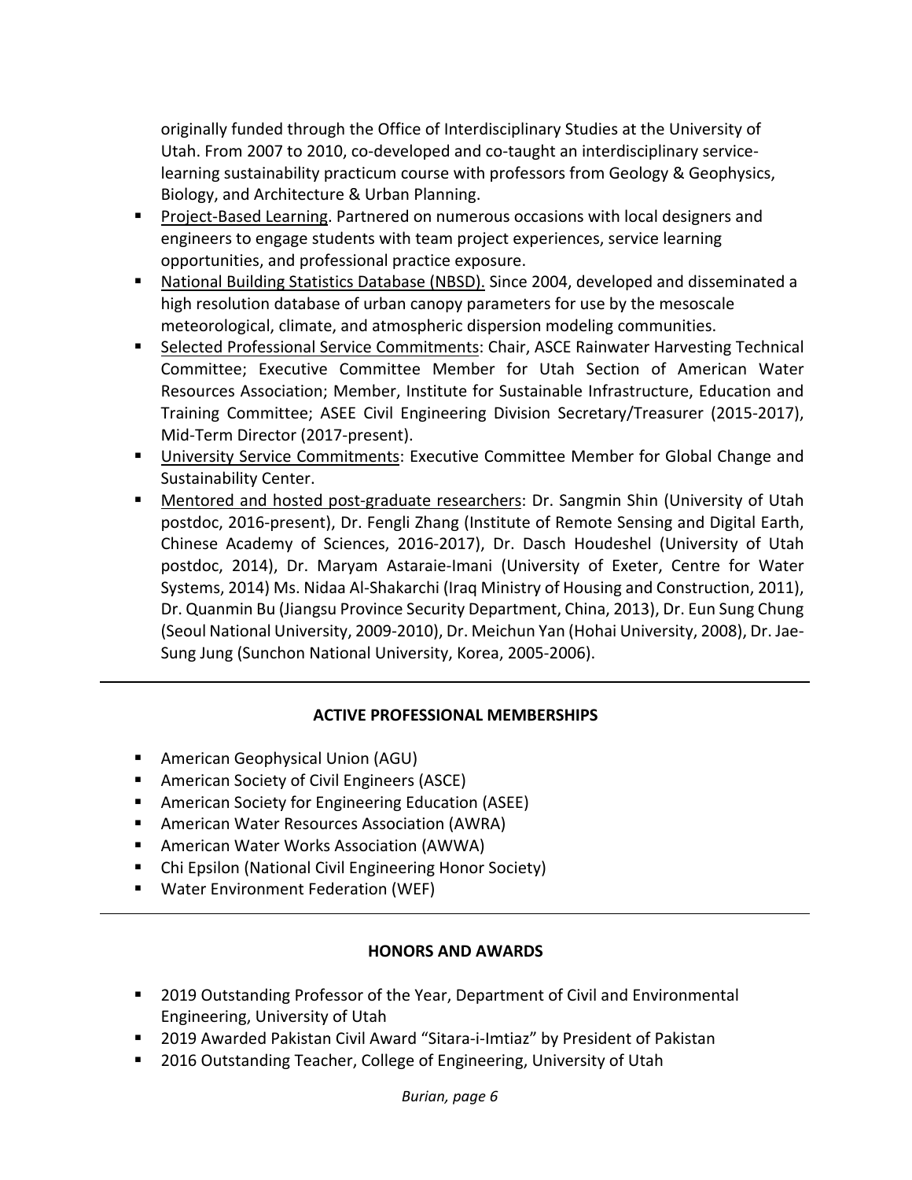originally funded through the Office of Interdisciplinary Studies at the University of Utah. From 2007 to 2010, co-developed and co-taught an interdisciplinary service-learning sustainability practicum course with professors from Geology & Geophysics, Biology, and Architecture & Urban Planning.

- Project-Based Learning. Partnered on numerous occasions with local designers and engineers to engage students with team project experiences, service learning opportunities, and professional practice exposure.
- National Building Statistics Database (NBSD). Since 2004, developed and disseminated a high resolution database of urban canopy parameters for use by the mesoscale meteorological, climate, and atmospheric dispersion modeling communities.
- Selected Professional Service Commitments: Chair, ASCE Rainwater Harvesting Technical Committee; Executive Committee Member for Utah Section of American Water Resources Association; Member, Institute for Sustainable Infrastructure, Education and Training Committee; ASEE Civil Engineering Division Secretary/Treasurer (2015-2017), Mid-Term Director (2017-present).
- University Service Commitments: Executive Committee Member for Global Change and Sustainability Center.
- Mentored and hosted post-graduate researchers: Dr. Sangmin Shin (University of Utah postdoc, 2016-present), Dr. Fengli Zhang (Institute of Remote Sensing and Digital Earth, Chinese Academy of Sciences, 2016-2017), Dr. Dasch Houdeshel (University of Utah postdoc, 2014), Dr. Maryam Astaraie-Imani (University of Exeter, Centre for Water Systems, 2014) Ms. Nidaa Al-Shakarchi (Iraq Ministry of Housing and Construction, 2011), Dr. Quanmin Bu (Jiangsu Province Security Department, China, 2013), Dr. Eun Sung Chung (Seoul National University, 2009-2010), Dr. Meichun Yan (Hohai University, 2008), Dr. Jae-Sung Jung (Sunchon National University, Korea, 2005-2006).

---

## ACTIVE PROFESSIONAL MEMBERSHIPS

- American Geophysical Union (AGU)
- American Society of Civil Engineers (ASCE)
- American Society for Engineering Education (ASEE)
- American Water Resources Association (AWRA)
- American Water Works Association (AWWA)
- Chi Epsilon (National Civil Engineering Honor Society)
- Water Environment Federation (WEF)

---

## HONORS AND AWARDS

- 2019 Outstanding Professor of the Year, Department of Civil and Environmental Engineering, University of Utah
- 2019 Awarded Pakistan Civil Award "Sitara-i-Imtiaz" by President of Pakistan
- 2016 Outstanding Teacher, College of Engineering, University of Utah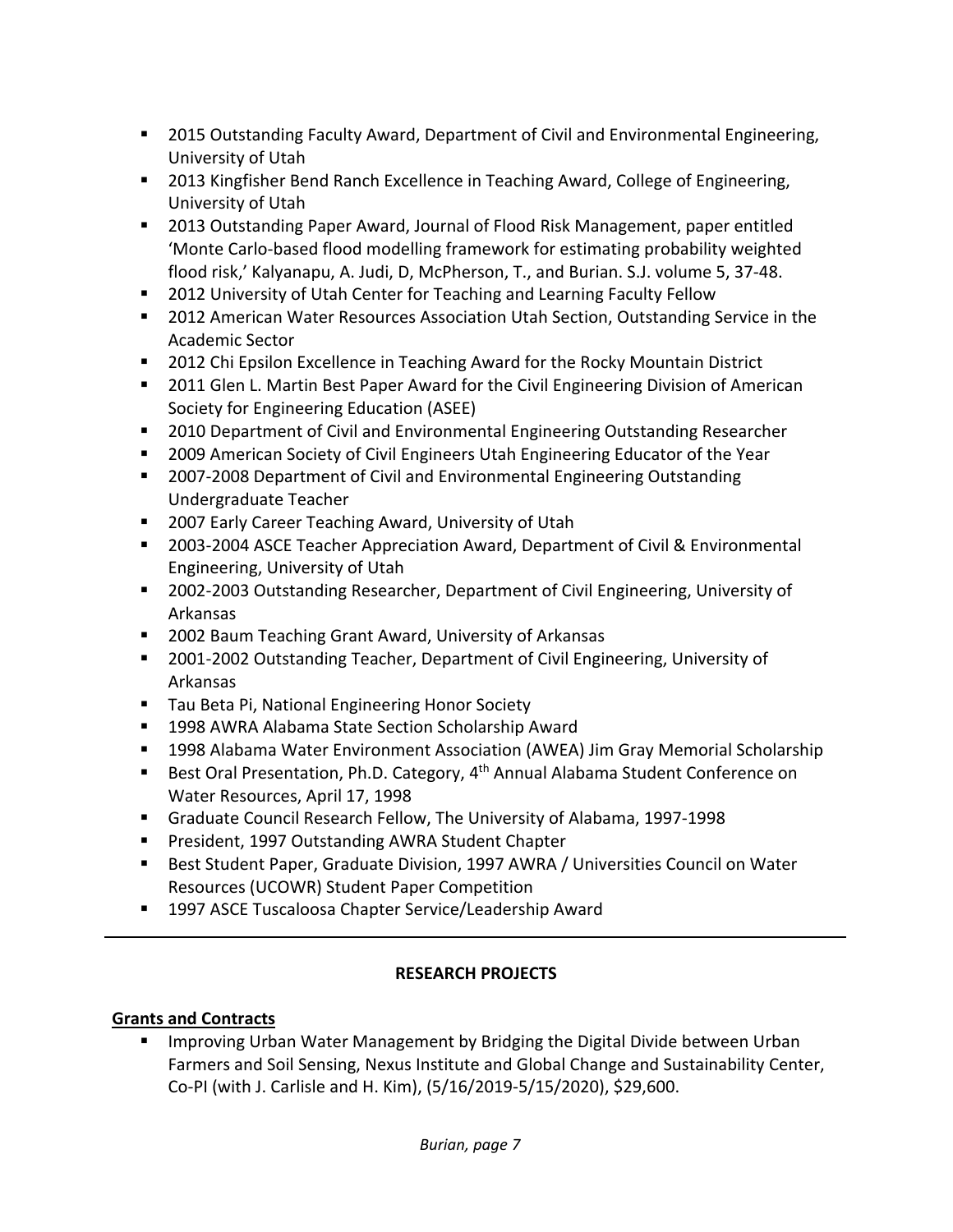- 2015 Outstanding Faculty Award, Department of Civil and Environmental Engineering, University of Utah
- 2013 Kingfisher Bend Ranch Excellence in Teaching Award, College of Engineering, University of Utah
- 2013 Outstanding Paper Award, Journal of Flood Risk Management, paper entitled 'Monte Carlo-based flood modelling framework for estimating probability weighted flood risk,' Kalyanapu, A. Judi, D, McPherson, T., and Burian. S.J. volume 5, 37-48.
- 2012 University of Utah Center for Teaching and Learning Faculty Fellow
- 2012 American Water Resources Association Utah Section, Outstanding Service in the Academic Sector
- 2012 Chi Epsilon Excellence in Teaching Award for the Rocky Mountain District
- 2011 Glen L. Martin Best Paper Award for the Civil Engineering Division of American Society for Engineering Education (ASEE)
- 2010 Department of Civil and Environmental Engineering Outstanding Researcher
- 2009 American Society of Civil Engineers Utah Engineering Educator of the Year
- 2007-2008 Department of Civil and Environmental Engineering Outstanding Undergraduate Teacher
- 2007 Early Career Teaching Award, University of Utah
- 2003-2004 ASCE Teacher Appreciation Award, Department of Civil & Environmental Engineering, University of Utah
- 2002-2003 Outstanding Researcher, Department of Civil Engineering, University of Arkansas
- 2002 Baum Teaching Grant Award, University of Arkansas
- 2001-2002 Outstanding Teacher, Department of Civil Engineering, University of Arkansas
- Tau Beta Pi, National Engineering Honor Society
- 1998 AWRA Alabama State Section Scholarship Award
- 1998 Alabama Water Environment Association (AWEA) Jim Gray Memorial Scholarship
- Best Oral Presentation, Ph.D. Category, 4th Annual Alabama Student Conference on Water Resources, April 17, 1998
- Graduate Council Research Fellow, The University of Alabama, 1997-1998
- President, 1997 Outstanding AWRA Student Chapter
- Best Student Paper, Graduate Division, 1997 AWRA / Universities Council on Water Resources (UCOWR) Student Paper Competition
- 1997 ASCE Tuscaloosa Chapter Service/Leadership Award

---

## RESEARCH PROJECTS

### Grants and Contracts

- Improving Urban Water Management by Bridging the Digital Divide between Urban Farmers and Soil Sensing, Nexus Institute and Global Change and Sustainability Center, Co-PI (with J. Carlisle and H. Kim), (5/16/2019-5/15/2020), $29,600.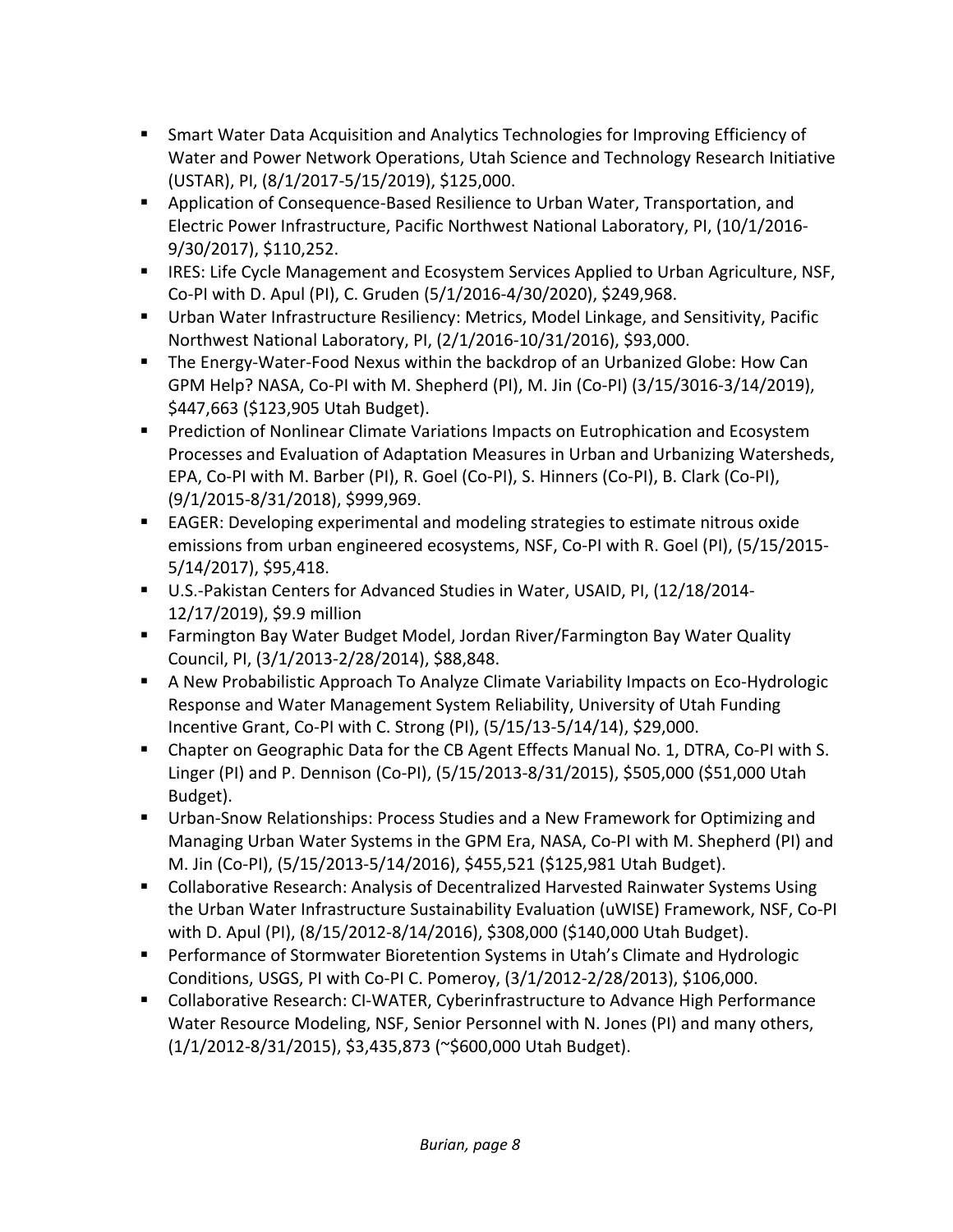- Smart Water Data Acquisition and Analytics Technologies for Improving Efficiency of Water and Power Network Operations, Utah Science and Technology Research Initiative (USTAR), PI, (8/1/2017-5/15/2019), $125,000.
- Application of Consequence-Based Resilience to Urban Water, Transportation, and Electric Power Infrastructure, Pacific Northwest National Laboratory, PI, (10/1/2016-9/30/2017), $110,252.
- IRES: Life Cycle Management and Ecosystem Services Applied to Urban Agriculture, NSF, Co-PI with D. Apul (PI), C. Gruden (5/1/2016-4/30/2020), $249,968.
- Urban Water Infrastructure Resiliency: Metrics, Model Linkage, and Sensitivity, Pacific Northwest National Laboratory, PI, (2/1/2016-10/31/2016), $93,000.
- The Energy-Water-Food Nexus within the backdrop of an Urbanized Globe: How Can GPM Help? NASA, Co-PI with M. Shepherd (PI), M. Jin (Co-PI) (3/15/3016-3/14/2019), $447,663 ($123,905 Utah Budget).
- Prediction of Nonlinear Climate Variations Impacts on Eutrophication and Ecosystem Processes and Evaluation of Adaptation Measures in Urban and Urbanizing Watersheds, EPA, Co-PI with M. Barber (PI), R. Goel (Co-PI), S. Hinners (Co-PI), B. Clark (Co-PI), (9/1/2015-8/31/2018), $999,969.
- EAGER: Developing experimental and modeling strategies to estimate nitrous oxide emissions from urban engineered ecosystems, NSF, Co-PI with R. Goel (PI), (5/15/2015-5/14/2017), $95,418.
- U.S.-Pakistan Centers for Advanced Studies in Water, USAID, PI, (12/18/2014-12/17/2019), $9.9 million
- Farmington Bay Water Budget Model, Jordan River/Farmington Bay Water Quality Council, PI, (3/1/2013-2/28/2014), $88,848.
- A New Probabilistic Approach To Analyze Climate Variability Impacts on Eco-Hydrologic Response and Water Management System Reliability, University of Utah Funding Incentive Grant, Co-PI with C. Strong (PI), (5/15/13-5/14/14), $29,000.
- Chapter on Geographic Data for the CB Agent Effects Manual No. 1, DTRA, Co-PI with S. Linger (PI) and P. Dennison (Co-PI), (5/15/2013-8/31/2015), $505,000 ($51,000 Utah Budget).
- Urban-Snow Relationships: Process Studies and a New Framework for Optimizing and Managing Urban Water Systems in the GPM Era, NASA, Co-PI with M. Shepherd (PI) and M. Jin (Co-PI), (5/15/2013-5/14/2016), $455,521 ($125,981 Utah Budget).
- Collaborative Research: Analysis of Decentralized Harvested Rainwater Systems Using the Urban Water Infrastructure Sustainability Evaluation (uWISE) Framework, NSF, Co-PI with D. Apul (PI), (8/15/2012-8/14/2016), $308,000 ($140,000 Utah Budget).
- Performance of Stormwater Bioretention Systems in Utah's Climate and Hydrologic Conditions, USGS, PI with Co-PI C. Pomeroy, (3/1/2012-2/28/2013), $106,000.
- Collaborative Research: CI-WATER, Cyberinfrastructure to Advance High Performance Water Resource Modeling, NSF, Senior Personnel with N. Jones (PI) and many others, (1/1/2012-8/31/2015), $3,435,873 (~$600,000 Utah Budget).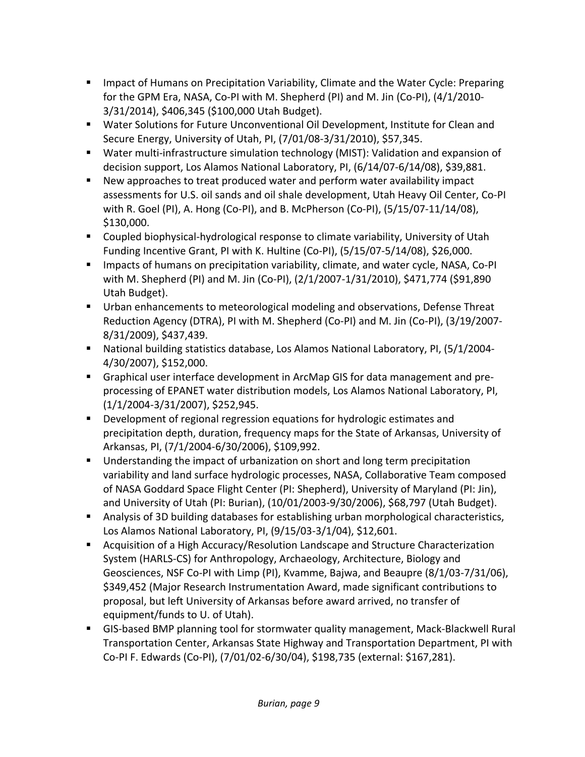- Impact of Humans on Precipitation Variability, Climate and the Water Cycle: Preparing for the GPM Era, NASA, Co-PI with M. Shepherd (PI) and M. Jin (Co-PI), (4/1/2010-3/31/2014), $406,345 ($100,000 Utah Budget).
- Water Solutions for Future Unconventional Oil Development, Institute for Clean and Secure Energy, University of Utah, PI, (7/01/08-3/31/2010), $57,345.
- Water multi-infrastructure simulation technology (MIST): Validation and expansion of decision support, Los Alamos National Laboratory, PI, (6/14/07-6/14/08), $39,881.
- New approaches to treat produced water and perform water availability impact assessments for U.S. oil sands and oil shale development, Utah Heavy Oil Center, Co-PI with R. Goel (PI), A. Hong (Co-PI), and B. McPherson (Co-PI), (5/15/07-11/14/08), $130,000.
- Coupled biophysical-hydrological response to climate variability, University of Utah Funding Incentive Grant, PI with K. Hultine (Co-PI), (5/15/07-5/14/08), $26,000.
- Impacts of humans on precipitation variability, climate, and water cycle, NASA, Co-PI with M. Shepherd (PI) and M. Jin (Co-PI), (2/1/2007-1/31/2010), $471,774 ($91,890 Utah Budget).
- Urban enhancements to meteorological modeling and observations, Defense Threat Reduction Agency (DTRA), PI with M. Shepherd (Co-PI) and M. Jin (Co-PI), (3/19/2007-8/31/2009), $437,439.
- National building statistics database, Los Alamos National Laboratory, PI, (5/1/2004-4/30/2007), $152,000.
- Graphical user interface development in ArcMap GIS for data management and pre-processing of EPANET water distribution models, Los Alamos National Laboratory, PI, (1/1/2004-3/31/2007), $252,945.
- Development of regional regression equations for hydrologic estimates and precipitation depth, duration, frequency maps for the State of Arkansas, University of Arkansas, PI, (7/1/2004-6/30/2006), $109,992.
- Understanding the impact of urbanization on short and long term precipitation variability and land surface hydrologic processes, NASA, Collaborative Team composed of NASA Goddard Space Flight Center (PI: Shepherd), University of Maryland (PI: Jin), and University of Utah (PI: Burian), (10/01/2003-9/30/2006), $68,797 (Utah Budget).
- Analysis of 3D building databases for establishing urban morphological characteristics, Los Alamos National Laboratory, PI, (9/15/03-3/1/04), $12,601.
- Acquisition of a High Accuracy/Resolution Landscape and Structure Characterization System (HARLS-CS) for Anthropology, Archaeology, Architecture, Biology and Geosciences, NSF Co-PI with Limp (PI), Kvamme, Bajwa, and Beaupre (8/1/03-7/31/06), $349,452 (Major Research Instrumentation Award, made significant contributions to proposal, but left University of Arkansas before award arrived, no transfer of equipment/funds to U. of Utah).
- GIS-based BMP planning tool for stormwater quality management, Mack-Blackwell Rural Transportation Center, Arkansas State Highway and Transportation Department, PI with Co-PI F. Edwards (Co-PI), (7/01/02-6/30/04), $198,735 (external: $167,281).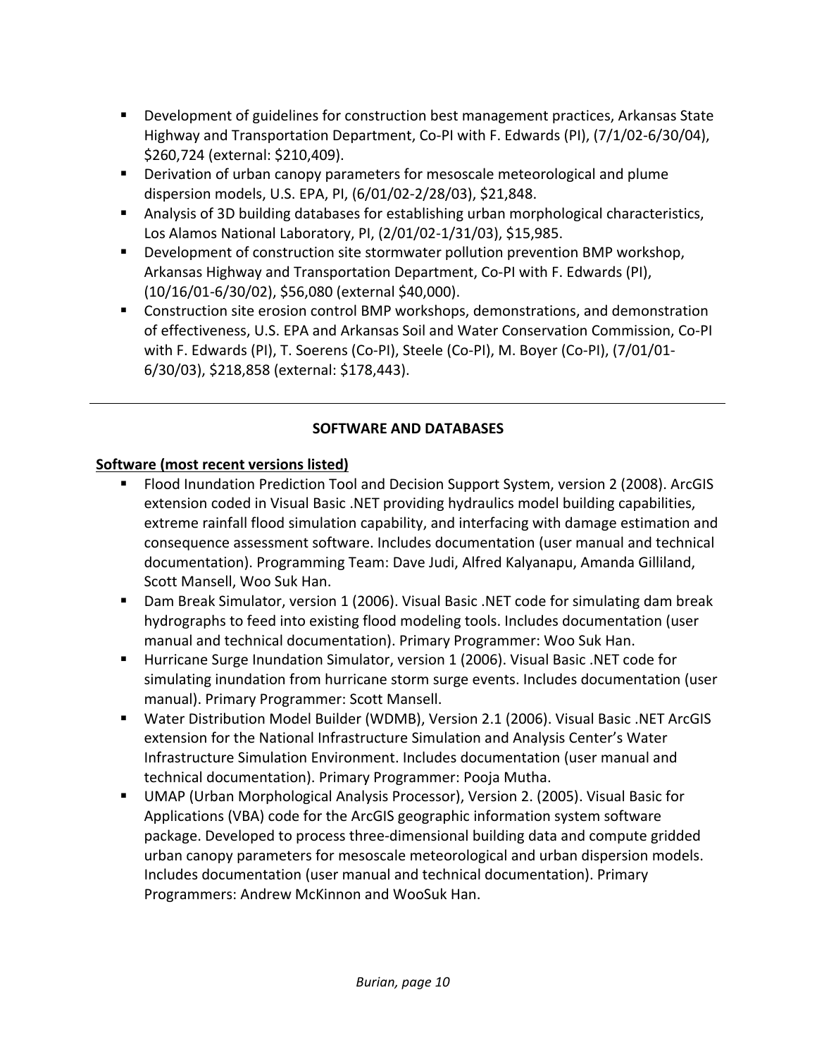- Development of guidelines for construction best management practices, Arkansas State Highway and Transportation Department, Co-PI with F. Edwards (PI), (7/1/02-6/30/04), $260,724 (external: $210,409).
- Derivation of urban canopy parameters for mesoscale meteorological and plume dispersion models, U.S. EPA, PI, (6/01/02-2/28/03), $21,848.
- Analysis of 3D building databases for establishing urban morphological characteristics, Los Alamos National Laboratory, PI, (2/01/02-1/31/03), $15,985.
- Development of construction site stormwater pollution prevention BMP workshop, Arkansas Highway and Transportation Department, Co-PI with F. Edwards (PI), (10/16/01-6/30/02), $56,080 (external $40,000).
- Construction site erosion control BMP workshops, demonstrations, and demonstration of effectiveness, U.S. EPA and Arkansas Soil and Water Conservation Commission, Co-PI with F. Edwards (PI), T. Soerens (Co-PI), Steele (Co-PI), M. Boyer (Co-PI), (7/01/01-6/30/03), $218,858 (external: $178,443).

---

## SOFTWARE AND DATABASES

**Software (most recent versions listed)**

- Flood Inundation Prediction Tool and Decision Support System, version 2 (2008). ArcGIS extension coded in Visual Basic .NET providing hydraulics model building capabilities, extreme rainfall flood simulation capability, and interfacing with damage estimation and consequence assessment software. Includes documentation (user manual and technical documentation). Programming Team: Dave Judi, Alfred Kalyanapu, Amanda Gilliland, Scott Mansell, Woo Suk Han.
- Dam Break Simulator, version 1 (2006). Visual Basic .NET code for simulating dam break hydrographs to feed into existing flood modeling tools. Includes documentation (user manual and technical documentation). Primary Programmer: Woo Suk Han.
- Hurricane Surge Inundation Simulator, version 1 (2006). Visual Basic .NET code for simulating inundation from hurricane storm surge events. Includes documentation (user manual). Primary Programmer: Scott Mansell.
- Water Distribution Model Builder (WDMB), Version 2.1 (2006). Visual Basic .NET ArcGIS extension for the National Infrastructure Simulation and Analysis Center's Water Infrastructure Simulation Environment. Includes documentation (user manual and technical documentation). Primary Programmer: Pooja Mutha.
- UMAP (Urban Morphological Analysis Processor), Version 2. (2005). Visual Basic for Applications (VBA) code for the ArcGIS geographic information system software package. Developed to process three-dimensional building data and compute gridded urban canopy parameters for mesoscale meteorological and urban dispersion models. Includes documentation (user manual and technical documentation). Primary Programmers: Andrew McKinnon and WooSuk Han.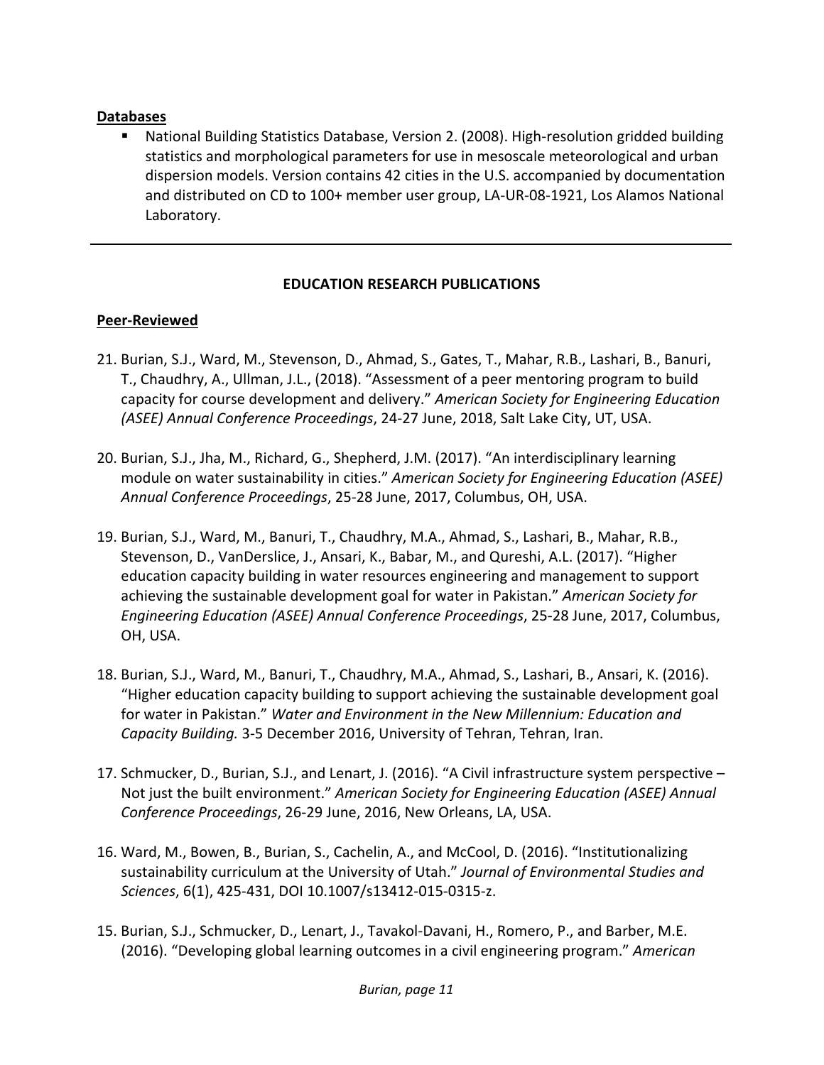**Databases**

- National Building Statistics Database, Version 2. (2008). High-resolution gridded building statistics and morphological parameters for use in mesoscale meteorological and urban dispersion models. Version contains 42 cities in the U.S. accompanied by documentation and distributed on CD to 100+ member user group, LA-UR-08-1921, Los Alamos National Laboratory.

---

## EDUCATION RESEARCH PUBLICATIONS

**Peer-Reviewed**

21. Burian, S.J., Ward, M., Stevenson, D., Ahmad, S., Gates, T., Mahar, R.B., Lashari, B., Banuri, T., Chaudhry, A., Ullman, J.L., (2018). "Assessment of a peer mentoring program to build capacity for course development and delivery." *American Society for Engineering Education (ASEE) Annual Conference Proceedings*, 24-27 June, 2018, Salt Lake City, UT, USA.

20. Burian, S.J., Jha, M., Richard, G., Shepherd, J.M. (2017). "An interdisciplinary learning module on water sustainability in cities." *American Society for Engineering Education (ASEE) Annual Conference Proceedings*, 25-28 June, 2017, Columbus, OH, USA.

19. Burian, S.J., Ward, M., Banuri, T., Chaudhry, M.A., Ahmad, S., Lashari, B., Mahar, R.B., Stevenson, D., VanDerslice, J., Ansari, K., Babar, M., and Qureshi, A.L. (2017). "Higher education capacity building in water resources engineering and management to support achieving the sustainable development goal for water in Pakistan." *American Society for Engineering Education (ASEE) Annual Conference Proceedings*, 25-28 June, 2017, Columbus, OH, USA.

18. Burian, S.J., Ward, M., Banuri, T., Chaudhry, M.A., Ahmad, S., Lashari, B., Ansari, K. (2016). "Higher education capacity building to support achieving the sustainable development goal for water in Pakistan." *Water and Environment in the New Millennium: Education and Capacity Building.* 3-5 December 2016, University of Tehran, Tehran, Iran.

17. Schmucker, D., Burian, S.J., and Lenart, J. (2016). "A Civil infrastructure system perspective – Not just the built environment." *American Society for Engineering Education (ASEE) Annual Conference Proceedings*, 26-29 June, 2016, New Orleans, LA, USA.

16. Ward, M., Bowen, B., Burian, S., Cachelin, A., and McCool, D. (2016). "Institutionalizing sustainability curriculum at the University of Utah." *Journal of Environmental Studies and Sciences*, 6(1), 425-431, DOI 10.1007/s13412-015-0315-z.

15. Burian, S.J., Schmucker, D., Lenart, J., Tavakol-Davani, H., Romero, P., and Barber, M.E. (2016). "Developing global learning outcomes in a civil engineering program." *American*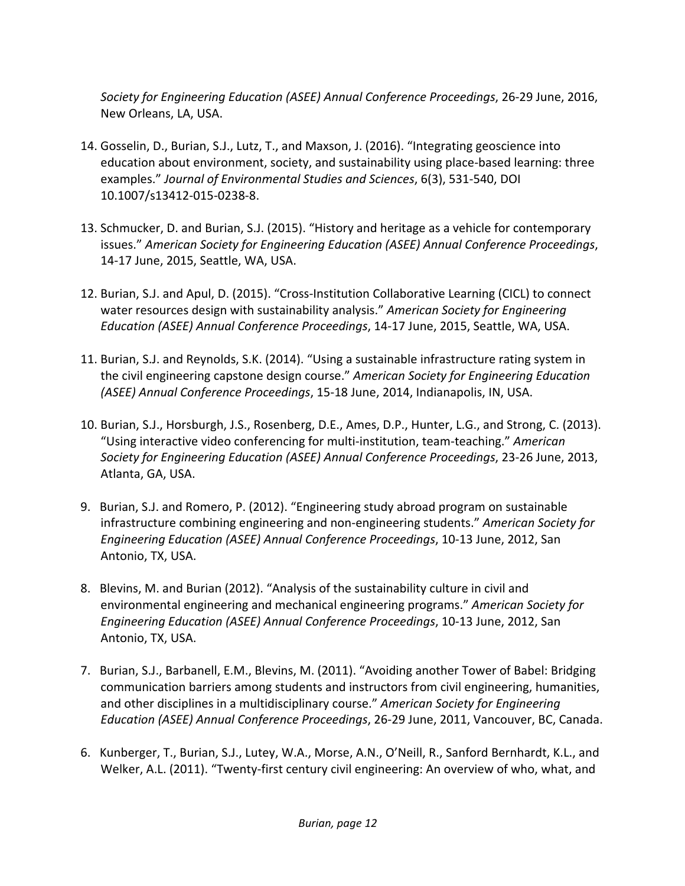*Society for Engineering Education (ASEE) Annual Conference Proceedings*, 26-29 June, 2016, New Orleans, LA, USA.

14. Gosselin, D., Burian, S.J., Lutz, T., and Maxson, J. (2016). "Integrating geoscience into education about environment, society, and sustainability using place-based learning: three examples." *Journal of Environmental Studies and Sciences*, 6(3), 531-540, DOI 10.1007/s13412-015-0238-8.

13. Schmucker, D. and Burian, S.J. (2015). "History and heritage as a vehicle for contemporary issues." *American Society for Engineering Education (ASEE) Annual Conference Proceedings*, 14-17 June, 2015, Seattle, WA, USA.

12. Burian, S.J. and Apul, D. (2015). "Cross-Institution Collaborative Learning (CICL) to connect water resources design with sustainability analysis." *American Society for Engineering Education (ASEE) Annual Conference Proceedings*, 14-17 June, 2015, Seattle, WA, USA.

11. Burian, S.J. and Reynolds, S.K. (2014). "Using a sustainable infrastructure rating system in the civil engineering capstone design course." *American Society for Engineering Education (ASEE) Annual Conference Proceedings*, 15-18 June, 2014, Indianapolis, IN, USA.

10. Burian, S.J., Horsburgh, J.S., Rosenberg, D.E., Ames, D.P., Hunter, L.G., and Strong, C. (2013). "Using interactive video conferencing for multi-institution, team-teaching." *American Society for Engineering Education (ASEE) Annual Conference Proceedings*, 23-26 June, 2013, Atlanta, GA, USA.

9. Burian, S.J. and Romero, P. (2012). "Engineering study abroad program on sustainable infrastructure combining engineering and non-engineering students." *American Society for Engineering Education (ASEE) Annual Conference Proceedings*, 10-13 June, 2012, San Antonio, TX, USA.

8. Blevins, M. and Burian (2012). "Analysis of the sustainability culture in civil and environmental engineering and mechanical engineering programs." *American Society for Engineering Education (ASEE) Annual Conference Proceedings*, 10-13 June, 2012, San Antonio, TX, USA.

7. Burian, S.J., Barbanell, E.M., Blevins, M. (2011). "Avoiding another Tower of Babel: Bridging communication barriers among students and instructors from civil engineering, humanities, and other disciplines in a multidisciplinary course." *American Society for Engineering Education (ASEE) Annual Conference Proceedings*, 26-29 June, 2011, Vancouver, BC, Canada.

6. Kunberger, T., Burian, S.J., Lutey, W.A., Morse, A.N., O'Neill, R., Sanford Bernhardt, K.L., and Welker, A.L. (2011). "Twenty-first century civil engineering: An overview of who, what, and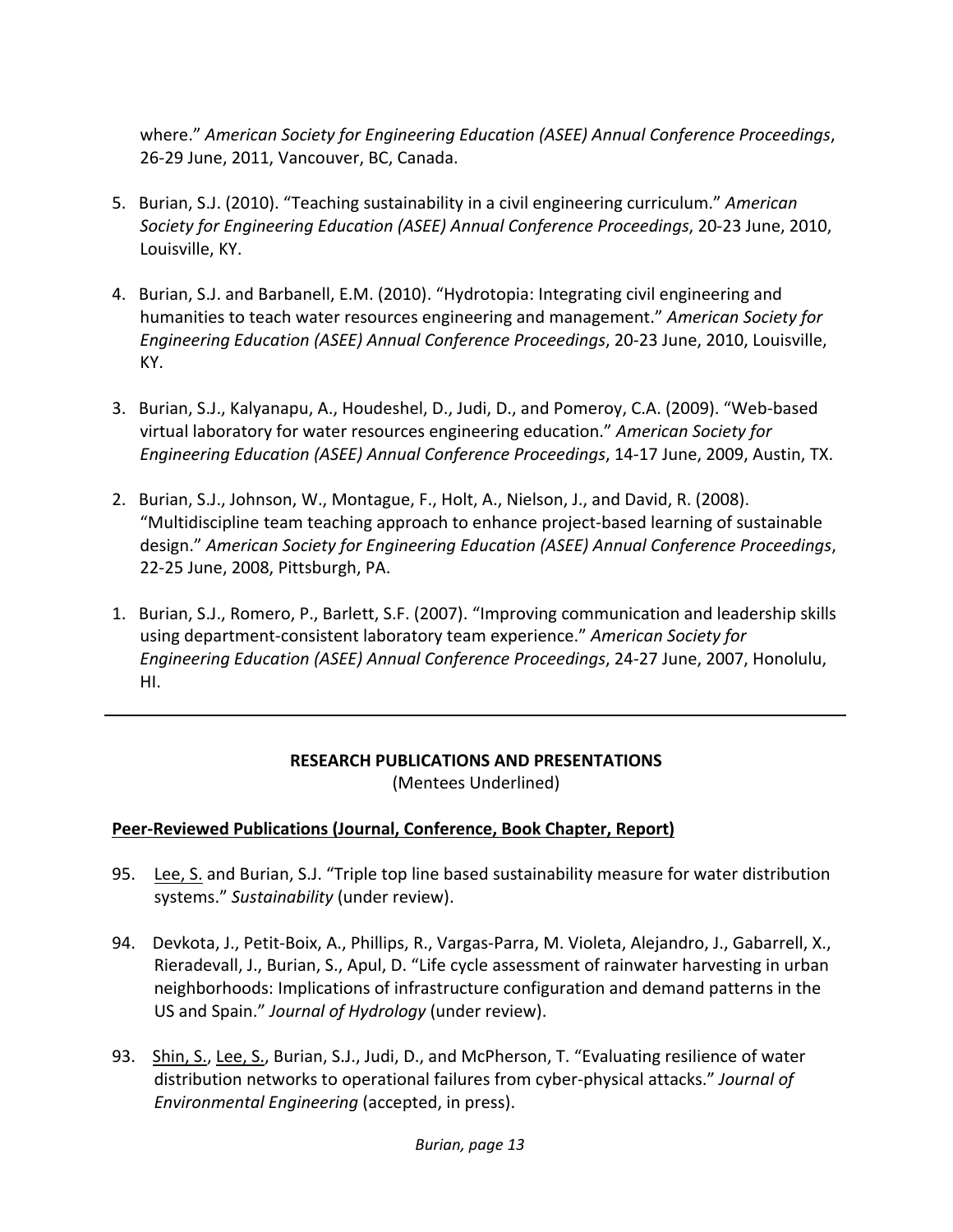where." *American Society for Engineering Education (ASEE) Annual Conference Proceedings*, 26-29 June, 2011, Vancouver, BC, Canada.

5. Burian, S.J. (2010). "Teaching sustainability in a civil engineering curriculum." *American Society for Engineering Education (ASEE) Annual Conference Proceedings*, 20-23 June, 2010, Louisville, KY.

4. Burian, S.J. and Barbanell, E.M. (2010). "Hydrotopia: Integrating civil engineering and humanities to teach water resources engineering and management." *American Society for Engineering Education (ASEE) Annual Conference Proceedings*, 20-23 June, 2010, Louisville, KY.

3. Burian, S.J., Kalyanapu, A., Houdeshel, D., Judi, D., and Pomeroy, C.A. (2009). "Web-based virtual laboratory for water resources engineering education." *American Society for Engineering Education (ASEE) Annual Conference Proceedings*, 14-17 June, 2009, Austin, TX.

2. Burian, S.J., Johnson, W., Montague, F., Holt, A., Nielson, J., and David, R. (2008). "Multidiscipline team teaching approach to enhance project-based learning of sustainable design." *American Society for Engineering Education (ASEE) Annual Conference Proceedings*, 22-25 June, 2008, Pittsburgh, PA.

1. Burian, S.J., Romero, P., Barlett, S.F. (2007). "Improving communication and leadership skills using department-consistent laboratory team experience." *American Society for Engineering Education (ASEE) Annual Conference Proceedings*, 24-27 June, 2007, Honolulu, HI.

---

## RESEARCH PUBLICATIONS AND PRESENTATIONS

(Mentees Underlined)

### Peer-Reviewed Publications (Journal, Conference, Book Chapter, Report)

95. <u>Lee, S.</u> and Burian, S.J. "Triple top line based sustainability measure for water distribution systems." *Sustainability* (under review).

94. Devkota, J., Petit-Boix, A., Phillips, R., Vargas-Parra, M. Violeta, Alejandro, J., Gabarrell, X., Rieradevall, J., Burian, S., Apul, D. "Life cycle assessment of rainwater harvesting in urban neighborhoods: Implications of infrastructure configuration and demand patterns in the US and Spain." *Journal of Hydrology* (under review).

93. <u>Shin, S.</u>, <u>Lee, S.</u>, Burian, S.J., Judi, D., and McPherson, T. "Evaluating resilience of water distribution networks to operational failures from cyber-physical attacks." *Journal of Environmental Engineering* (accepted, in press).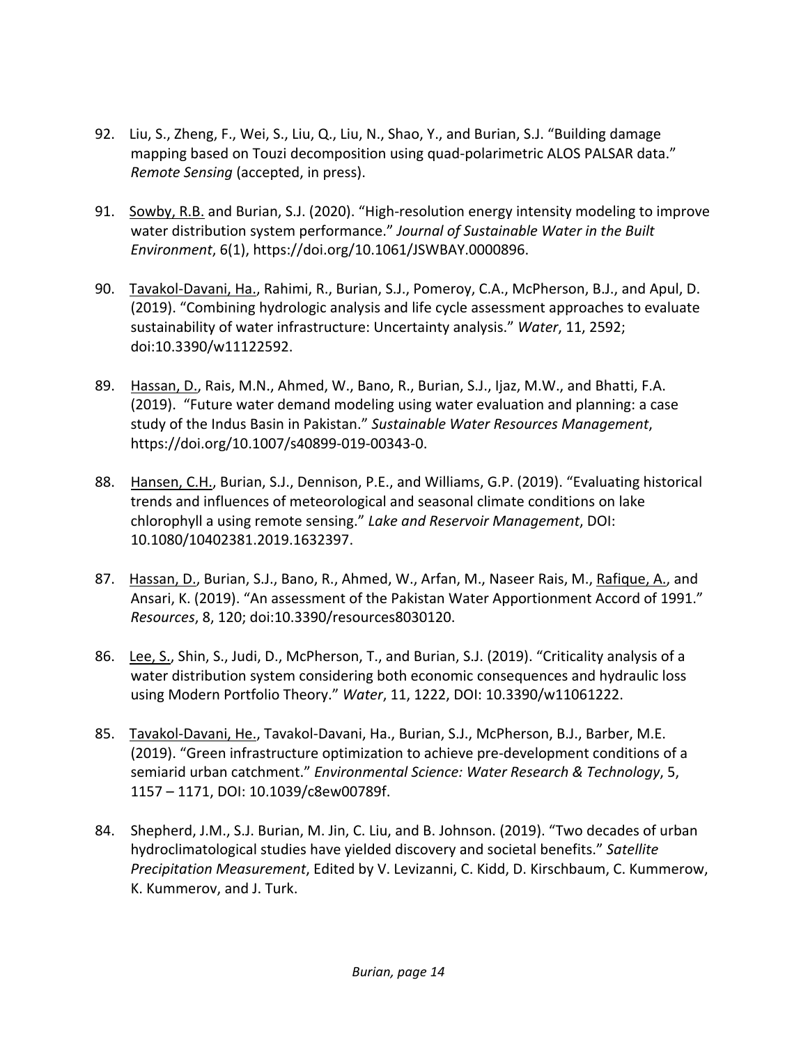92. Liu, S., Zheng, F., Wei, S., Liu, Q., Liu, N., Shao, Y., and Burian, S.J. "Building damage mapping based on Touzi decomposition using quad-polarimetric ALOS PALSAR data." *Remote Sensing* (accepted, in press).

91. <u>Sowby, R.B.</u> and Burian, S.J. (2020). "High-resolution energy intensity modeling to improve water distribution system performance." *Journal of Sustainable Water in the Built Environment*, 6(1), https://doi.org/10.1061/JSWBAY.0000896.

90. <u>Tavakol-Davani, Ha.</u>, Rahimi, R., Burian, S.J., Pomeroy, C.A., McPherson, B.J., and Apul, D. (2019). "Combining hydrologic analysis and life cycle assessment approaches to evaluate sustainability of water infrastructure: Uncertainty analysis." *Water*, 11, 2592; doi:10.3390/w11122592.

89. <u>Hassan, D.</u>, Rais, M.N., Ahmed, W., Bano, R., Burian, S.J., Ijaz, M.W., and Bhatti, F.A. (2019). "Future water demand modeling using water evaluation and planning: a case study of the Indus Basin in Pakistan." *Sustainable Water Resources Management*, https://doi.org/10.1007/s40899-019-00343-0.

88. <u>Hansen, C.H.</u>, Burian, S.J., Dennison, P.E., and Williams, G.P. (2019). "Evaluating historical trends and influences of meteorological and seasonal climate conditions on lake chlorophyll a using remote sensing." *Lake and Reservoir Management*, DOI: 10.1080/10402381.2019.1632397.

87. <u>Hassan, D.</u>, Burian, S.J., Bano, R., Ahmed, W., Arfan, M., Naseer Rais, M., <u>Rafique, A.</u>, and Ansari, K. (2019). "An assessment of the Pakistan Water Apportionment Accord of 1991." *Resources*, 8, 120; doi:10.3390/resources8030120.

86. <u>Lee, S.</u>, Shin, S., Judi, D., McPherson, T., and Burian, S.J. (2019). "Criticality analysis of a water distribution system considering both economic consequences and hydraulic loss using Modern Portfolio Theory." *Water*, 11, 1222, DOI: 10.3390/w11061222.

85. <u>Tavakol-Davani, He.</u>, Tavakol-Davani, Ha., Burian, S.J., McPherson, B.J., Barber, M.E. (2019). "Green infrastructure optimization to achieve pre-development conditions of a semiarid urban catchment." *Environmental Science: Water Research & Technology*, 5, 1157 – 1171, DOI: 10.1039/c8ew00789f.

84. Shepherd, J.M., S.J. Burian, M. Jin, C. Liu, and B. Johnson. (2019). "Two decades of urban hydroclimatological studies have yielded discovery and societal benefits." *Satellite Precipitation Measurement*, Edited by V. Levizanni, C. Kidd, D. Kirschbaum, C. Kummerow, K. Kummerov, and J. Turk.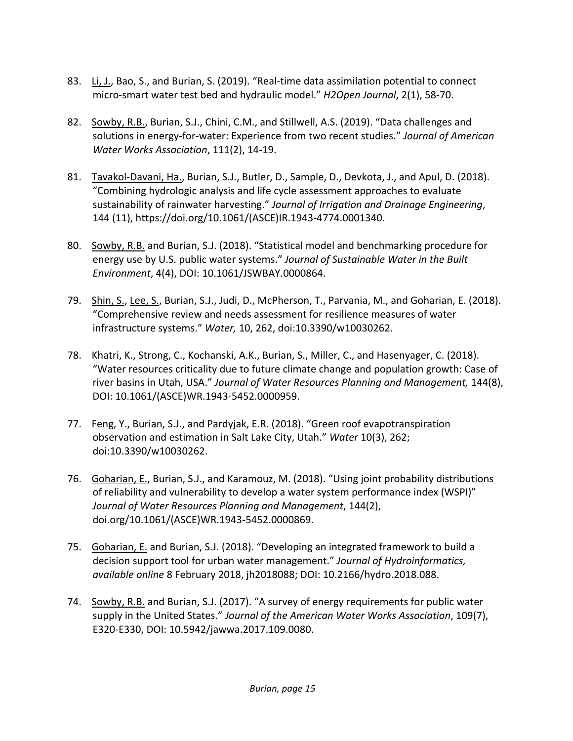83. <u>Li, J.</u>, Bao, S., and Burian, S. (2019). "Real-time data assimilation potential to connect micro-smart water test bed and hydraulic model." *H2Open Journal*, 2(1), 58-70.

82. <u>Sowby, R.B.</u>, Burian, S.J., Chini, C.M., and Stillwell, A.S. (2019). "Data challenges and solutions in energy-for-water: Experience from two recent studies." *Journal of American Water Works Association*, 111(2), 14-19.

81. <u>Tavakol-Davani, Ha.</u>, Burian, S.J., Butler, D., Sample, D., Devkota, J., and Apul, D. (2018). "Combining hydrologic analysis and life cycle assessment approaches to evaluate sustainability of rainwater harvesting." *Journal of Irrigation and Drainage Engineering*, 144 (11), https://doi.org/10.1061/(ASCE)IR.1943-4774.0001340.

80. <u>Sowby, R.B.</u> and Burian, S.J. (2018). "Statistical model and benchmarking procedure for energy use by U.S. public water systems." *Journal of Sustainable Water in the Built Environment*, 4(4), DOI: 10.1061/JSWBAY.0000864.

79. <u>Shin, S.</u>, <u>Lee, S.</u>, Burian, S.J., Judi, D., McPherson, T., Parvania, M., and Goharian, E. (2018). "Comprehensive review and needs assessment for resilience measures of water infrastructure systems." *Water,* 10, 262, doi:10.3390/w10030262.

78. Khatri, K., Strong, C., Kochanski, A.K., Burian, S., Miller, C., and Hasenyager, C. (2018). "Water resources criticality due to future climate change and population growth: Case of river basins in Utah, USA." *Journal of Water Resources Planning and Management,* 144(8), DOI: 10.1061/(ASCE)WR.1943-5452.0000959.

77. <u>Feng, Y.</u>, Burian, S.J., and Pardyjak, E.R. (2018). "Green roof evapotranspiration observation and estimation in Salt Lake City, Utah." *Water* 10(3), 262; doi:10.3390/w10030262.

76. <u>Goharian, E.</u>, Burian, S.J., and Karamouz, M. (2018). "Using joint probability distributions of reliability and vulnerability to develop a water system performance index (WSPI)" *Journal of Water Resources Planning and Management*, 144(2), doi.org/10.1061/(ASCE)WR.1943-5452.0000869.

75. <u>Goharian, E.</u> and Burian, S.J. (2018). "Developing an integrated framework to build a decision support tool for urban water management." *Journal of Hydroinformatics, available online* 8 February 2018, jh2018088; DOI: 10.2166/hydro.2018.088.

74. <u>Sowby, R.B.</u> and Burian, S.J. (2017). "A survey of energy requirements for public water supply in the United States." *Journal of the American Water Works Association*, 109(7), E320-E330, DOI: 10.5942/jawwa.2017.109.0080.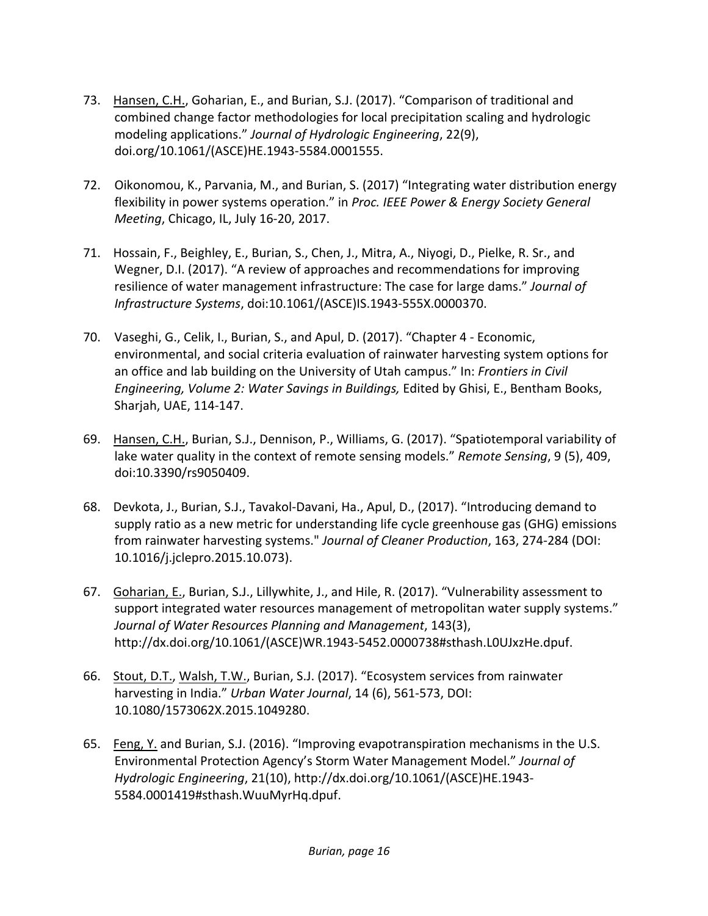73. <u>Hansen, C.H.</u>, Goharian, E., and Burian, S.J. (2017). "Comparison of traditional and combined change factor methodologies for local precipitation scaling and hydrologic modeling applications." *Journal of Hydrologic Engineering*, 22(9), doi.org/10.1061/(ASCE)HE.1943-5584.0001555.

72. Oikonomou, K., Parvania, M., and Burian, S. (2017) "Integrating water distribution energy flexibility in power systems operation." in *Proc. IEEE Power & Energy Society General Meeting*, Chicago, IL, July 16-20, 2017.

71. Hossain, F., Beighley, E., Burian, S., Chen, J., Mitra, A., Niyogi, D., Pielke, R. Sr., and Wegner, D.I. (2017). "A review of approaches and recommendations for improving resilience of water management infrastructure: The case for large dams." *Journal of Infrastructure Systems*, doi:10.1061/(ASCE)IS.1943-555X.0000370.

70. Vaseghi, G., Celik, I., Burian, S., and Apul, D. (2017). "Chapter 4 - Economic, environmental, and social criteria evaluation of rainwater harvesting system options for an office and lab building on the University of Utah campus." In: *Frontiers in Civil Engineering, Volume 2: Water Savings in Buildings,* Edited by Ghisi, E., Bentham Books, Sharjah, UAE, 114-147.

69. <u>Hansen, C.H.</u>, Burian, S.J., Dennison, P., Williams, G. (2017). "Spatiotemporal variability of lake water quality in the context of remote sensing models." *Remote Sensing*, 9 (5), 409, doi:10.3390/rs9050409.

68. Devkota, J., Burian, S.J., Tavakol-Davani, Ha., Apul, D., (2017). "Introducing demand to supply ratio as a new metric for understanding life cycle greenhouse gas (GHG) emissions from rainwater harvesting systems." *Journal of Cleaner Production*, 163, 274-284 (DOI: 10.1016/j.jclepro.2015.10.073).

67. <u>Goharian, E.</u>, Burian, S.J., Lillywhite, J., and Hile, R. (2017). "Vulnerability assessment to support integrated water resources management of metropolitan water supply systems." *Journal of Water Resources Planning and Management*, 143(3), http://dx.doi.org/10.1061/(ASCE)WR.1943-5452.0000738#sthash.L0UJxzHe.dpuf.

66. <u>Stout, D.T.</u>, <u>Walsh, T.W.</u>, Burian, S.J. (2017). "Ecosystem services from rainwater harvesting in India." *Urban Water Journal*, 14 (6), 561-573, DOI: 10.1080/1573062X.2015.1049280.

65. <u>Feng, Y.</u> and Burian, S.J. (2016). "Improving evapotranspiration mechanisms in the U.S. Environmental Protection Agency's Storm Water Management Model." *Journal of Hydrologic Engineering*, 21(10), http://dx.doi.org/10.1061/(ASCE)HE.1943-5584.0001419#sthash.WuuMyrHq.dpuf.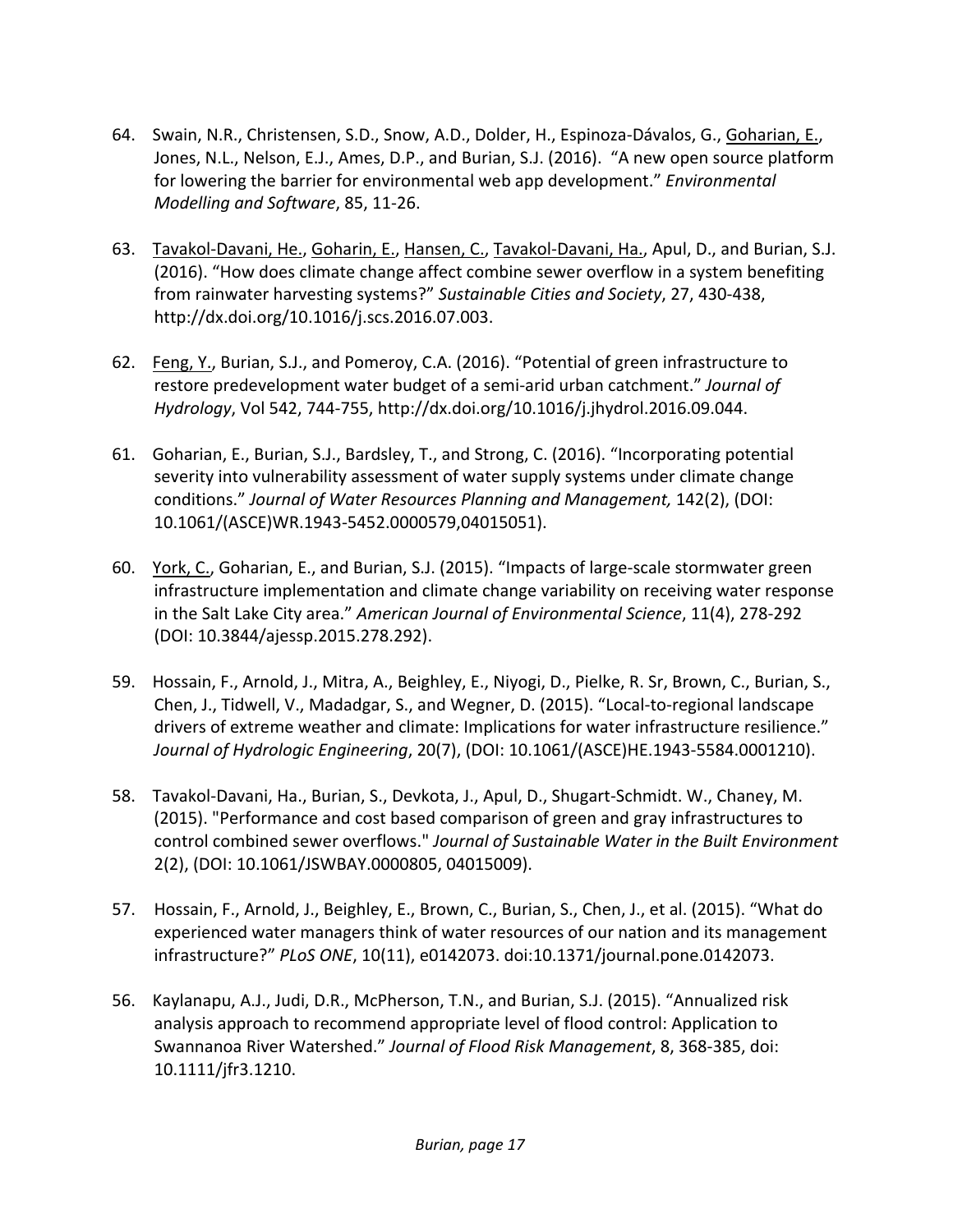64. Swain, N.R., Christensen, S.D., Snow, A.D., Dolder, H., Espinoza-Dávalos, G., <u>Goharian, E.</u>, Jones, N.L., Nelson, E.J., Ames, D.P., and Burian, S.J. (2016). "A new open source platform for lowering the barrier for environmental web app development." *Environmental Modelling and Software*, 85, 11-26.

63. <u>Tavakol-Davani, He.</u>, <u>Goharin, E.</u>, <u>Hansen, C.</u>, <u>Tavakol-Davani, Ha.</u>, Apul, D., and Burian, S.J. (2016). "How does climate change affect combine sewer overflow in a system benefiting from rainwater harvesting systems?" *Sustainable Cities and Society*, 27, 430-438, http://dx.doi.org/10.1016/j.scs.2016.07.003.

62. <u>Feng, Y.</u>, Burian, S.J., and Pomeroy, C.A. (2016). "Potential of green infrastructure to restore predevelopment water budget of a semi-arid urban catchment." *Journal of Hydrology*, Vol 542, 744-755, http://dx.doi.org/10.1016/j.jhydrol.2016.09.044.

61. Goharian, E., Burian, S.J., Bardsley, T., and Strong, C. (2016). "Incorporating potential severity into vulnerability assessment of water supply systems under climate change conditions." *Journal of Water Resources Planning and Management,* 142(2), (DOI: 10.1061/(ASCE)WR.1943-5452.0000579,04015051).

60. <u>York, C.</u>, Goharian, E., and Burian, S.J. (2015). "Impacts of large-scale stormwater green infrastructure implementation and climate change variability on receiving water response in the Salt Lake City area." *American Journal of Environmental Science*, 11(4), 278-292 (DOI: 10.3844/ajessp.2015.278.292).

59. Hossain, F., Arnold, J., Mitra, A., Beighley, E., Niyogi, D., Pielke, R. Sr, Brown, C., Burian, S., Chen, J., Tidwell, V., Madadgar, S., and Wegner, D. (2015). "Local-to-regional landscape drivers of extreme weather and climate: Implications for water infrastructure resilience." *Journal of Hydrologic Engineering*, 20(7), (DOI: 10.1061/(ASCE)HE.1943-5584.0001210).

58. Tavakol-Davani, Ha., Burian, S., Devkota, J., Apul, D., Shugart-Schmidt. W., Chaney, M. (2015). "Performance and cost based comparison of green and gray infrastructures to control combined sewer overflows." *Journal of Sustainable Water in the Built Environment* 2(2), (DOI: 10.1061/JSWBAY.0000805, 04015009).

57. Hossain, F., Arnold, J., Beighley, E., Brown, C., Burian, S., Chen, J., et al. (2015). "What do experienced water managers think of water resources of our nation and its management infrastructure?" *PLoS ONE*, 10(11), e0142073. doi:10.1371/journal.pone.0142073.

56. Kaylanapu, A.J., Judi, D.R., McPherson, T.N., and Burian, S.J. (2015). "Annualized risk analysis approach to recommend appropriate level of flood control: Application to Swannanoa River Watershed." *Journal of Flood Risk Management*, 8, 368-385, doi: 10.1111/jfr3.1210.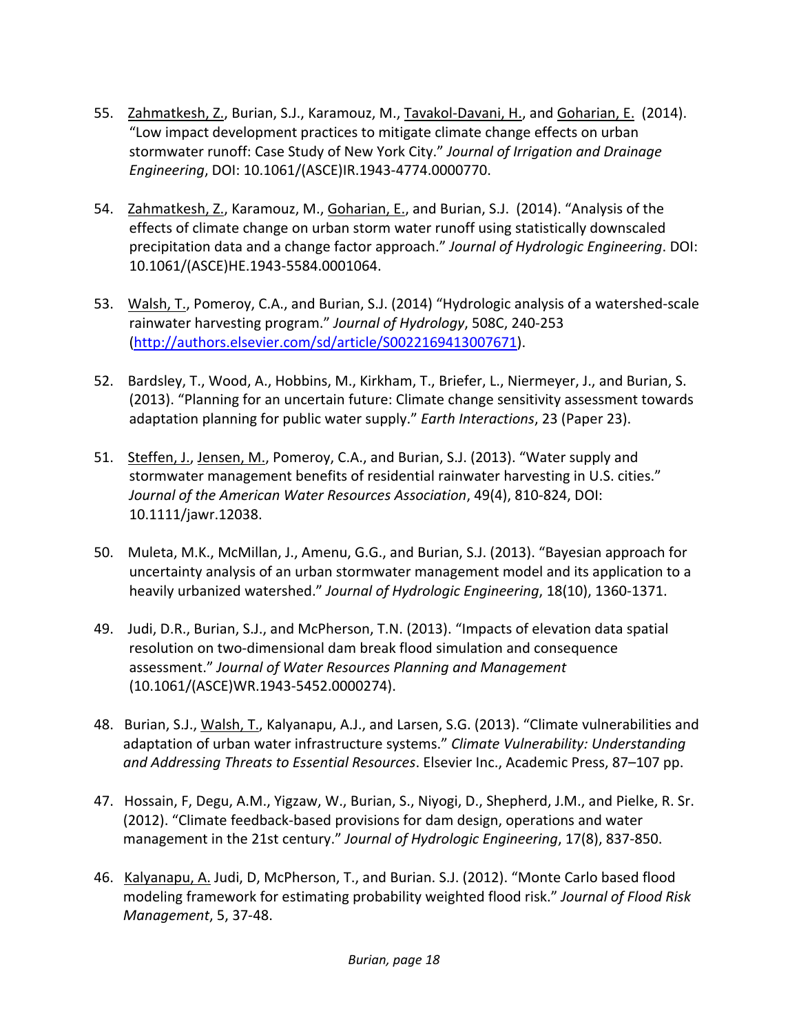55. Zahmatkesh, Z., Burian, S.J., Karamouz, M., Tavakol-Davani, H., and Goharian, E. (2014). "Low impact development practices to mitigate climate change effects on urban stormwater runoff: Case Study of New York City." *Journal of Irrigation and Drainage Engineering*, DOI: 10.1061/(ASCE)IR.1943-4774.0000770.

54. Zahmatkesh, Z., Karamouz, M., Goharian, E., and Burian, S.J. (2014). "Analysis of the effects of climate change on urban storm water runoff using statistically downscaled precipitation data and a change factor approach." *Journal of Hydrologic Engineering*. DOI: 10.1061/(ASCE)HE.1943-5584.0001064.

53. Walsh, T., Pomeroy, C.A., and Burian, S.J. (2014) "Hydrologic analysis of a watershed-scale rainwater harvesting program." *Journal of Hydrology*, 508C, 240-253 (http://authors.elsevier.com/sd/article/S0022169413007671).

52. Bardsley, T., Wood, A., Hobbins, M., Kirkham, T., Briefer, L., Niermeyer, J., and Burian, S. (2013). "Planning for an uncertain future: Climate change sensitivity assessment towards adaptation planning for public water supply." *Earth Interactions*, 23 (Paper 23).

51. Steffen, J., Jensen, M., Pomeroy, C.A., and Burian, S.J. (2013). "Water supply and stormwater management benefits of residential rainwater harvesting in U.S. cities." *Journal of the American Water Resources Association*, 49(4), 810-824, DOI: 10.1111/jawr.12038.

50. Muleta, M.K., McMillan, J., Amenu, G.G., and Burian, S.J. (2013). "Bayesian approach for uncertainty analysis of an urban stormwater management model and its application to a heavily urbanized watershed." *Journal of Hydrologic Engineering*, 18(10), 1360-1371.

49. Judi, D.R., Burian, S.J., and McPherson, T.N. (2013). "Impacts of elevation data spatial resolution on two-dimensional dam break flood simulation and consequence assessment." *Journal of Water Resources Planning and Management* (10.1061/(ASCE)WR.1943-5452.0000274).

48. Burian, S.J., Walsh, T., Kalyanapu, A.J., and Larsen, S.G. (2013). "Climate vulnerabilities and adaptation of urban water infrastructure systems." *Climate Vulnerability: Understanding and Addressing Threats to Essential Resources*. Elsevier Inc., Academic Press, 87–107 pp.

47. Hossain, F, Degu, A.M., Yigzaw, W., Burian, S., Niyogi, D., Shepherd, J.M., and Pielke, R. Sr. (2012). "Climate feedback-based provisions for dam design, operations and water management in the 21st century." *Journal of Hydrologic Engineering*, 17(8), 837-850.

46. Kalyanapu, A. Judi, D, McPherson, T., and Burian. S.J. (2012). "Monte Carlo based flood modeling framework for estimating probability weighted flood risk." *Journal of Flood Risk Management*, 5, 37-48.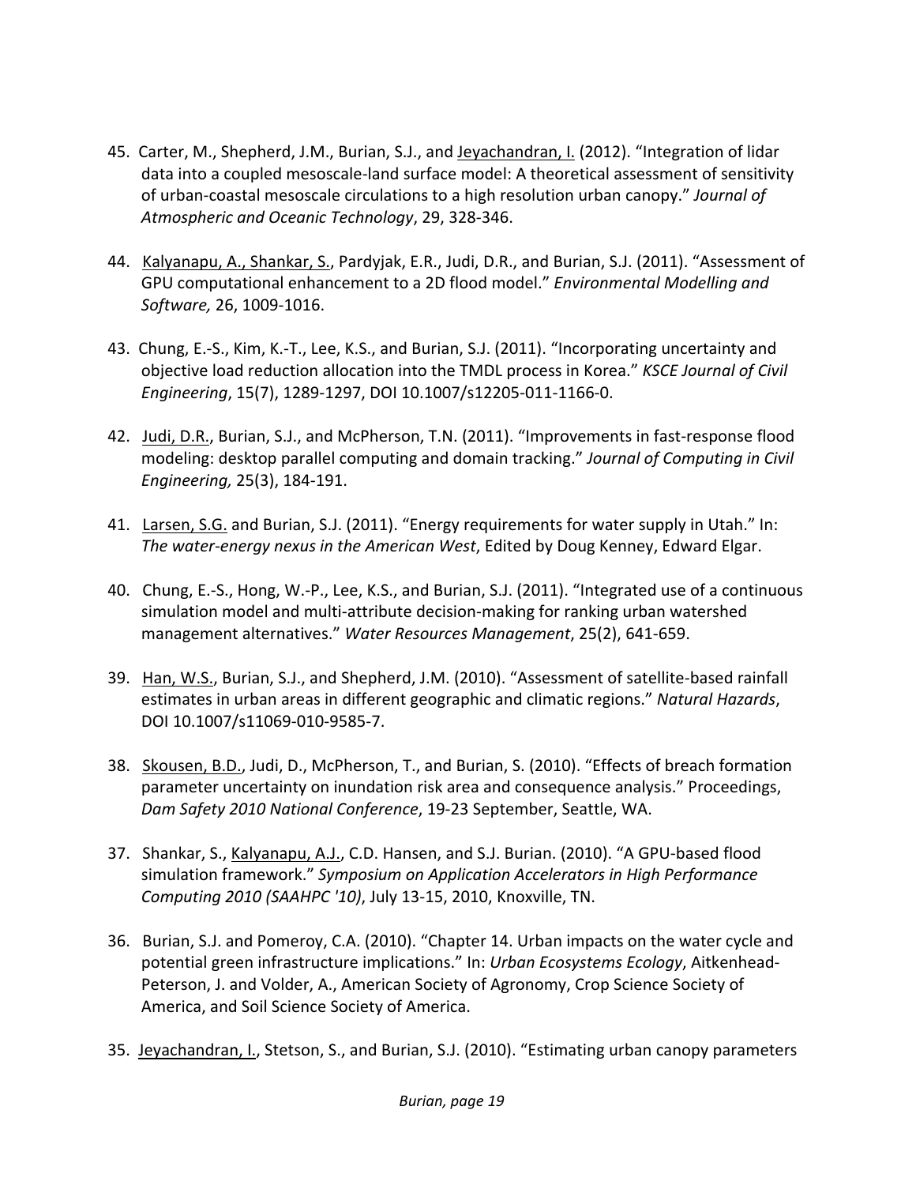45. Carter, M., Shepherd, J.M., Burian, S.J., and <u>Jeyachandran, I.</u> (2012). “Integration of lidar data into a coupled mesoscale-land surface model: A theoretical assessment of sensitivity of urban-coastal mesoscale circulations to a high resolution urban canopy.” *Journal of Atmospheric and Oceanic Technology*, 29, 328-346.

44. <u>Kalyanapu, A., Shankar, S.</u>, Pardyjak, E.R., Judi, D.R., and Burian, S.J. (2011). “Assessment of GPU computational enhancement to a 2D flood model.” *Environmental Modelling and Software,* 26, 1009-1016.

43. Chung, E.-S., Kim, K.-T., Lee, K.S., and Burian, S.J. (2011). “Incorporating uncertainty and objective load reduction allocation into the TMDL process in Korea.” *KSCE Journal of Civil Engineering*, 15(7), 1289-1297, DOI 10.1007/s12205-011-1166-0.

42. <u>Judi, D.R.</u>, Burian, S.J., and McPherson, T.N. (2011). “Improvements in fast-response flood modeling: desktop parallel computing and domain tracking.” *Journal of Computing in Civil Engineering,* 25(3), 184-191.

41. <u>Larsen, S.G.</u> and Burian, S.J. (2011). “Energy requirements for water supply in Utah.” In: *The water-energy nexus in the American West*, Edited by Doug Kenney, Edward Elgar.

40. Chung, E.-S., Hong, W.-P., Lee, K.S., and Burian, S.J. (2011). “Integrated use of a continuous simulation model and multi-attribute decision-making for ranking urban watershed management alternatives.” *Water Resources Management*, 25(2), 641-659.

39. <u>Han, W.S.</u>, Burian, S.J., and Shepherd, J.M. (2010). “Assessment of satellite-based rainfall estimates in urban areas in different geographic and climatic regions.” *Natural Hazards*, DOI 10.1007/s11069-010-9585-7.

38. <u>Skousen, B.D.</u>, Judi, D., McPherson, T., and Burian, S. (2010). “Effects of breach formation parameter uncertainty on inundation risk area and consequence analysis.” Proceedings, *Dam Safety 2010 National Conference*, 19-23 September, Seattle, WA.

37. Shankar, S., <u>Kalyanapu, A.J.</u>, C.D. Hansen, and S.J. Burian. (2010). “A GPU-based flood simulation framework.” *Symposium on Application Accelerators in High Performance Computing 2010 (SAAHPC '10)*, July 13-15, 2010, Knoxville, TN.

36. Burian, S.J. and Pomeroy, C.A. (2010). “Chapter 14. Urban impacts on the water cycle and potential green infrastructure implications.” In: *Urban Ecosystems Ecology*, Aitkenhead-Peterson, J. and Volder, A., American Society of Agronomy, Crop Science Society of America, and Soil Science Society of America.

35. <u>Jeyachandran, I.</u>, Stetson, S., and Burian, S.J. (2010). “Estimating urban canopy parameters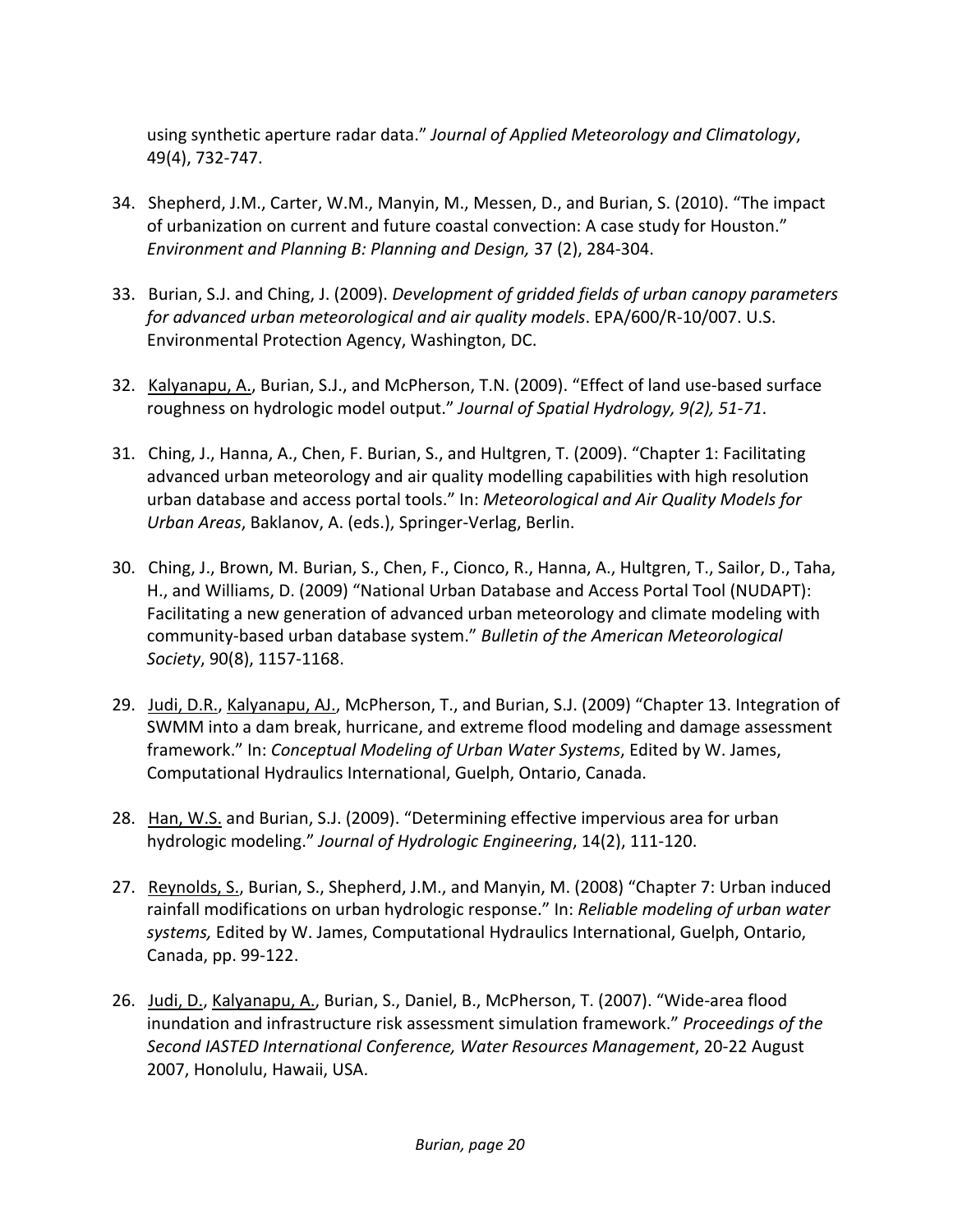using synthetic aperture radar data." *Journal of Applied Meteorology and Climatology*, 49(4), 732-747.

34. Shepherd, J.M., Carter, W.M., Manyin, M., Messen, D., and Burian, S. (2010). "The impact of urbanization on current and future coastal convection: A case study for Houston." *Environment and Planning B: Planning and Design,* 37 (2), 284-304.

33. Burian, S.J. and Ching, J. (2009). *Development of gridded fields of urban canopy parameters for advanced urban meteorological and air quality models*. EPA/600/R-10/007. U.S. Environmental Protection Agency, Washington, DC.

32. <u>Kalyanapu, A.</u>, Burian, S.J., and McPherson, T.N. (2009). "Effect of land use-based surface roughness on hydrologic model output." *Journal of Spatial Hydrology, 9(2), 51-71*.

31. Ching, J., Hanna, A., Chen, F. Burian, S., and Hultgren, T. (2009). "Chapter 1: Facilitating advanced urban meteorology and air quality modelling capabilities with high resolution urban database and access portal tools." In: *Meteorological and Air Quality Models for Urban Areas*, Baklanov, A. (eds.), Springer-Verlag, Berlin.

30. Ching, J., Brown, M. Burian, S., Chen, F., Cionco, R., Hanna, A., Hultgren, T., Sailor, D., Taha, H., and Williams, D. (2009) "National Urban Database and Access Portal Tool (NUDAPT): Facilitating a new generation of advanced urban meteorology and climate modeling with community-based urban database system." *Bulletin of the American Meteorological Society*, 90(8), 1157-1168.

29. <u>Judi, D.R.</u>, <u>Kalyanapu, AJ.</u>, McPherson, T., and Burian, S.J. (2009) "Chapter 13. Integration of SWMM into a dam break, hurricane, and extreme flood modeling and damage assessment framework." In: *Conceptual Modeling of Urban Water Systems*, Edited by W. James, Computational Hydraulics International, Guelph, Ontario, Canada.

28. <u>Han, W.S.</u> and Burian, S.J. (2009). "Determining effective impervious area for urban hydrologic modeling." *Journal of Hydrologic Engineering*, 14(2), 111-120.

27. <u>Reynolds, S.</u>, Burian, S., Shepherd, J.M., and Manyin, M. (2008) "Chapter 7: Urban induced rainfall modifications on urban hydrologic response." In: *Reliable modeling of urban water systems,* Edited by W. James, Computational Hydraulics International, Guelph, Ontario, Canada, pp. 99-122.

26. <u>Judi, D.</u>, <u>Kalyanapu, A.</u>, Burian, S., Daniel, B., McPherson, T. (2007). "Wide-area flood inundation and infrastructure risk assessment simulation framework." *Proceedings of the Second IASTED International Conference, Water Resources Management*, 20-22 August 2007, Honolulu, Hawaii, USA.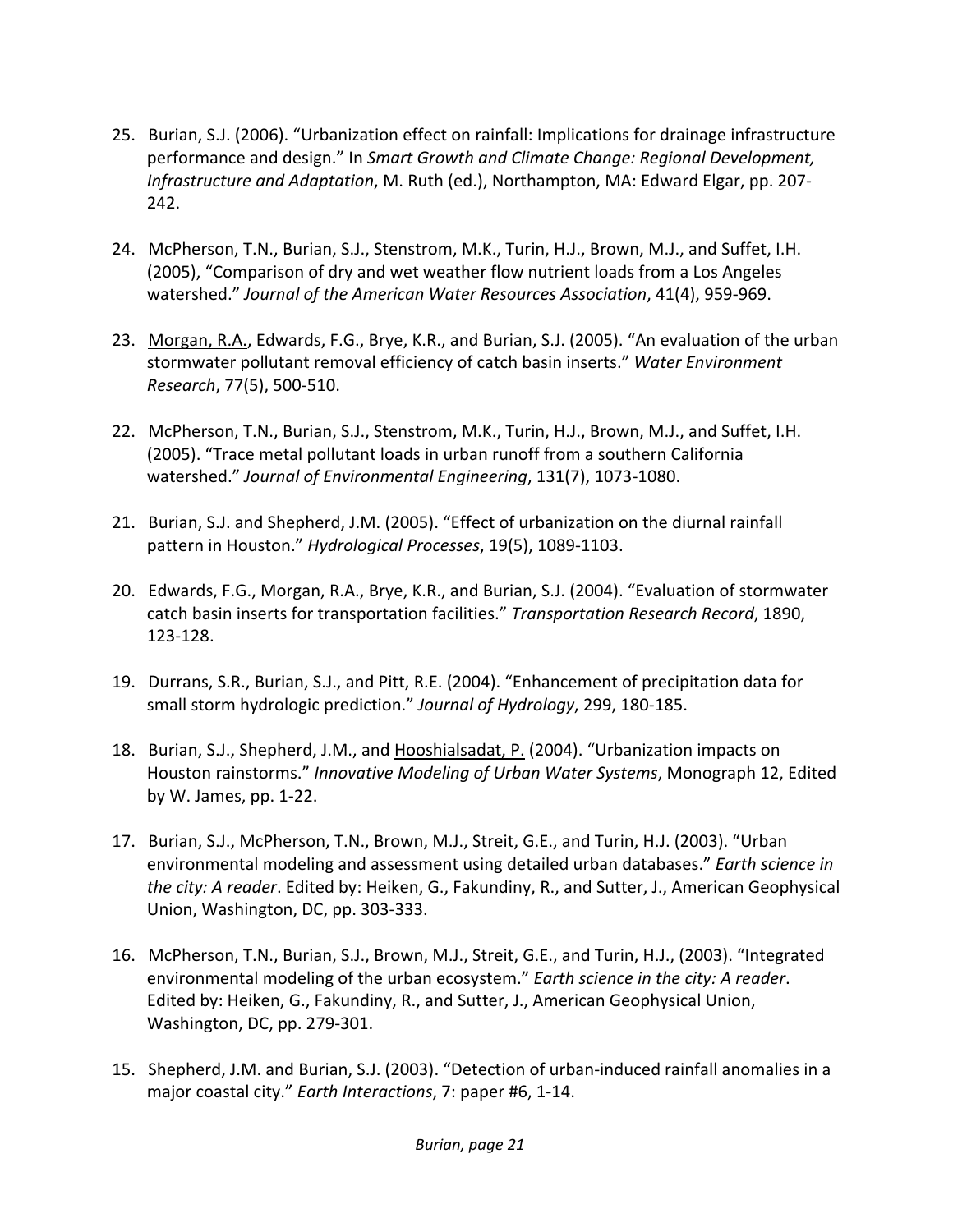25. Burian, S.J. (2006). "Urbanization effect on rainfall: Implications for drainage infrastructure performance and design." In *Smart Growth and Climate Change: Regional Development, Infrastructure and Adaptation*, M. Ruth (ed.), Northampton, MA: Edward Elgar, pp. 207-242.

24. McPherson, T.N., Burian, S.J., Stenstrom, M.K., Turin, H.J., Brown, M.J., and Suffet, I.H. (2005), "Comparison of dry and wet weather flow nutrient loads from a Los Angeles watershed." *Journal of the American Water Resources Association*, 41(4), 959-969.

23. <u>Morgan, R.A.</u>, Edwards, F.G., Brye, K.R., and Burian, S.J. (2005). "An evaluation of the urban stormwater pollutant removal efficiency of catch basin inserts." *Water Environment Research*, 77(5), 500-510.

22. McPherson, T.N., Burian, S.J., Stenstrom, M.K., Turin, H.J., Brown, M.J., and Suffet, I.H. (2005). "Trace metal pollutant loads in urban runoff from a southern California watershed." *Journal of Environmental Engineering*, 131(7), 1073-1080.

21. Burian, S.J. and Shepherd, J.M. (2005). "Effect of urbanization on the diurnal rainfall pattern in Houston." *Hydrological Processes*, 19(5), 1089-1103.

20. Edwards, F.G., Morgan, R.A., Brye, K.R., and Burian, S.J. (2004). "Evaluation of stormwater catch basin inserts for transportation facilities." *Transportation Research Record*, 1890, 123-128.

19. Durrans, S.R., Burian, S.J., and Pitt, R.E. (2004). "Enhancement of precipitation data for small storm hydrologic prediction." *Journal of Hydrology*, 299, 180-185.

18. Burian, S.J., Shepherd, J.M., and <u>Hooshialsadat, P.</u> (2004). "Urbanization impacts on Houston rainstorms." *Innovative Modeling of Urban Water Systems*, Monograph 12, Edited by W. James, pp. 1-22.

17. Burian, S.J., McPherson, T.N., Brown, M.J., Streit, G.E., and Turin, H.J. (2003). "Urban environmental modeling and assessment using detailed urban databases." *Earth science in the city: A reader*. Edited by: Heiken, G., Fakundiny, R., and Sutter, J., American Geophysical Union, Washington, DC, pp. 303-333.

16. McPherson, T.N., Burian, S.J., Brown, M.J., Streit, G.E., and Turin, H.J., (2003). "Integrated environmental modeling of the urban ecosystem." *Earth science in the city: A reader*. Edited by: Heiken, G., Fakundiny, R., and Sutter, J., American Geophysical Union, Washington, DC, pp. 279-301.

15. Shepherd, J.M. and Burian, S.J. (2003). "Detection of urban-induced rainfall anomalies in a major coastal city." *Earth Interactions*, 7: paper #6, 1-14.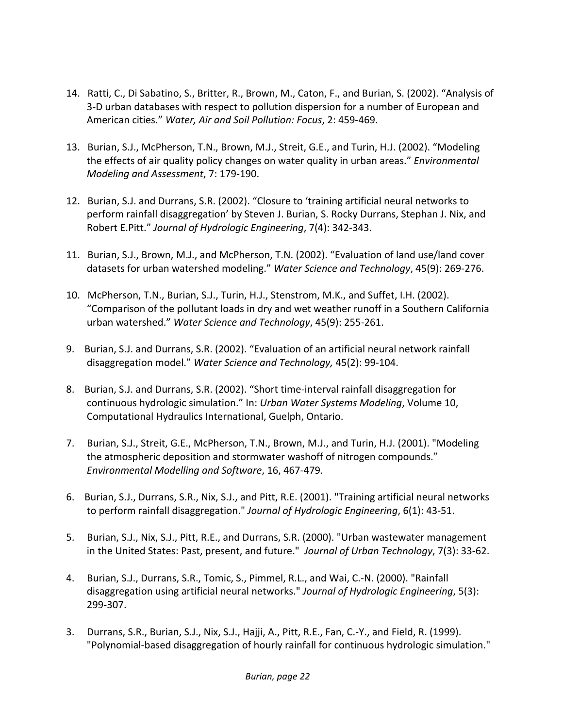14. Ratti, C., Di Sabatino, S., Britter, R., Brown, M., Caton, F., and Burian, S. (2002). "Analysis of 3-D urban databases with respect to pollution dispersion for a number of European and American cities." *Water, Air and Soil Pollution: Focus*, 2: 459-469.

13. Burian, S.J., McPherson, T.N., Brown, M.J., Streit, G.E., and Turin, H.J. (2002). "Modeling the effects of air quality policy changes on water quality in urban areas." *Environmental Modeling and Assessment*, 7: 179-190.

12. Burian, S.J. and Durrans, S.R. (2002). "Closure to 'training artificial neural networks to perform rainfall disaggregation' by Steven J. Burian, S. Rocky Durrans, Stephan J. Nix, and Robert E.Pitt." *Journal of Hydrologic Engineering*, 7(4): 342-343.

11. Burian, S.J., Brown, M.J., and McPherson, T.N. (2002). "Evaluation of land use/land cover datasets for urban watershed modeling." *Water Science and Technology*, 45(9): 269-276.

10. McPherson, T.N., Burian, S.J., Turin, H.J., Stenstrom, M.K., and Suffet, I.H. (2002). "Comparison of the pollutant loads in dry and wet weather runoff in a Southern California urban watershed." *Water Science and Technology*, 45(9): 255-261.

9. Burian, S.J. and Durrans, S.R. (2002). "Evaluation of an artificial neural network rainfall disaggregation model." *Water Science and Technology,* 45(2): 99-104.

8. Burian, S.J. and Durrans, S.R. (2002). "Short time-interval rainfall disaggregation for continuous hydrologic simulation." In: *Urban Water Systems Modeling*, Volume 10, Computational Hydraulics International, Guelph, Ontario.

7. Burian, S.J., Streit, G.E., McPherson, T.N., Brown, M.J., and Turin, H.J. (2001). "Modeling the atmospheric deposition and stormwater washoff of nitrogen compounds." *Environmental Modelling and Software*, 16, 467-479.

6. Burian, S.J., Durrans, S.R., Nix, S.J., and Pitt, R.E. (2001). "Training artificial neural networks to perform rainfall disaggregation." *Journal of Hydrologic Engineering*, 6(1): 43-51.

5. Burian, S.J., Nix, S.J., Pitt, R.E., and Durrans, S.R. (2000). "Urban wastewater management in the United States: Past, present, and future." *Journal of Urban Technology*, 7(3): 33-62.

4. Burian, S.J., Durrans, S.R., Tomic, S., Pimmel, R.L., and Wai, C.-N. (2000). "Rainfall disaggregation using artificial neural networks." *Journal of Hydrologic Engineering*, 5(3): 299-307.

3. Durrans, S.R., Burian, S.J., Nix, S.J., Hajji, A., Pitt, R.E., Fan, C.-Y., and Field, R. (1999). "Polynomial-based disaggregation of hourly rainfall for continuous hydrologic simulation."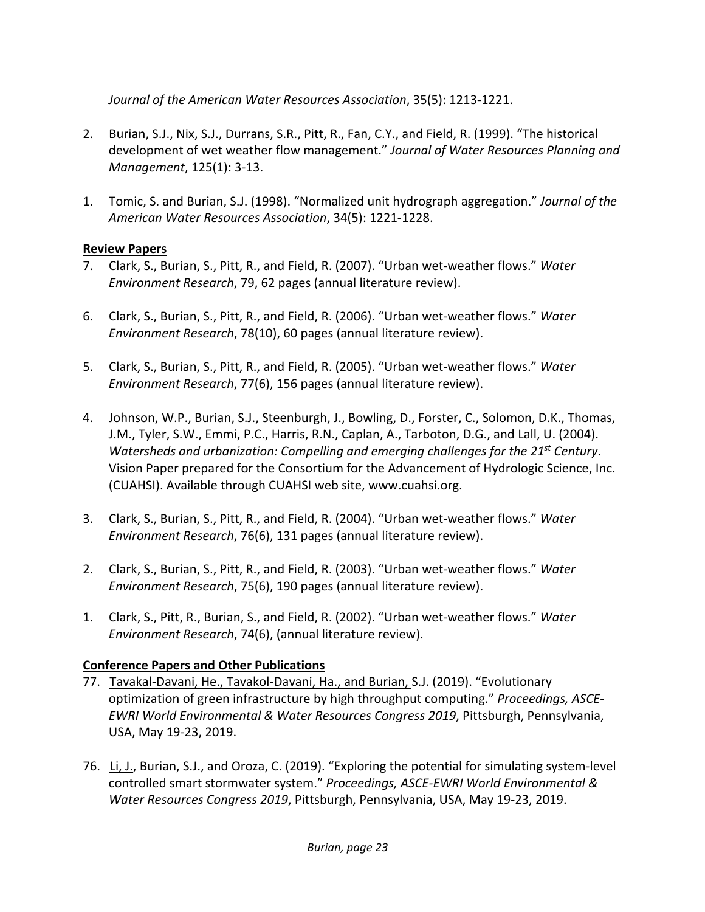*Journal of the American Water Resources Association*, 35(5): 1213-1221.

2. Burian, S.J., Nix, S.J., Durrans, S.R., Pitt, R., Fan, C.Y., and Field, R. (1999). "The historical development of wet weather flow management." *Journal of Water Resources Planning and Management*, 125(1): 3-13.

1. Tomic, S. and Burian, S.J. (1998). "Normalized unit hydrograph aggregation." *Journal of the American Water Resources Association*, 34(5): 1221-1228.

**Review Papers**

7. Clark, S., Burian, S., Pitt, R., and Field, R. (2007). "Urban wet-weather flows." *Water Environment Research*, 79, 62 pages (annual literature review).

6. Clark, S., Burian, S., Pitt, R., and Field, R. (2006). "Urban wet-weather flows." *Water Environment Research*, 78(10), 60 pages (annual literature review).

5. Clark, S., Burian, S., Pitt, R., and Field, R. (2005). "Urban wet-weather flows." *Water Environment Research*, 77(6), 156 pages (annual literature review).

4. Johnson, W.P., Burian, S.J., Steenburgh, J., Bowling, D., Forster, C., Solomon, D.K., Thomas, J.M., Tyler, S.W., Emmi, P.C., Harris, R.N., Caplan, A., Tarboton, D.G., and Lall, U. (2004). *Watersheds and urbanization: Compelling and emerging challenges for the 21st Century*. Vision Paper prepared for the Consortium for the Advancement of Hydrologic Science, Inc. (CUAHSI). Available through CUAHSI web site, www.cuahsi.org.

3. Clark, S., Burian, S., Pitt, R., and Field, R. (2004). "Urban wet-weather flows." *Water Environment Research*, 76(6), 131 pages (annual literature review).

2. Clark, S., Burian, S., Pitt, R., and Field, R. (2003). "Urban wet-weather flows." *Water Environment Research*, 75(6), 190 pages (annual literature review).

1. Clark, S., Pitt, R., Burian, S., and Field, R. (2002). "Urban wet-weather flows." *Water Environment Research*, 74(6), (annual literature review).

**Conference Papers and Other Publications**

77. <u>Tavakal-Davani, He., Tavakol-Davani, Ha., and Burian,</u> S.J. (2019). "Evolutionary optimization of green infrastructure by high throughput computing." *Proceedings, ASCE-EWRI World Environmental & Water Resources Congress 2019*, Pittsburgh, Pennsylvania, USA, May 19-23, 2019.

76. <u>Li, J.</u>, Burian, S.J., and Oroza, C. (2019). "Exploring the potential for simulating system-level controlled smart stormwater system." *Proceedings, ASCE-EWRI World Environmental & Water Resources Congress 2019*, Pittsburgh, Pennsylvania, USA, May 19-23, 2019.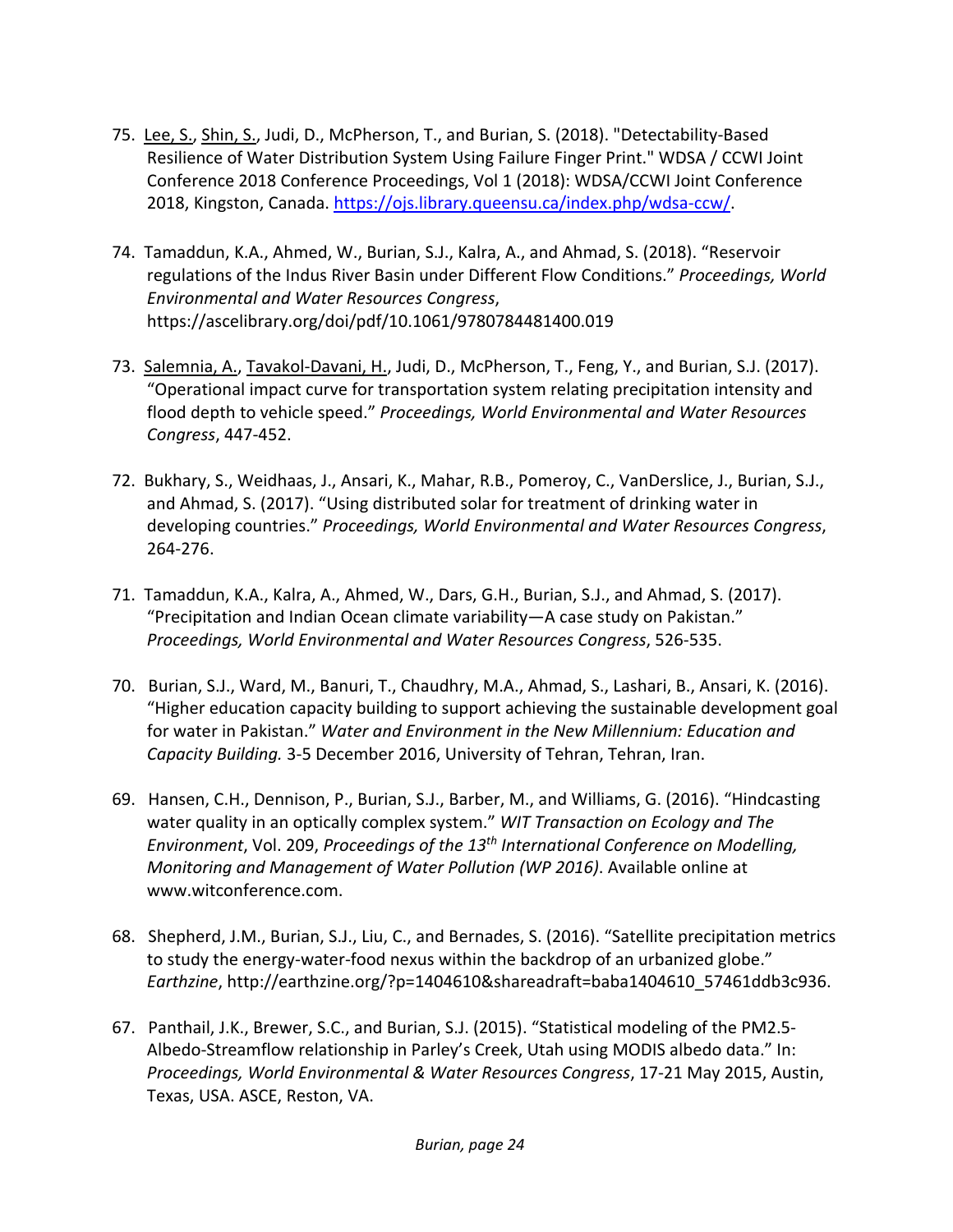75. Lee, S., Shin, S., Judi, D., McPherson, T., and Burian, S. (2018). "Detectability-Based Resilience of Water Distribution System Using Failure Finger Print." WDSA / CCWI Joint Conference 2018 Conference Proceedings, Vol 1 (2018): WDSA/CCWI Joint Conference 2018, Kingston, Canada. https://ojs.library.queensu.ca/index.php/wdsa-ccw/.

74. Tamaddun, K.A., Ahmed, W., Burian, S.J., Kalra, A., and Ahmad, S. (2018). "Reservoir regulations of the Indus River Basin under Different Flow Conditions." *Proceedings, World Environmental and Water Resources Congress*, https://ascelibrary.org/doi/pdf/10.1061/9780784481400.019

73. Salemnia, A., Tavakol-Davani, H., Judi, D., McPherson, T., Feng, Y., and Burian, S.J. (2017). "Operational impact curve for transportation system relating precipitation intensity and flood depth to vehicle speed." *Proceedings, World Environmental and Water Resources Congress*, 447-452.

72. Bukhary, S., Weidhaas, J., Ansari, K., Mahar, R.B., Pomeroy, C., VanDerslice, J., Burian, S.J., and Ahmad, S. (2017). "Using distributed solar for treatment of drinking water in developing countries." *Proceedings, World Environmental and Water Resources Congress*, 264-276.

71. Tamaddun, K.A., Kalra, A., Ahmed, W., Dars, G.H., Burian, S.J., and Ahmad, S. (2017). "Precipitation and Indian Ocean climate variability—A case study on Pakistan." *Proceedings, World Environmental and Water Resources Congress*, 526-535.

70. Burian, S.J., Ward, M., Banuri, T., Chaudhry, M.A., Ahmad, S., Lashari, B., Ansari, K. (2016). "Higher education capacity building to support achieving the sustainable development goal for water in Pakistan." *Water and Environment in the New Millennium: Education and Capacity Building.* 3-5 December 2016, University of Tehran, Tehran, Iran.

69. Hansen, C.H., Dennison, P., Burian, S.J., Barber, M., and Williams, G. (2016). "Hindcasting water quality in an optically complex system." *WIT Transaction on Ecology and The Environment*, Vol. 209, *Proceedings of the 13th International Conference on Modelling, Monitoring and Management of Water Pollution (WP 2016)*. Available online at www.witconference.com.

68. Shepherd, J.M., Burian, S.J., Liu, C., and Bernades, S. (2016). "Satellite precipitation metrics to study the energy-water-food nexus within the backdrop of an urbanized globe." *Earthzine*, http://earthzine.org/?p=1404610&shareadraft=baba1404610_57461ddb3c936.

67. Panthail, J.K., Brewer, S.C., and Burian, S.J. (2015). "Statistical modeling of the PM2.5-Albedo-Streamflow relationship in Parley's Creek, Utah using MODIS albedo data." In: *Proceedings, World Environmental & Water Resources Congress*, 17-21 May 2015, Austin, Texas, USA. ASCE, Reston, VA.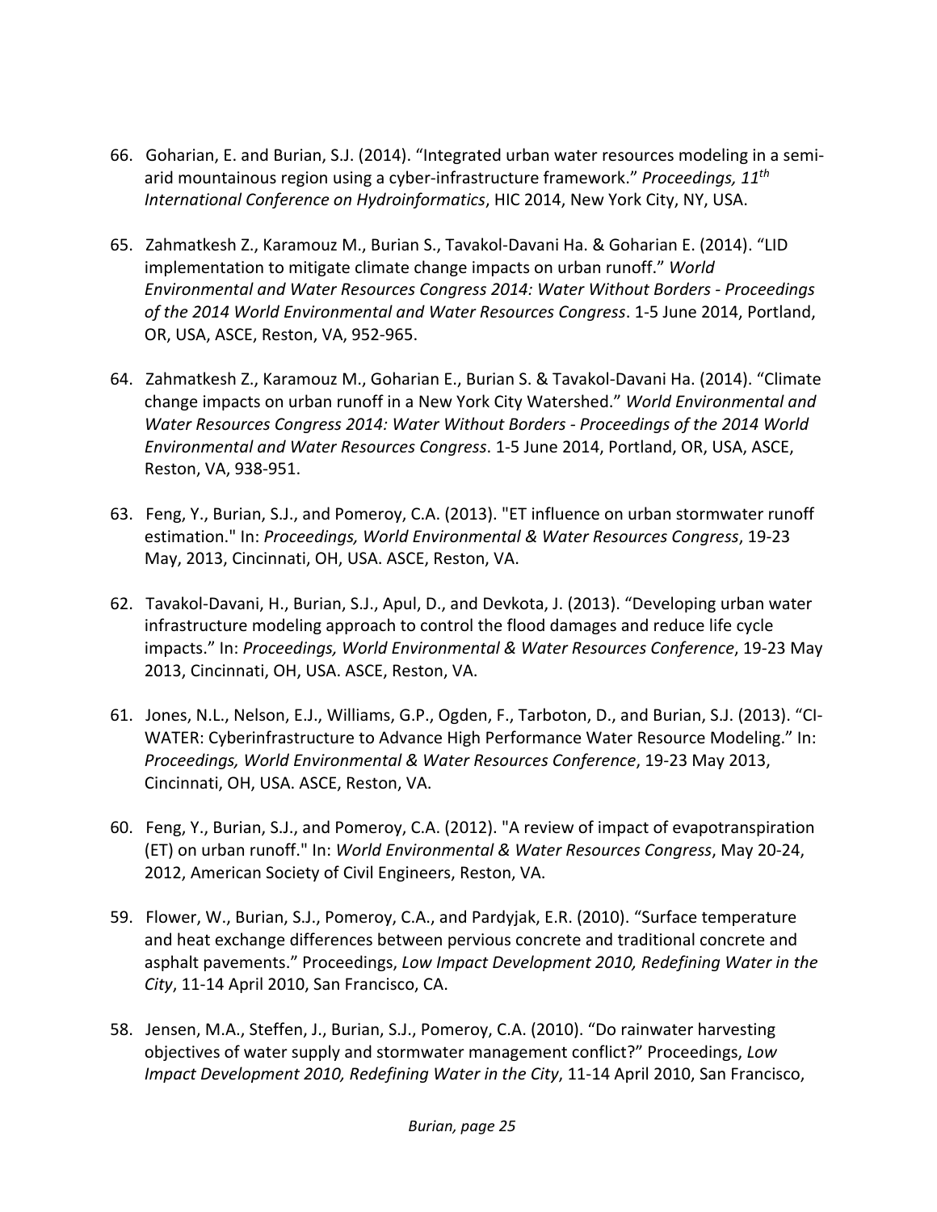66. Goharian, E. and Burian, S.J. (2014). "Integrated urban water resources modeling in a semi-arid mountainous region using a cyber-infrastructure framework." *Proceedings, 11th International Conference on Hydroinformatics*, HIC 2014, New York City, NY, USA.

65. Zahmatkesh Z., Karamouz M., Burian S., Tavakol-Davani Ha. & Goharian E. (2014). "LID implementation to mitigate climate change impacts on urban runoff." *World Environmental and Water Resources Congress 2014: Water Without Borders - Proceedings of the 2014 World Environmental and Water Resources Congress*. 1-5 June 2014, Portland, OR, USA, ASCE, Reston, VA, 952-965.

64. Zahmatkesh Z., Karamouz M., Goharian E., Burian S. & Tavakol-Davani Ha. (2014). "Climate change impacts on urban runoff in a New York City Watershed." *World Environmental and Water Resources Congress 2014: Water Without Borders - Proceedings of the 2014 World Environmental and Water Resources Congress*. 1-5 June 2014, Portland, OR, USA, ASCE, Reston, VA, 938-951.

63. Feng, Y., Burian, S.J., and Pomeroy, C.A. (2013). "ET influence on urban stormwater runoff estimation." In: *Proceedings, World Environmental & Water Resources Congress*, 19-23 May, 2013, Cincinnati, OH, USA. ASCE, Reston, VA.

62. Tavakol-Davani, H., Burian, S.J., Apul, D., and Devkota, J. (2013). "Developing urban water infrastructure modeling approach to control the flood damages and reduce life cycle impacts." In: *Proceedings, World Environmental & Water Resources Conference*, 19-23 May 2013, Cincinnati, OH, USA. ASCE, Reston, VA.

61. Jones, N.L., Nelson, E.J., Williams, G.P., Ogden, F., Tarboton, D., and Burian, S.J. (2013). "CI-WATER: Cyberinfrastructure to Advance High Performance Water Resource Modeling." In: *Proceedings, World Environmental & Water Resources Conference*, 19-23 May 2013, Cincinnati, OH, USA. ASCE, Reston, VA.

60. Feng, Y., Burian, S.J., and Pomeroy, C.A. (2012). "A review of impact of evapotranspiration (ET) on urban runoff." In: *World Environmental & Water Resources Congress*, May 20-24, 2012, American Society of Civil Engineers, Reston, VA.

59. Flower, W., Burian, S.J., Pomeroy, C.A., and Pardyjak, E.R. (2010). "Surface temperature and heat exchange differences between pervious concrete and traditional concrete and asphalt pavements." Proceedings, *Low Impact Development 2010, Redefining Water in the City*, 11-14 April 2010, San Francisco, CA.

58. Jensen, M.A., Steffen, J., Burian, S.J., Pomeroy, C.A. (2010). "Do rainwater harvesting objectives of water supply and stormwater management conflict?" Proceedings, *Low Impact Development 2010, Redefining Water in the City*, 11-14 April 2010, San Francisco,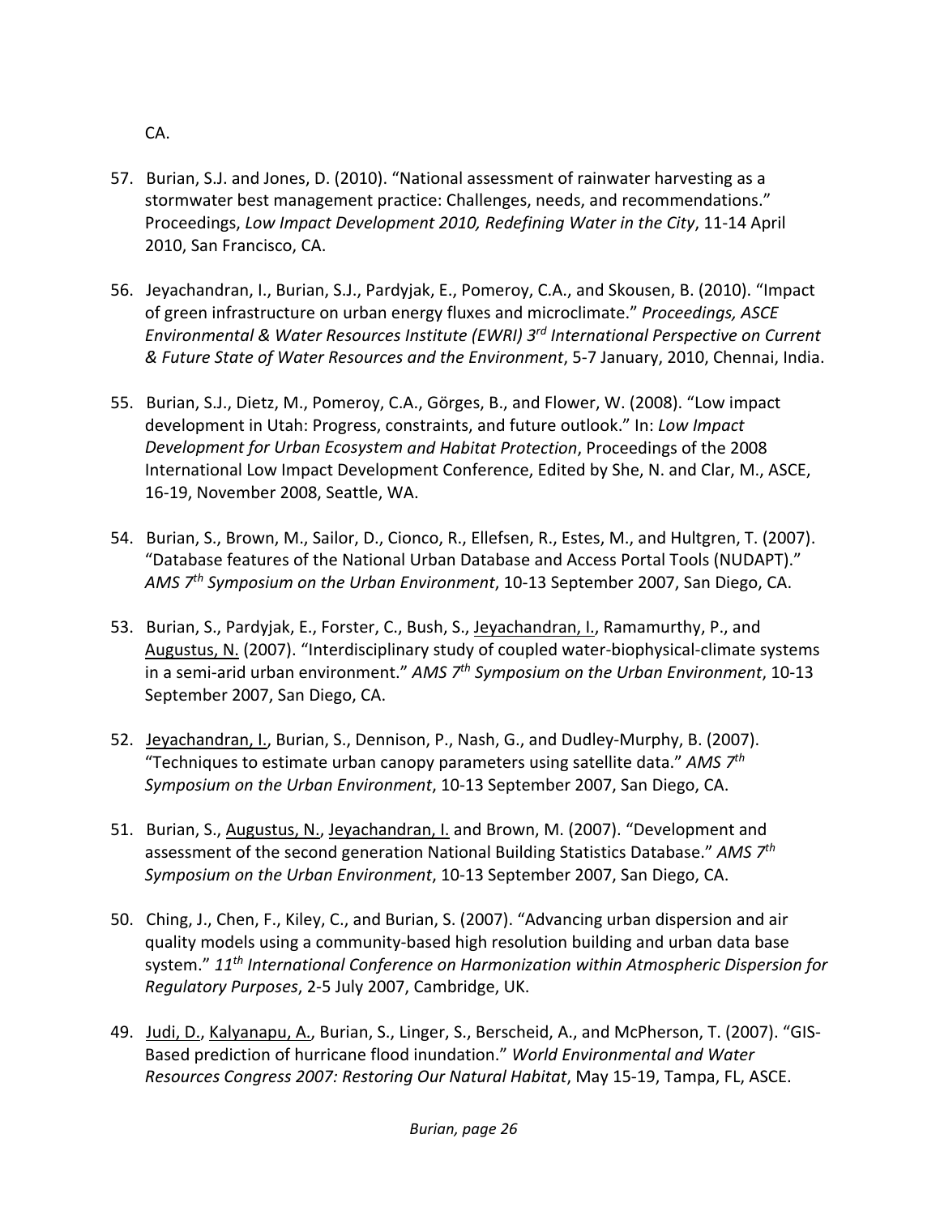CA.

57. Burian, S.J. and Jones, D. (2010). "National assessment of rainwater harvesting as a stormwater best management practice: Challenges, needs, and recommendations." Proceedings, *Low Impact Development 2010, Redefining Water in the City*, 11-14 April 2010, San Francisco, CA.

56. Jeyachandran, I., Burian, S.J., Pardyjak, E., Pomeroy, C.A., and Skousen, B. (2010). "Impact of green infrastructure on urban energy fluxes and microclimate." *Proceedings, ASCE Environmental & Water Resources Institute (EWRI) 3rd International Perspective on Current & Future State of Water Resources and the Environment*, 5-7 January, 2010, Chennai, India.

55. Burian, S.J., Dietz, M., Pomeroy, C.A., Görges, B., and Flower, W. (2008). "Low impact development in Utah: Progress, constraints, and future outlook." In: *Low Impact Development for Urban Ecosystem and Habitat Protection*, Proceedings of the 2008 International Low Impact Development Conference, Edited by She, N. and Clar, M., ASCE, 16-19, November 2008, Seattle, WA.

54. Burian, S., Brown, M., Sailor, D., Cionco, R., Ellefsen, R., Estes, M., and Hultgren, T. (2007). "Database features of the National Urban Database and Access Portal Tools (NUDAPT)." *AMS 7th Symposium on the Urban Environment*, 10-13 September 2007, San Diego, CA.

53. Burian, S., Pardyjak, E., Forster, C., Bush, S., Jeyachandran, I., Ramamurthy, P., and Augustus, N. (2007). "Interdisciplinary study of coupled water-biophysical-climate systems in a semi-arid urban environment." *AMS 7th Symposium on the Urban Environment*, 10-13 September 2007, San Diego, CA.

52. Jeyachandran, I., Burian, S., Dennison, P., Nash, G., and Dudley-Murphy, B. (2007). "Techniques to estimate urban canopy parameters using satellite data." *AMS 7th Symposium on the Urban Environment*, 10-13 September 2007, San Diego, CA.

51. Burian, S., Augustus, N., Jeyachandran, I. and Brown, M. (2007). "Development and assessment of the second generation National Building Statistics Database." *AMS 7th Symposium on the Urban Environment*, 10-13 September 2007, San Diego, CA.

50. Ching, J., Chen, F., Kiley, C., and Burian, S. (2007). "Advancing urban dispersion and air quality models using a community-based high resolution building and urban data base system." *11th International Conference on Harmonization within Atmospheric Dispersion for Regulatory Purposes*, 2-5 July 2007, Cambridge, UK.

49. Judi, D., Kalyanapu, A., Burian, S., Linger, S., Berscheid, A., and McPherson, T. (2007). "GIS-Based prediction of hurricane flood inundation." *World Environmental and Water Resources Congress 2007: Restoring Our Natural Habitat*, May 15-19, Tampa, FL, ASCE.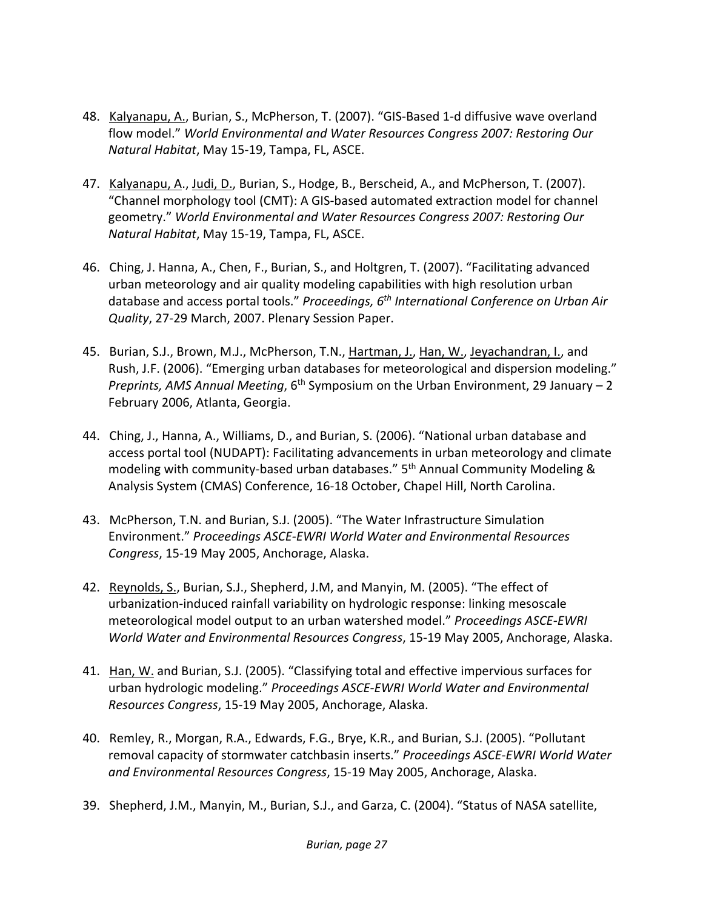48. <u>Kalyanapu, A.</u>, Burian, S., McPherson, T. (2007). "GIS-Based 1-d diffusive wave overland flow model." *World Environmental and Water Resources Congress 2007: Restoring Our Natural Habitat*, May 15-19, Tampa, FL, ASCE.

47. <u>Kalyanapu, A.</u>, <u>Judi, D.</u>, Burian, S., Hodge, B., Berscheid, A., and McPherson, T. (2007). "Channel morphology tool (CMT): A GIS-based automated extraction model for channel geometry." *World Environmental and Water Resources Congress 2007: Restoring Our Natural Habitat*, May 15-19, Tampa, FL, ASCE.

46. Ching, J. Hanna, A., Chen, F., Burian, S., and Holtgren, T. (2007). "Facilitating advanced urban meteorology and air quality modeling capabilities with high resolution urban database and access portal tools." *Proceedings, 6th International Conference on Urban Air Quality*, 27-29 March, 2007. Plenary Session Paper.

45. Burian, S.J., Brown, M.J., McPherson, T.N., <u>Hartman, J.</u>, <u>Han, W.</u>, <u>Jeyachandran, I.</u>, and Rush, J.F. (2006). "Emerging urban databases for meteorological and dispersion modeling." *Preprints, AMS Annual Meeting*, 6th Symposium on the Urban Environment, 29 January – 2 February 2006, Atlanta, Georgia.

44. Ching, J., Hanna, A., Williams, D., and Burian, S. (2006). "National urban database and access portal tool (NUDAPT): Facilitating advancements in urban meteorology and climate modeling with community-based urban databases." 5th Annual Community Modeling & Analysis System (CMAS) Conference, 16-18 October, Chapel Hill, North Carolina.

43. McPherson, T.N. and Burian, S.J. (2005). "The Water Infrastructure Simulation Environment." *Proceedings ASCE-EWRI World Water and Environmental Resources Congress*, 15-19 May 2005, Anchorage, Alaska.

42. <u>Reynolds, S.</u>, Burian, S.J., Shepherd, J.M, and Manyin, M. (2005). "The effect of urbanization-induced rainfall variability on hydrologic response: linking mesoscale meteorological model output to an urban watershed model." *Proceedings ASCE-EWRI World Water and Environmental Resources Congress*, 15-19 May 2005, Anchorage, Alaska.

41. <u>Han, W.</u> and Burian, S.J. (2005). "Classifying total and effective impervious surfaces for urban hydrologic modeling." *Proceedings ASCE-EWRI World Water and Environmental Resources Congress*, 15-19 May 2005, Anchorage, Alaska.

40. Remley, R., Morgan, R.A., Edwards, F.G., Brye, K.R., and Burian, S.J. (2005). "Pollutant removal capacity of stormwater catchbasin inserts." *Proceedings ASCE-EWRI World Water and Environmental Resources Congress*, 15-19 May 2005, Anchorage, Alaska.

39. Shepherd, J.M., Manyin, M., Burian, S.J., and Garza, C. (2004). "Status of NASA satellite,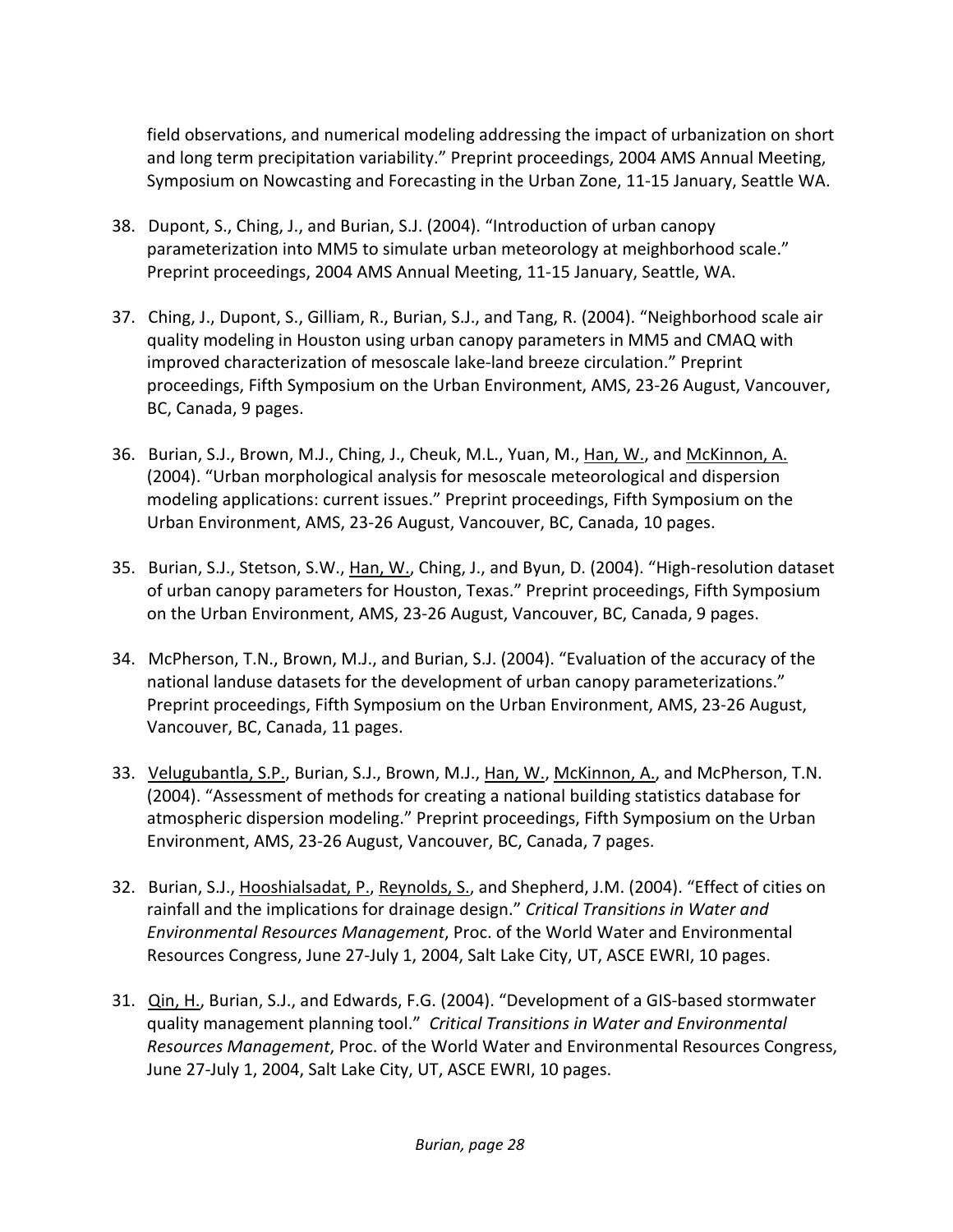field observations, and numerical modeling addressing the impact of urbanization on short and long term precipitation variability." Preprint proceedings, 2004 AMS Annual Meeting, Symposium on Nowcasting and Forecasting in the Urban Zone, 11-15 January, Seattle WA.

38. Dupont, S., Ching, J., and Burian, S.J. (2004). "Introduction of urban canopy parameterization into MM5 to simulate urban meteorology at meighborhood scale." Preprint proceedings, 2004 AMS Annual Meeting, 11-15 January, Seattle, WA.

37. Ching, J., Dupont, S., Gilliam, R., Burian, S.J., and Tang, R. (2004). "Neighborhood scale air quality modeling in Houston using urban canopy parameters in MM5 and CMAQ with improved characterization of mesoscale lake-land breeze circulation." Preprint proceedings, Fifth Symposium on the Urban Environment, AMS, 23-26 August, Vancouver, BC, Canada, 9 pages.

36. Burian, S.J., Brown, M.J., Ching, J., Cheuk, M.L., Yuan, M., Han, W., and McKinnon, A. (2004). "Urban morphological analysis for mesoscale meteorological and dispersion modeling applications: current issues." Preprint proceedings, Fifth Symposium on the Urban Environment, AMS, 23-26 August, Vancouver, BC, Canada, 10 pages.

35. Burian, S.J., Stetson, S.W., Han, W., Ching, J., and Byun, D. (2004). "High-resolution dataset of urban canopy parameters for Houston, Texas." Preprint proceedings, Fifth Symposium on the Urban Environment, AMS, 23-26 August, Vancouver, BC, Canada, 9 pages.

34. McPherson, T.N., Brown, M.J., and Burian, S.J. (2004). "Evaluation of the accuracy of the national landuse datasets for the development of urban canopy parameterizations." Preprint proceedings, Fifth Symposium on the Urban Environment, AMS, 23-26 August, Vancouver, BC, Canada, 11 pages.

33. Velugubantla, S.P., Burian, S.J., Brown, M.J., Han, W., McKinnon, A., and McPherson, T.N. (2004). "Assessment of methods for creating a national building statistics database for atmospheric dispersion modeling." Preprint proceedings, Fifth Symposium on the Urban Environment, AMS, 23-26 August, Vancouver, BC, Canada, 7 pages.

32. Burian, S.J., Hooshialsadat, P., Reynolds, S., and Shepherd, J.M. (2004). "Effect of cities on rainfall and the implications for drainage design." *Critical Transitions in Water and Environmental Resources Management*, Proc. of the World Water and Environmental Resources Congress, June 27-July 1, 2004, Salt Lake City, UT, ASCE EWRI, 10 pages.

31. Qin, H., Burian, S.J., and Edwards, F.G. (2004). "Development of a GIS-based stormwater quality management planning tool." *Critical Transitions in Water and Environmental Resources Management*, Proc. of the World Water and Environmental Resources Congress, June 27-July 1, 2004, Salt Lake City, UT, ASCE EWRI, 10 pages.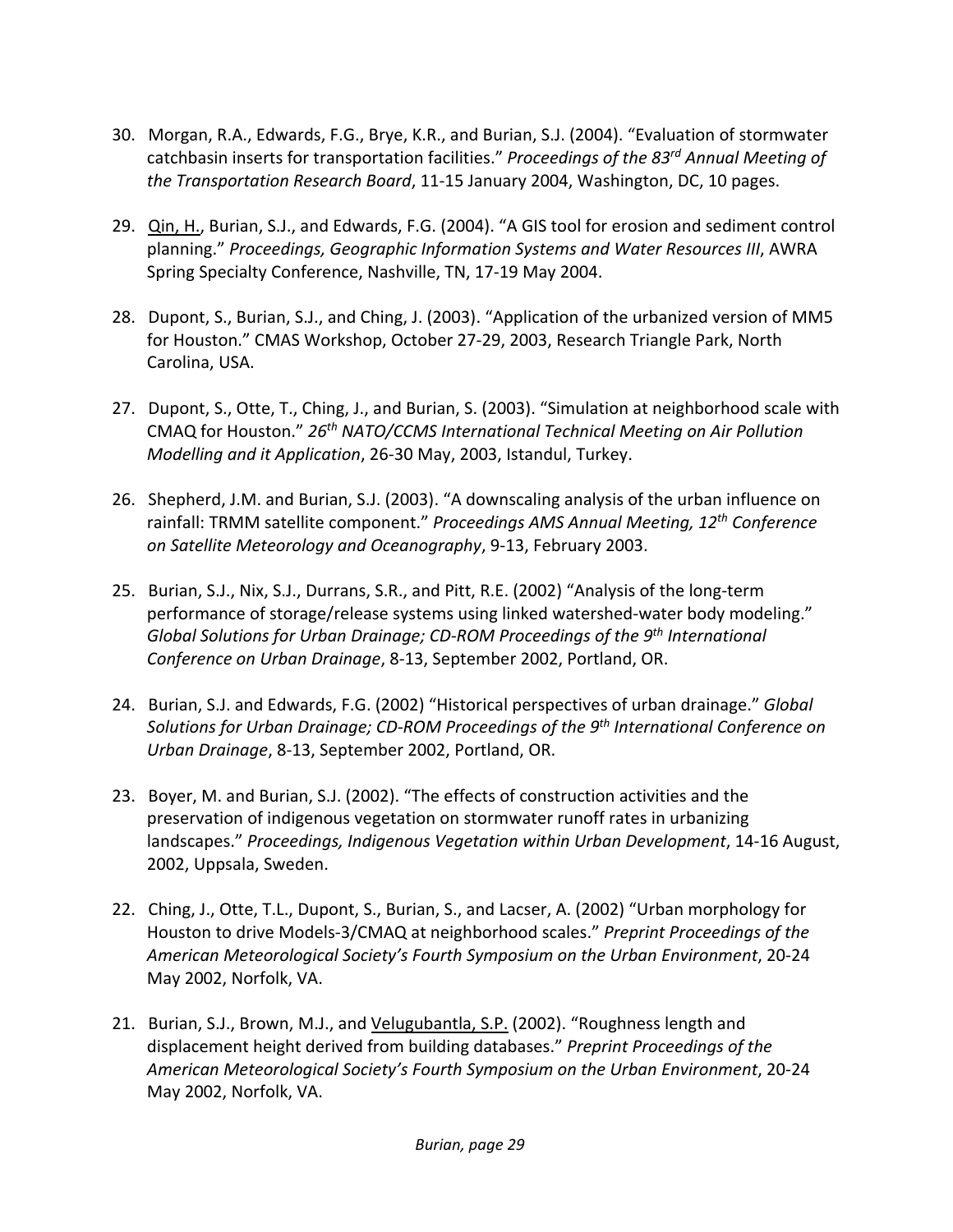30. Morgan, R.A., Edwards, F.G., Brye, K.R., and Burian, S.J. (2004). "Evaluation of stormwater catchbasin inserts for transportation facilities." *Proceedings of the 83rd Annual Meeting of the Transportation Research Board*, 11-15 January 2004, Washington, DC, 10 pages.

29. <u>Qin, H.</u>, Burian, S.J., and Edwards, F.G. (2004). "A GIS tool for erosion and sediment control planning." *Proceedings, Geographic Information Systems and Water Resources III*, AWRA Spring Specialty Conference, Nashville, TN, 17-19 May 2004.

28. Dupont, S., Burian, S.J., and Ching, J. (2003). "Application of the urbanized version of MM5 for Houston." CMAS Workshop, October 27-29, 2003, Research Triangle Park, North Carolina, USA.

27. Dupont, S., Otte, T., Ching, J., and Burian, S. (2003). "Simulation at neighborhood scale with CMAQ for Houston." *26th NATO/CCMS International Technical Meeting on Air Pollution Modelling and it Application*, 26-30 May, 2003, Istandul, Turkey.

26. Shepherd, J.M. and Burian, S.J. (2003). "A downscaling analysis of the urban influence on rainfall: TRMM satellite component." *Proceedings AMS Annual Meeting, 12th Conference on Satellite Meteorology and Oceanography*, 9-13, February 2003.

25. Burian, S.J., Nix, S.J., Durrans, S.R., and Pitt, R.E. (2002) "Analysis of the long-term performance of storage/release systems using linked watershed-water body modeling." *Global Solutions for Urban Drainage; CD-ROM Proceedings of the 9th International Conference on Urban Drainage*, 8-13, September 2002, Portland, OR.

24. Burian, S.J. and Edwards, F.G. (2002) "Historical perspectives of urban drainage." *Global Solutions for Urban Drainage; CD-ROM Proceedings of the 9th International Conference on Urban Drainage*, 8-13, September 2002, Portland, OR.

23. Boyer, M. and Burian, S.J. (2002). "The effects of construction activities and the preservation of indigenous vegetation on stormwater runoff rates in urbanizing landscapes." *Proceedings, Indigenous Vegetation within Urban Development*, 14-16 August, 2002, Uppsala, Sweden.

22. Ching, J., Otte, T.L., Dupont, S., Burian, S., and Lacser, A. (2002) "Urban morphology for Houston to drive Models-3/CMAQ at neighborhood scales." *Preprint Proceedings of the American Meteorological Society's Fourth Symposium on the Urban Environment*, 20-24 May 2002, Norfolk, VA.

21. Burian, S.J., Brown, M.J., and <u>Velugubantla, S.P.</u> (2002). "Roughness length and displacement height derived from building databases." *Preprint Proceedings of the American Meteorological Society's Fourth Symposium on the Urban Environment*, 20-24 May 2002, Norfolk, VA.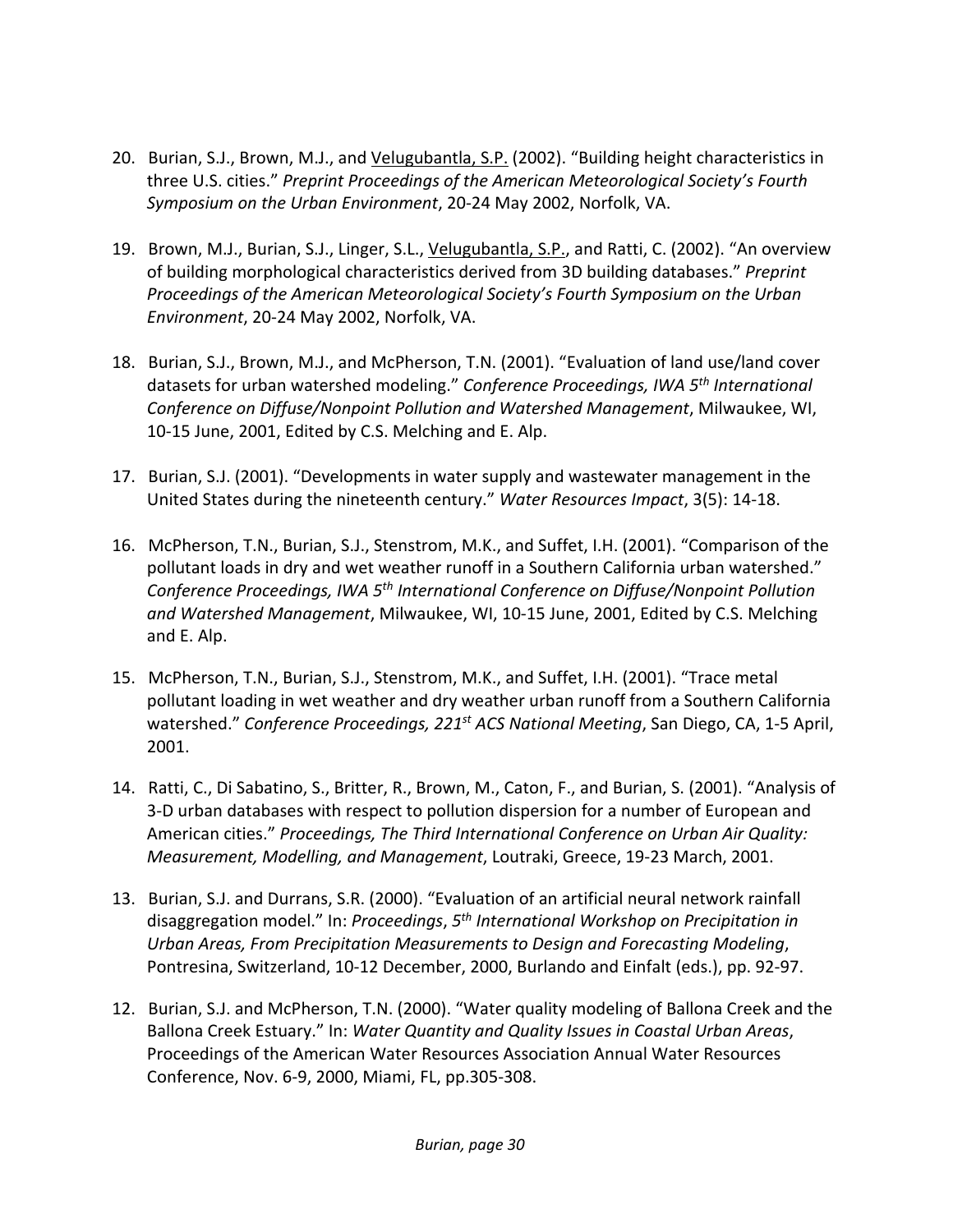20. Burian, S.J., Brown, M.J., and Velugubantla, S.P. (2002). "Building height characteristics in three U.S. cities." *Preprint Proceedings of the American Meteorological Society's Fourth Symposium on the Urban Environment*, 20-24 May 2002, Norfolk, VA.

19. Brown, M.J., Burian, S.J., Linger, S.L., Velugubantla, S.P., and Ratti, C. (2002). "An overview of building morphological characteristics derived from 3D building databases." *Preprint Proceedings of the American Meteorological Society's Fourth Symposium on the Urban Environment*, 20-24 May 2002, Norfolk, VA.

18. Burian, S.J., Brown, M.J., and McPherson, T.N. (2001). "Evaluation of land use/land cover datasets for urban watershed modeling." *Conference Proceedings, IWA 5th International Conference on Diffuse/Nonpoint Pollution and Watershed Management*, Milwaukee, WI, 10-15 June, 2001, Edited by C.S. Melching and E. Alp.

17. Burian, S.J. (2001). "Developments in water supply and wastewater management in the United States during the nineteenth century." *Water Resources Impact*, 3(5): 14-18.

16. McPherson, T.N., Burian, S.J., Stenstrom, M.K., and Suffet, I.H. (2001). "Comparison of the pollutant loads in dry and wet weather runoff in a Southern California urban watershed." *Conference Proceedings, IWA 5th International Conference on Diffuse/Nonpoint Pollution and Watershed Management*, Milwaukee, WI, 10-15 June, 2001, Edited by C.S. Melching and E. Alp.

15. McPherson, T.N., Burian, S.J., Stenstrom, M.K., and Suffet, I.H. (2001). "Trace metal pollutant loading in wet weather and dry weather urban runoff from a Southern California watershed." *Conference Proceedings, 221st ACS National Meeting*, San Diego, CA, 1-5 April, 2001.

14. Ratti, C., Di Sabatino, S., Britter, R., Brown, M., Caton, F., and Burian, S. (2001). "Analysis of 3-D urban databases with respect to pollution dispersion for a number of European and American cities." *Proceedings, The Third International Conference on Urban Air Quality: Measurement, Modelling, and Management*, Loutraki, Greece, 19-23 March, 2001.

13. Burian, S.J. and Durrans, S.R. (2000). "Evaluation of an artificial neural network rainfall disaggregation model." In: *Proceedings*, *5th International Workshop on Precipitation in Urban Areas, From Precipitation Measurements to Design and Forecasting Modeling*, Pontresina, Switzerland, 10-12 December, 2000, Burlando and Einfalt (eds.), pp. 92-97.

12. Burian, S.J. and McPherson, T.N. (2000). "Water quality modeling of Ballona Creek and the Ballona Creek Estuary." In: *Water Quantity and Quality Issues in Coastal Urban Areas*, Proceedings of the American Water Resources Association Annual Water Resources Conference, Nov. 6-9, 2000, Miami, FL, pp.305-308.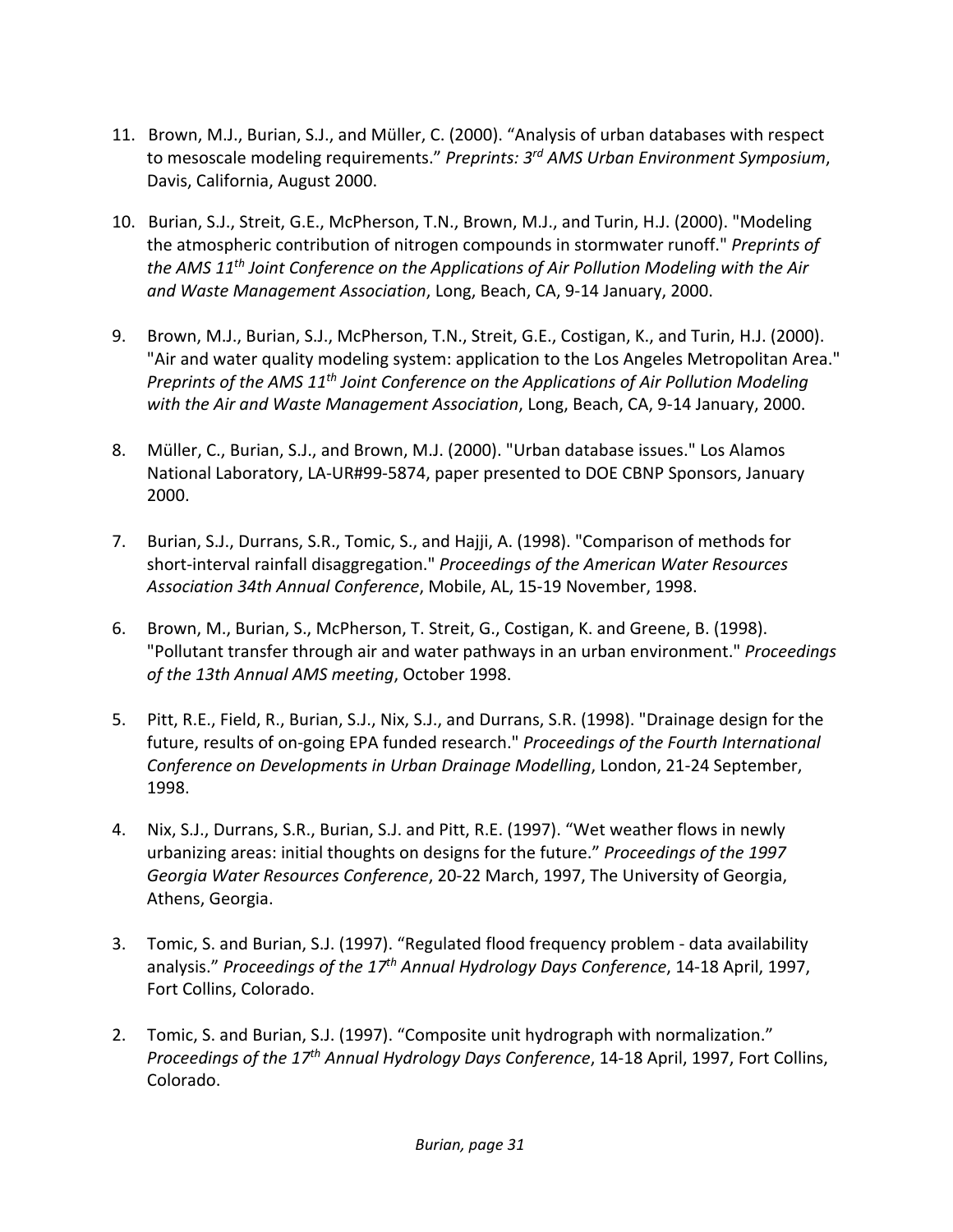11. Brown, M.J., Burian, S.J., and Müller, C. (2000). “Analysis of urban databases with respect to mesoscale modeling requirements.” *Preprints: 3rd AMS Urban Environment Symposium*, Davis, California, August 2000.

10. Burian, S.J., Streit, G.E., McPherson, T.N., Brown, M.J., and Turin, H.J. (2000). "Modeling the atmospheric contribution of nitrogen compounds in stormwater runoff." *Preprints of the AMS 11th Joint Conference on the Applications of Air Pollution Modeling with the Air and Waste Management Association*, Long, Beach, CA, 9-14 January, 2000.

9. Brown, M.J., Burian, S.J., McPherson, T.N., Streit, G.E., Costigan, K., and Turin, H.J. (2000). "Air and water quality modeling system: application to the Los Angeles Metropolitan Area." *Preprints of the AMS 11th Joint Conference on the Applications of Air Pollution Modeling with the Air and Waste Management Association*, Long, Beach, CA, 9-14 January, 2000.

8. Müller, C., Burian, S.J., and Brown, M.J. (2000). "Urban database issues." Los Alamos National Laboratory, LA-UR#99-5874, paper presented to DOE CBNP Sponsors, January 2000.

7. Burian, S.J., Durrans, S.R., Tomic, S., and Hajji, A. (1998). "Comparison of methods for short-interval rainfall disaggregation." *Proceedings of the American Water Resources Association 34th Annual Conference*, Mobile, AL, 15-19 November, 1998.

6. Brown, M., Burian, S., McPherson, T. Streit, G., Costigan, K. and Greene, B. (1998). "Pollutant transfer through air and water pathways in an urban environment." *Proceedings of the 13th Annual AMS meeting*, October 1998.

5. Pitt, R.E., Field, R., Burian, S.J., Nix, S.J., and Durrans, S.R. (1998). "Drainage design for the future, results of on-going EPA funded research." *Proceedings of the Fourth International Conference on Developments in Urban Drainage Modelling*, London, 21-24 September, 1998.

4. Nix, S.J., Durrans, S.R., Burian, S.J. and Pitt, R.E. (1997). “Wet weather flows in newly urbanizing areas: initial thoughts on designs for the future.” *Proceedings of the 1997 Georgia Water Resources Conference*, 20-22 March, 1997, The University of Georgia, Athens, Georgia.

3. Tomic, S. and Burian, S.J. (1997). “Regulated flood frequency problem - data availability analysis.” *Proceedings of the 17th Annual Hydrology Days Conference*, 14-18 April, 1997, Fort Collins, Colorado.

2. Tomic, S. and Burian, S.J. (1997). “Composite unit hydrograph with normalization.” *Proceedings of the 17th Annual Hydrology Days Conference*, 14-18 April, 1997, Fort Collins, Colorado.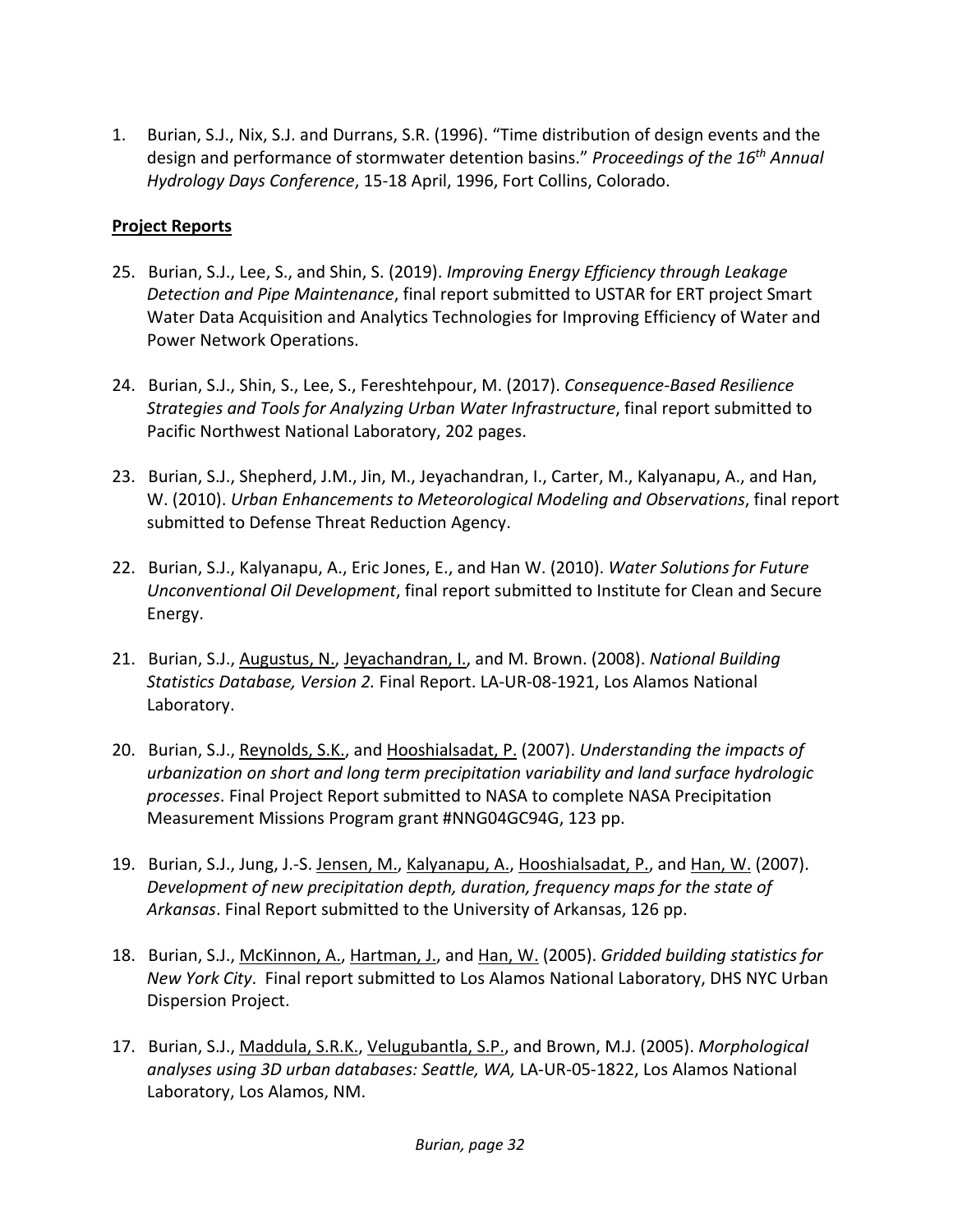1. Burian, S.J., Nix, S.J. and Durrans, S.R. (1996). "Time distribution of design events and the design and performance of stormwater detention basins." *Proceedings of the 16th Annual Hydrology Days Conference*, 15-18 April, 1996, Fort Collins, Colorado.

**Project Reports**

25. Burian, S.J., Lee, S., and Shin, S. (2019). *Improving Energy Efficiency through Leakage Detection and Pipe Maintenance*, final report submitted to USTAR for ERT project Smart Water Data Acquisition and Analytics Technologies for Improving Efficiency of Water and Power Network Operations.

24. Burian, S.J., Shin, S., Lee, S., Fereshtehpour, M. (2017). *Consequence-Based Resilience Strategies and Tools for Analyzing Urban Water Infrastructure*, final report submitted to Pacific Northwest National Laboratory, 202 pages.

23. Burian, S.J., Shepherd, J.M., Jin, M., Jeyachandran, I., Carter, M., Kalyanapu, A., and Han, W. (2010). *Urban Enhancements to Meteorological Modeling and Observations*, final report submitted to Defense Threat Reduction Agency.

22. Burian, S.J., Kalyanapu, A., Eric Jones, E., and Han W. (2010). *Water Solutions for Future Unconventional Oil Development*, final report submitted to Institute for Clean and Secure Energy.

21. Burian, S.J., Augustus, N., Jeyachandran, I., and M. Brown. (2008). *National Building Statistics Database, Version 2.* Final Report. LA-UR-08-1921, Los Alamos National Laboratory.

20. Burian, S.J., Reynolds, S.K., and Hooshialsadat, P. (2007). *Understanding the impacts of urbanization on short and long term precipitation variability and land surface hydrologic processes*. Final Project Report submitted to NASA to complete NASA Precipitation Measurement Missions Program grant #NNG04GC94G, 123 pp.

19. Burian, S.J., Jung, J.-S. Jensen, M., Kalyanapu, A., Hooshialsadat, P., and Han, W. (2007). *Development of new precipitation depth, duration, frequency maps for the state of Arkansas*. Final Report submitted to the University of Arkansas, 126 pp.

18. Burian, S.J., McKinnon, A., Hartman, J., and Han, W. (2005). *Gridded building statistics for New York City*. Final report submitted to Los Alamos National Laboratory, DHS NYC Urban Dispersion Project.

17. Burian, S.J., Maddula, S.R.K., Velugubantla, S.P., and Brown, M.J. (2005). *Morphological analyses using 3D urban databases: Seattle, WA,* LA-UR-05-1822, Los Alamos National Laboratory, Los Alamos, NM.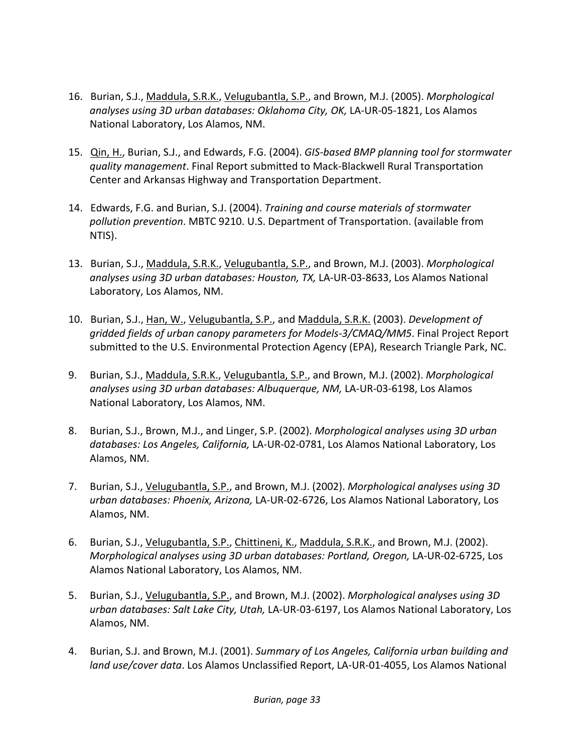16. Burian, S.J., <u>Maddula, S.R.K.</u>, <u>Velugubantla, S.P.</u>, and Brown, M.J. (2005). *Morphological analyses using 3D urban databases: Oklahoma City, OK,* LA-UR-05-1821, Los Alamos National Laboratory, Los Alamos, NM.

15. <u>Qin, H.</u>, Burian, S.J., and Edwards, F.G. (2004). *GIS-based BMP planning tool for stormwater quality management*. Final Report submitted to Mack-Blackwell Rural Transportation Center and Arkansas Highway and Transportation Department.

14. Edwards, F.G. and Burian, S.J. (2004). *Training and course materials of stormwater pollution prevention*. MBTC 9210. U.S. Department of Transportation. (available from NTIS).

13. Burian, S.J., <u>Maddula, S.R.K.</u>, <u>Velugubantla, S.P.</u>, and Brown, M.J. (2003). *Morphological analyses using 3D urban databases: Houston, TX,* LA-UR-03-8633, Los Alamos National Laboratory, Los Alamos, NM.

10. Burian, S.J., <u>Han, W.</u>, <u>Velugubantla, S.P.</u>, and <u>Maddula, S.R.K.</u> (2003). *Development of gridded fields of urban canopy parameters for Models-3/CMAQ/MM5*. Final Project Report submitted to the U.S. Environmental Protection Agency (EPA), Research Triangle Park, NC.

9. Burian, S.J., <u>Maddula, S.R.K.</u>, <u>Velugubantla, S.P.</u>, and Brown, M.J. (2002). *Morphological analyses using 3D urban databases: Albuquerque, NM,* LA-UR-03-6198, Los Alamos National Laboratory, Los Alamos, NM.

8. Burian, S.J., Brown, M.J., and Linger, S.P. (2002). *Morphological analyses using 3D urban databases: Los Angeles, California,* LA-UR-02-0781, Los Alamos National Laboratory, Los Alamos, NM.

7. Burian, S.J., <u>Velugubantla, S.P.</u>, and Brown, M.J. (2002). *Morphological analyses using 3D urban databases: Phoenix, Arizona,* LA-UR-02-6726, Los Alamos National Laboratory, Los Alamos, NM.

6. Burian, S.J., <u>Velugubantla, S.P.</u>, <u>Chittineni, K.</u>, <u>Maddula, S.R.K.</u>, and Brown, M.J. (2002). *Morphological analyses using 3D urban databases: Portland, Oregon,* LA-UR-02-6725, Los Alamos National Laboratory, Los Alamos, NM.

5. Burian, S.J., <u>Velugubantla, S.P.</u>, and Brown, M.J. (2002). *Morphological analyses using 3D urban databases: Salt Lake City, Utah,* LA-UR-03-6197, Los Alamos National Laboratory, Los Alamos, NM.

4. Burian, S.J. and Brown, M.J. (2001). *Summary of Los Angeles, California urban building and land use/cover data*. Los Alamos Unclassified Report, LA-UR-01-4055, Los Alamos National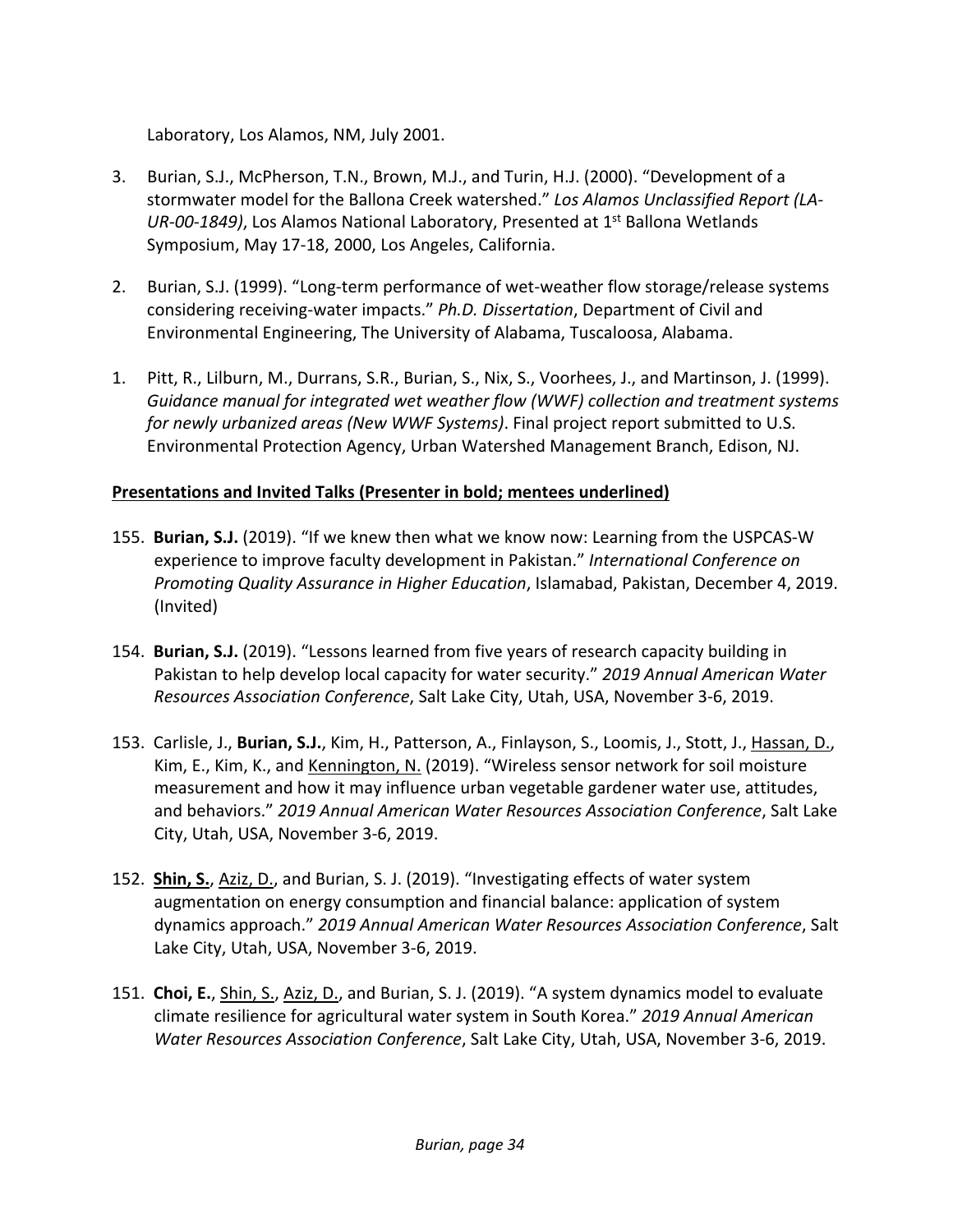Laboratory, Los Alamos, NM, July 2001.

3. Burian, S.J., McPherson, T.N., Brown, M.J., and Turin, H.J. (2000). "Development of a stormwater model for the Ballona Creek watershed." *Los Alamos Unclassified Report (LA-UR-00-1849)*, Los Alamos National Laboratory, Presented at 1st Ballona Wetlands Symposium, May 17-18, 2000, Los Angeles, California.

2. Burian, S.J. (1999). "Long-term performance of wet-weather flow storage/release systems considering receiving-water impacts." *Ph.D. Dissertation*, Department of Civil and Environmental Engineering, The University of Alabama, Tuscaloosa, Alabama.

1. Pitt, R., Lilburn, M., Durrans, S.R., Burian, S., Nix, S., Voorhees, J., and Martinson, J. (1999). *Guidance manual for integrated wet weather flow (WWF) collection and treatment systems for newly urbanized areas (New WWF Systems)*. Final project report submitted to U.S. Environmental Protection Agency, Urban Watershed Management Branch, Edison, NJ.

**<u>Presentations and Invited Talks (Presenter in bold; mentees underlined)</u>**

155. **Burian, S.J.** (2019). "If we knew then what we know now: Learning from the USPCAS-W experience to improve faculty development in Pakistan." *International Conference on Promoting Quality Assurance in Higher Education*, Islamabad, Pakistan, December 4, 2019. (Invited)

154. **Burian, S.J.** (2019). "Lessons learned from five years of research capacity building in Pakistan to help develop local capacity for water security." *2019 Annual American Water Resources Association Conference*, Salt Lake City, Utah, USA, November 3-6, 2019.

153. Carlisle, J., **Burian, S.J.**, Kim, H., Patterson, A., Finlayson, S., Loomis, J., Stott, J., <u>Hassan, D.</u>, Kim, E., Kim, K., and <u>Kennington, N.</u> (2019). "Wireless sensor network for soil moisture measurement and how it may influence urban vegetable gardener water use, attitudes, and behaviors." *2019 Annual American Water Resources Association Conference*, Salt Lake City, Utah, USA, November 3-6, 2019.

152. **<u>Shin, S.</u>**, <u>Aziz, D.</u>, and Burian, S. J. (2019). "Investigating effects of water system augmentation on energy consumption and financial balance: application of system dynamics approach." *2019 Annual American Water Resources Association Conference*, Salt Lake City, Utah, USA, November 3-6, 2019.

151. **Choi, E.**, <u>Shin, S.</u>, <u>Aziz, D.</u>, and Burian, S. J. (2019). "A system dynamics model to evaluate climate resilience for agricultural water system in South Korea." *2019 Annual American Water Resources Association Conference*, Salt Lake City, Utah, USA, November 3-6, 2019.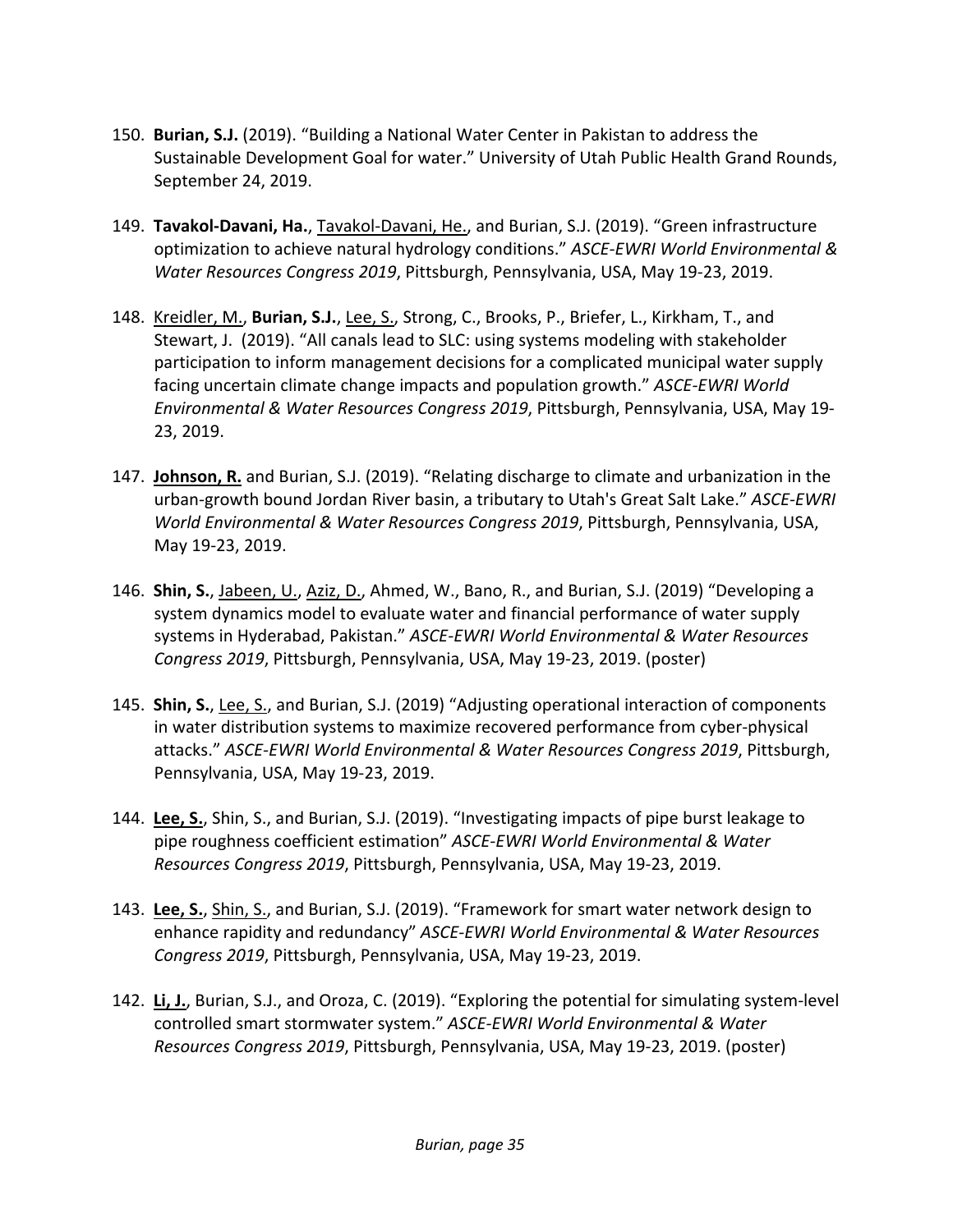150. **Burian, S.J.** (2019). “Building a National Water Center in Pakistan to address the Sustainable Development Goal for water.” University of Utah Public Health Grand Rounds, September 24, 2019.

149. **Tavakol-Davani, Ha.**, <u>Tavakol-Davani, He.</u>, and Burian, S.J. (2019). “Green infrastructure optimization to achieve natural hydrology conditions.” *ASCE-EWRI World Environmental & Water Resources Congress 2019*, Pittsburgh, Pennsylvania, USA, May 19-23, 2019.

148. <u>Kreidler, M.</u>, **Burian, S.J.**, <u>Lee, S.</u>, Strong, C., Brooks, P., Briefer, L., Kirkham, T., and Stewart, J. (2019). “All canals lead to SLC: using systems modeling with stakeholder participation to inform management decisions for a complicated municipal water supply facing uncertain climate change impacts and population growth.” *ASCE-EWRI World Environmental & Water Resources Congress 2019*, Pittsburgh, Pennsylvania, USA, May 19-23, 2019.

147. **<u>Johnson, R.</u>** and Burian, S.J. (2019). “Relating discharge to climate and urbanization in the urban-growth bound Jordan River basin, a tributary to Utah's Great Salt Lake.” *ASCE-EWRI World Environmental & Water Resources Congress 2019*, Pittsburgh, Pennsylvania, USA, May 19-23, 2019.

146. **Shin, S.**, <u>Jabeen, U.</u>, <u>Aziz, D.</u>, Ahmed, W., Bano, R., and Burian, S.J. (2019) “Developing a system dynamics model to evaluate water and financial performance of water supply systems in Hyderabad, Pakistan.” *ASCE-EWRI World Environmental & Water Resources Congress 2019*, Pittsburgh, Pennsylvania, USA, May 19-23, 2019. (poster)

145. **Shin, S.**, <u>Lee, S.</u>, and Burian, S.J. (2019) “Adjusting operational interaction of components in water distribution systems to maximize recovered performance from cyber-physical attacks.” *ASCE-EWRI World Environmental & Water Resources Congress 2019*, Pittsburgh, Pennsylvania, USA, May 19-23, 2019.

144. **<u>Lee, S.</u>**, Shin, S., and Burian, S.J. (2019). “Investigating impacts of pipe burst leakage to pipe roughness coefficient estimation” *ASCE-EWRI World Environmental & Water Resources Congress 2019*, Pittsburgh, Pennsylvania, USA, May 19-23, 2019.

143. **<u>Lee, S.</u>**, <u>Shin, S.</u>, and Burian, S.J. (2019). “Framework for smart water network design to enhance rapidity and redundancy” *ASCE-EWRI World Environmental & Water Resources Congress 2019*, Pittsburgh, Pennsylvania, USA, May 19-23, 2019.

142. **<u>Li, J.</u>**, Burian, S.J., and Oroza, C. (2019). “Exploring the potential for simulating system-level controlled smart stormwater system.” *ASCE-EWRI World Environmental & Water Resources Congress 2019*, Pittsburgh, Pennsylvania, USA, May 19-23, 2019. (poster)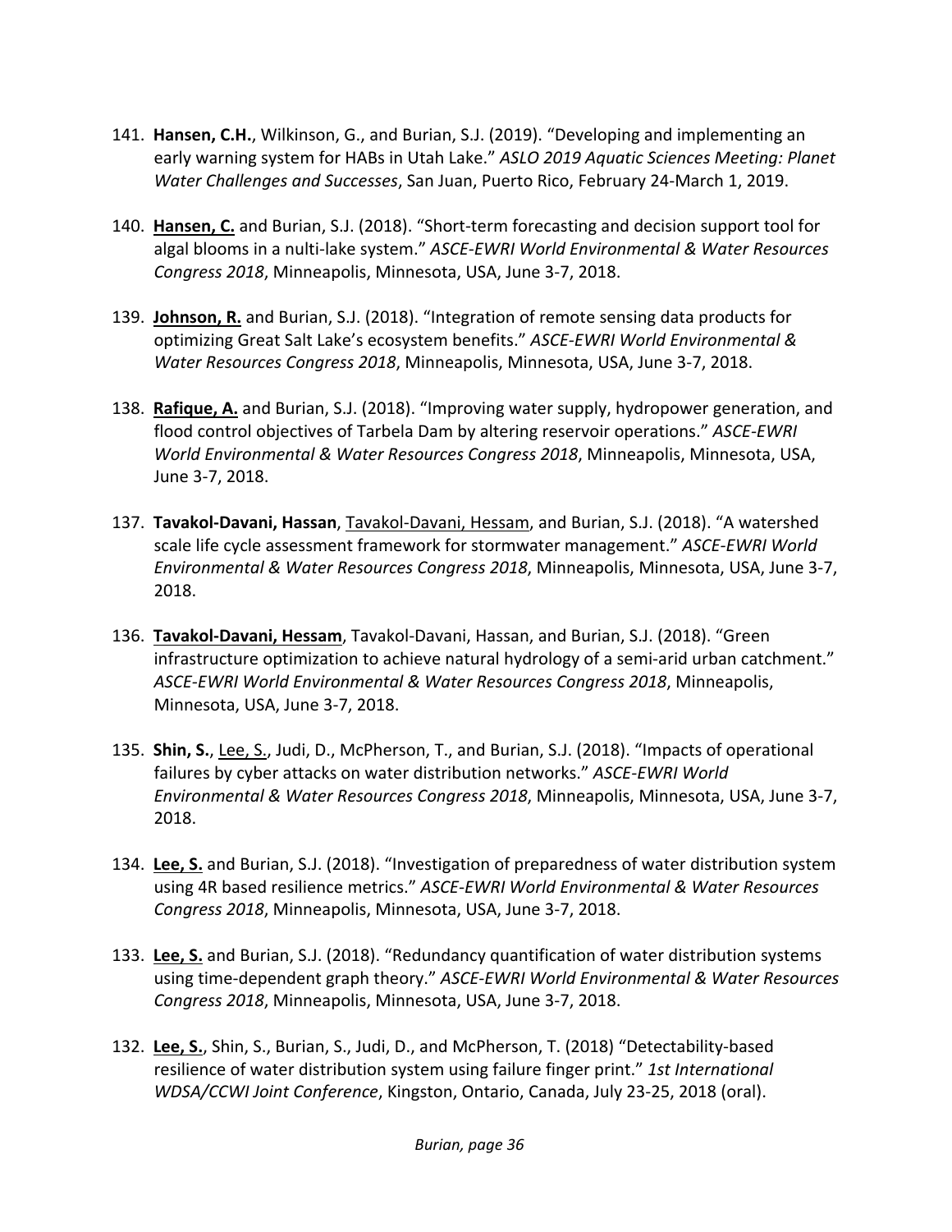141. **Hansen, C.H.**, Wilkinson, G., and Burian, S.J. (2019). "Developing and implementing an early warning system for HABs in Utah Lake." *ASLO 2019 Aquatic Sciences Meeting: Planet Water Challenges and Successes*, San Juan, Puerto Rico, February 24-March 1, 2019.

140. **<u>Hansen, C.</u>** and Burian, S.J. (2018). "Short-term forecasting and decision support tool for algal blooms in a nulti-lake system." *ASCE-EWRI World Environmental & Water Resources Congress 2018*, Minneapolis, Minnesota, USA, June 3-7, 2018.

139. **<u>Johnson, R.</u>** and Burian, S.J. (2018). "Integration of remote sensing data products for optimizing Great Salt Lake's ecosystem benefits." *ASCE-EWRI World Environmental & Water Resources Congress 2018*, Minneapolis, Minnesota, USA, June 3-7, 2018.

138. **<u>Rafique, A.</u>** and Burian, S.J. (2018). "Improving water supply, hydropower generation, and flood control objectives of Tarbela Dam by altering reservoir operations." *ASCE-EWRI World Environmental & Water Resources Congress 2018*, Minneapolis, Minnesota, USA, June 3-7, 2018.

137. **Tavakol-Davani, Hassan**, <u>Tavakol-Davani, Hessam</u>, and Burian, S.J. (2018). "A watershed scale life cycle assessment framework for stormwater management." *ASCE-EWRI World Environmental & Water Resources Congress 2018*, Minneapolis, Minnesota, USA, June 3-7, 2018.

136. **<u>Tavakol-Davani, Hessam</u>**, Tavakol-Davani, Hassan, and Burian, S.J. (2018). "Green infrastructure optimization to achieve natural hydrology of a semi-arid urban catchment." *ASCE-EWRI World Environmental & Water Resources Congress 2018*, Minneapolis, Minnesota, USA, June 3-7, 2018.

135. **Shin, S.**, <u>Lee, S.</u>, Judi, D., McPherson, T., and Burian, S.J. (2018). "Impacts of operational failures by cyber attacks on water distribution networks." *ASCE-EWRI World Environmental & Water Resources Congress 2018*, Minneapolis, Minnesota, USA, June 3-7, 2018.

134. **<u>Lee, S.</u>** and Burian, S.J. (2018). "Investigation of preparedness of water distribution system using 4R based resilience metrics." *ASCE-EWRI World Environmental & Water Resources Congress 2018*, Minneapolis, Minnesota, USA, June 3-7, 2018.

133. **<u>Lee, S.</u>** and Burian, S.J. (2018). "Redundancy quantification of water distribution systems using time-dependent graph theory." *ASCE-EWRI World Environmental & Water Resources Congress 2018*, Minneapolis, Minnesota, USA, June 3-7, 2018.

132. **<u>Lee, S.</u>**, Shin, S., Burian, S., Judi, D., and McPherson, T. (2018) "Detectability-based resilience of water distribution system using failure finger print." *1st International WDSA/CCWI Joint Conference*, Kingston, Ontario, Canada, July 23-25, 2018 (oral).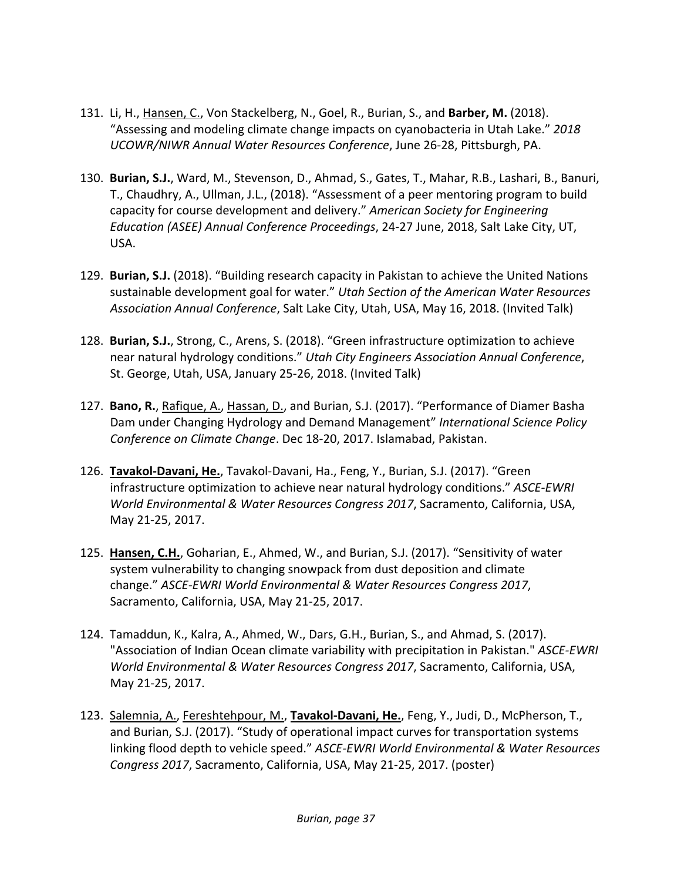131. Li, H., <u>Hansen, C.</u>, Von Stackelberg, N., Goel, R., Burian, S., and **Barber, M.** (2018). "Assessing and modeling climate change impacts on cyanobacteria in Utah Lake." *2018 UCOWR/NIWR Annual Water Resources Conference*, June 26-28, Pittsburgh, PA.

130. **Burian, S.J.**, Ward, M., Stevenson, D., Ahmad, S., Gates, T., Mahar, R.B., Lashari, B., Banuri, T., Chaudhry, A., Ullman, J.L., (2018). "Assessment of a peer mentoring program to build capacity for course development and delivery." *American Society for Engineering Education (ASEE) Annual Conference Proceedings*, 24-27 June, 2018, Salt Lake City, UT, USA.

129. **Burian, S.J.** (2018). "Building research capacity in Pakistan to achieve the United Nations sustainable development goal for water." *Utah Section of the American Water Resources Association Annual Conference*, Salt Lake City, Utah, USA, May 16, 2018. (Invited Talk)

128. **Burian, S.J.**, Strong, C., Arens, S. (2018). "Green infrastructure optimization to achieve near natural hydrology conditions." *Utah City Engineers Association Annual Conference*, St. George, Utah, USA, January 25-26, 2018. (Invited Talk)

127. **Bano, R.**, <u>Rafique, A.</u>, <u>Hassan, D.</u>, and Burian, S.J. (2017). "Performance of Diamer Basha Dam under Changing Hydrology and Demand Management" *International Science Policy Conference on Climate Change*. Dec 18-20, 2017. Islamabad, Pakistan.

126. <u>**Tavakol-Davani, He.**</u>, Tavakol-Davani, Ha., Feng, Y., Burian, S.J. (2017). "Green infrastructure optimization to achieve near natural hydrology conditions." *ASCE-EWRI World Environmental & Water Resources Congress 2017*, Sacramento, California, USA, May 21-25, 2017.

125. <u>**Hansen, C.H.**</u>, Goharian, E., Ahmed, W., and Burian, S.J. (2017). "Sensitivity of water system vulnerability to changing snowpack from dust deposition and climate change." *ASCE-EWRI World Environmental & Water Resources Congress 2017*, Sacramento, California, USA, May 21-25, 2017.

124. Tamaddun, K., Kalra, A., Ahmed, W., Dars, G.H., Burian, S., and Ahmad, S. (2017). "Association of Indian Ocean climate variability with precipitation in Pakistan." *ASCE-EWRI World Environmental & Water Resources Congress 2017*, Sacramento, California, USA, May 21-25, 2017.

123. <u>Salemnia, A.</u>, <u>Fereshtehpour, M.</u>, <u>**Tavakol-Davani, He.**</u>, Feng, Y., Judi, D., McPherson, T., and Burian, S.J. (2017). "Study of operational impact curves for transportation systems linking flood depth to vehicle speed." *ASCE-EWRI World Environmental & Water Resources Congress 2017*, Sacramento, California, USA, May 21-25, 2017. (poster)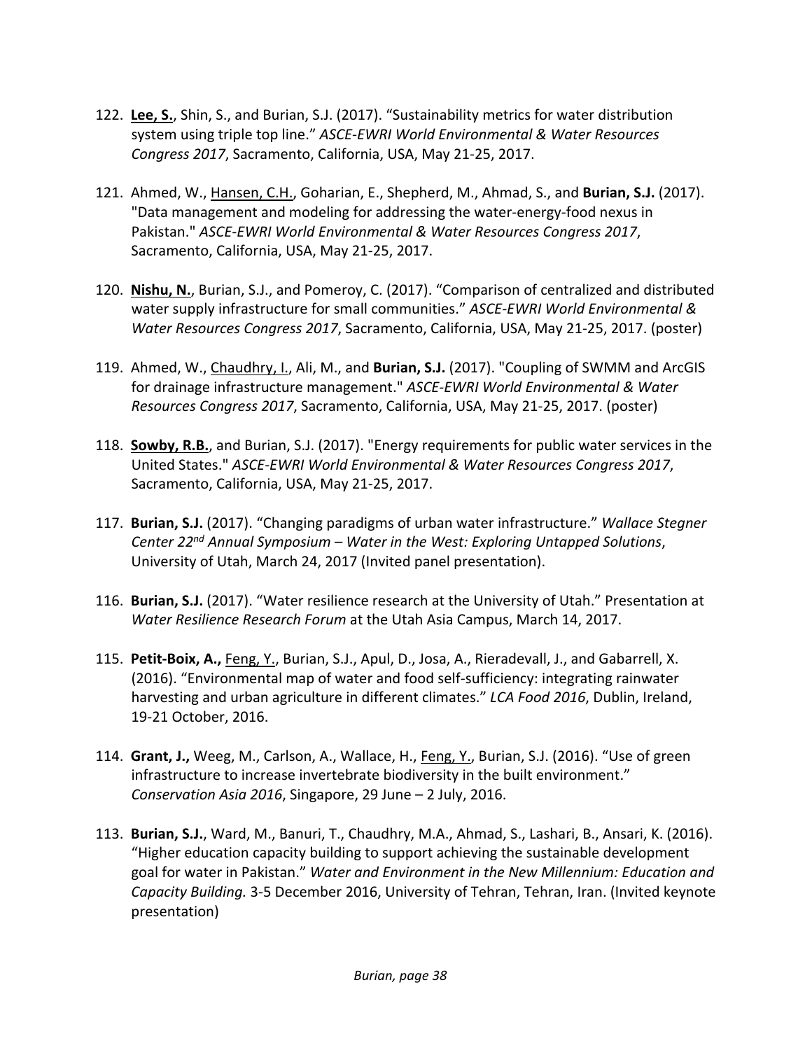122. **Lee, S.**, Shin, S., and Burian, S.J. (2017). "Sustainability metrics for water distribution system using triple top line." *ASCE-EWRI World Environmental & Water Resources Congress 2017*, Sacramento, California, USA, May 21-25, 2017.

121. Ahmed, W., Hansen, C.H., Goharian, E., Shepherd, M., Ahmad, S., and **Burian, S.J.** (2017). "Data management and modeling for addressing the water-energy-food nexus in Pakistan." *ASCE-EWRI World Environmental & Water Resources Congress 2017*, Sacramento, California, USA, May 21-25, 2017.

120. **Nishu, N.**, Burian, S.J., and Pomeroy, C. (2017). "Comparison of centralized and distributed water supply infrastructure for small communities." *ASCE-EWRI World Environmental & Water Resources Congress 2017*, Sacramento, California, USA, May 21-25, 2017. (poster)

119. Ahmed, W., Chaudhry, I., Ali, M., and **Burian, S.J.** (2017). "Coupling of SWMM and ArcGIS for drainage infrastructure management." *ASCE-EWRI World Environmental & Water Resources Congress 2017*, Sacramento, California, USA, May 21-25, 2017. (poster)

118. **Sowby, R.B.**, and Burian, S.J. (2017). "Energy requirements for public water services in the United States." *ASCE-EWRI World Environmental & Water Resources Congress 2017*, Sacramento, California, USA, May 21-25, 2017.

117. **Burian, S.J.** (2017). "Changing paradigms of urban water infrastructure." *Wallace Stegner Center 22nd Annual Symposium – Water in the West: Exploring Untapped Solutions*, University of Utah, March 24, 2017 (Invited panel presentation).

116. **Burian, S.J.** (2017). "Water resilience research at the University of Utah." Presentation at *Water Resilience Research Forum* at the Utah Asia Campus, March 14, 2017.

115. **Petit-Boix, A.,** Feng, Y., Burian, S.J., Apul, D., Josa, A., Rieradevall, J., and Gabarrell, X. (2016). "Environmental map of water and food self-sufficiency: integrating rainwater harvesting and urban agriculture in different climates." *LCA Food 2016*, Dublin, Ireland, 19-21 October, 2016.

114. **Grant, J.,** Weeg, M., Carlson, A., Wallace, H., Feng, Y., Burian, S.J. (2016). "Use of green infrastructure to increase invertebrate biodiversity in the built environment." *Conservation Asia 2016*, Singapore, 29 June – 2 July, 2016.

113. **Burian, S.J.**, Ward, M., Banuri, T., Chaudhry, M.A., Ahmad, S., Lashari, B., Ansari, K. (2016). "Higher education capacity building to support achieving the sustainable development goal for water in Pakistan." *Water and Environment in the New Millennium: Education and Capacity Building.* 3-5 December 2016, University of Tehran, Tehran, Iran. (Invited keynote presentation)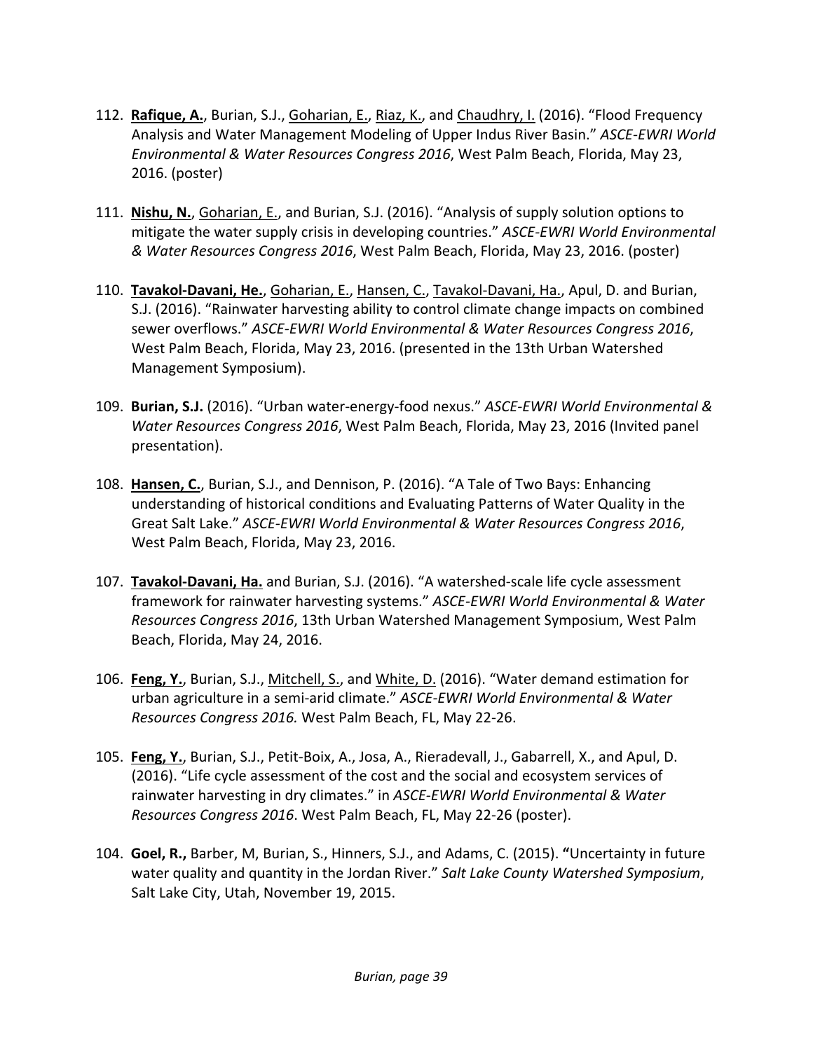112. **Rafique, A.**, Burian, S.J., Goharian, E., Riaz, K., and Chaudhry, I. (2016). "Flood Frequency Analysis and Water Management Modeling of Upper Indus River Basin." *ASCE-EWRI World Environmental & Water Resources Congress 2016*, West Palm Beach, Florida, May 23, 2016. (poster)

111. **Nishu, N.**, Goharian, E., and Burian, S.J. (2016). "Analysis of supply solution options to mitigate the water supply crisis in developing countries." *ASCE-EWRI World Environmental & Water Resources Congress 2016*, West Palm Beach, Florida, May 23, 2016. (poster)

110. **Tavakol-Davani, He.**, Goharian, E., Hansen, C., Tavakol-Davani, Ha., Apul, D. and Burian, S.J. (2016). "Rainwater harvesting ability to control climate change impacts on combined sewer overflows." *ASCE-EWRI World Environmental & Water Resources Congress 2016*, West Palm Beach, Florida, May 23, 2016. (presented in the 13th Urban Watershed Management Symposium).

109. **Burian, S.J.** (2016). "Urban water-energy-food nexus." *ASCE-EWRI World Environmental & Water Resources Congress 2016*, West Palm Beach, Florida, May 23, 2016 (Invited panel presentation).

108. **Hansen, C.**, Burian, S.J., and Dennison, P. (2016). "A Tale of Two Bays: Enhancing understanding of historical conditions and Evaluating Patterns of Water Quality in the Great Salt Lake." *ASCE-EWRI World Environmental & Water Resources Congress 2016*, West Palm Beach, Florida, May 23, 2016.

107. **Tavakol-Davani, Ha.** and Burian, S.J. (2016). "A watershed-scale life cycle assessment framework for rainwater harvesting systems." *ASCE-EWRI World Environmental & Water Resources Congress 2016*, 13th Urban Watershed Management Symposium, West Palm Beach, Florida, May 24, 2016.

106. **Feng, Y.**, Burian, S.J., Mitchell, S., and White, D. (2016). "Water demand estimation for urban agriculture in a semi-arid climate." *ASCE-EWRI World Environmental & Water Resources Congress 2016.* West Palm Beach, FL, May 22-26.

105. **Feng, Y.**, Burian, S.J., Petit-Boix, A., Josa, A., Rieradevall, J., Gabarrell, X., and Apul, D. (2016). "Life cycle assessment of the cost and the social and ecosystem services of rainwater harvesting in dry climates." in *ASCE-EWRI World Environmental & Water Resources Congress 2016*. West Palm Beach, FL, May 22-26 (poster).

104. **Goel, R.,** Barber, M, Burian, S., Hinners, S.J., and Adams, C. (2015). **"**Uncertainty in future water quality and quantity in the Jordan River." *Salt Lake County Watershed Symposium*, Salt Lake City, Utah, November 19, 2015.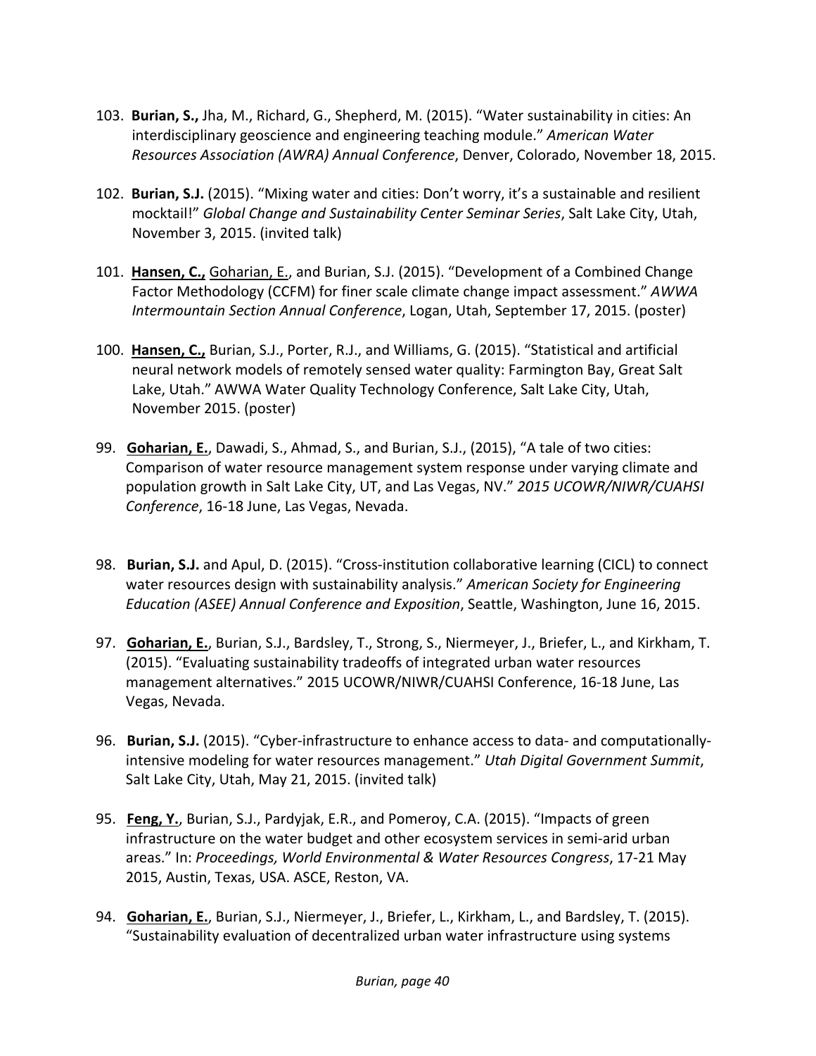103. **Burian, S.,** Jha, M., Richard, G., Shepherd, M. (2015). "Water sustainability in cities: An interdisciplinary geoscience and engineering teaching module." *American Water Resources Association (AWRA) Annual Conference*, Denver, Colorado, November 18, 2015.

102. **Burian, S.J.** (2015). "Mixing water and cities: Don't worry, it's a sustainable and resilient mocktail!" *Global Change and Sustainability Center Seminar Series*, Salt Lake City, Utah, November 3, 2015. (invited talk)

101. **Hansen, C.,** Goharian, E., and Burian, S.J. (2015). "Development of a Combined Change Factor Methodology (CCFM) for finer scale climate change impact assessment." *AWWA Intermountain Section Annual Conference*, Logan, Utah, September 17, 2015. (poster)

100. **Hansen, C.,** Burian, S.J., Porter, R.J., and Williams, G. (2015). "Statistical and artificial neural network models of remotely sensed water quality: Farmington Bay, Great Salt Lake, Utah." AWWA Water Quality Technology Conference, Salt Lake City, Utah, November 2015. (poster)

99. **Goharian, E.**, Dawadi, S., Ahmad, S., and Burian, S.J., (2015), "A tale of two cities: Comparison of water resource management system response under varying climate and population growth in Salt Lake City, UT, and Las Vegas, NV." *2015 UCOWR/NIWR/CUAHSI Conference*, 16-18 June, Las Vegas, Nevada.

98. **Burian, S.J.** and Apul, D. (2015). "Cross-institution collaborative learning (CICL) to connect water resources design with sustainability analysis." *American Society for Engineering Education (ASEE) Annual Conference and Exposition*, Seattle, Washington, June 16, 2015.

97. **Goharian, E.**, Burian, S.J., Bardsley, T., Strong, S., Niermeyer, J., Briefer, L., and Kirkham, T. (2015). "Evaluating sustainability tradeoffs of integrated urban water resources management alternatives." 2015 UCOWR/NIWR/CUAHSI Conference, 16-18 June, Las Vegas, Nevada.

96. **Burian, S.J.** (2015). "Cyber-infrastructure to enhance access to data- and computationally-intensive modeling for water resources management." *Utah Digital Government Summit*, Salt Lake City, Utah, May 21, 2015. (invited talk)

95. **Feng, Y.**, Burian, S.J., Pardyjak, E.R., and Pomeroy, C.A. (2015). "Impacts of green infrastructure on the water budget and other ecosystem services in semi-arid urban areas." In: *Proceedings, World Environmental & Water Resources Congress*, 17-21 May 2015, Austin, Texas, USA. ASCE, Reston, VA.

94. **Goharian, E.**, Burian, S.J., Niermeyer, J., Briefer, L., Kirkham, L., and Bardsley, T. (2015). "Sustainability evaluation of decentralized urban water infrastructure using systems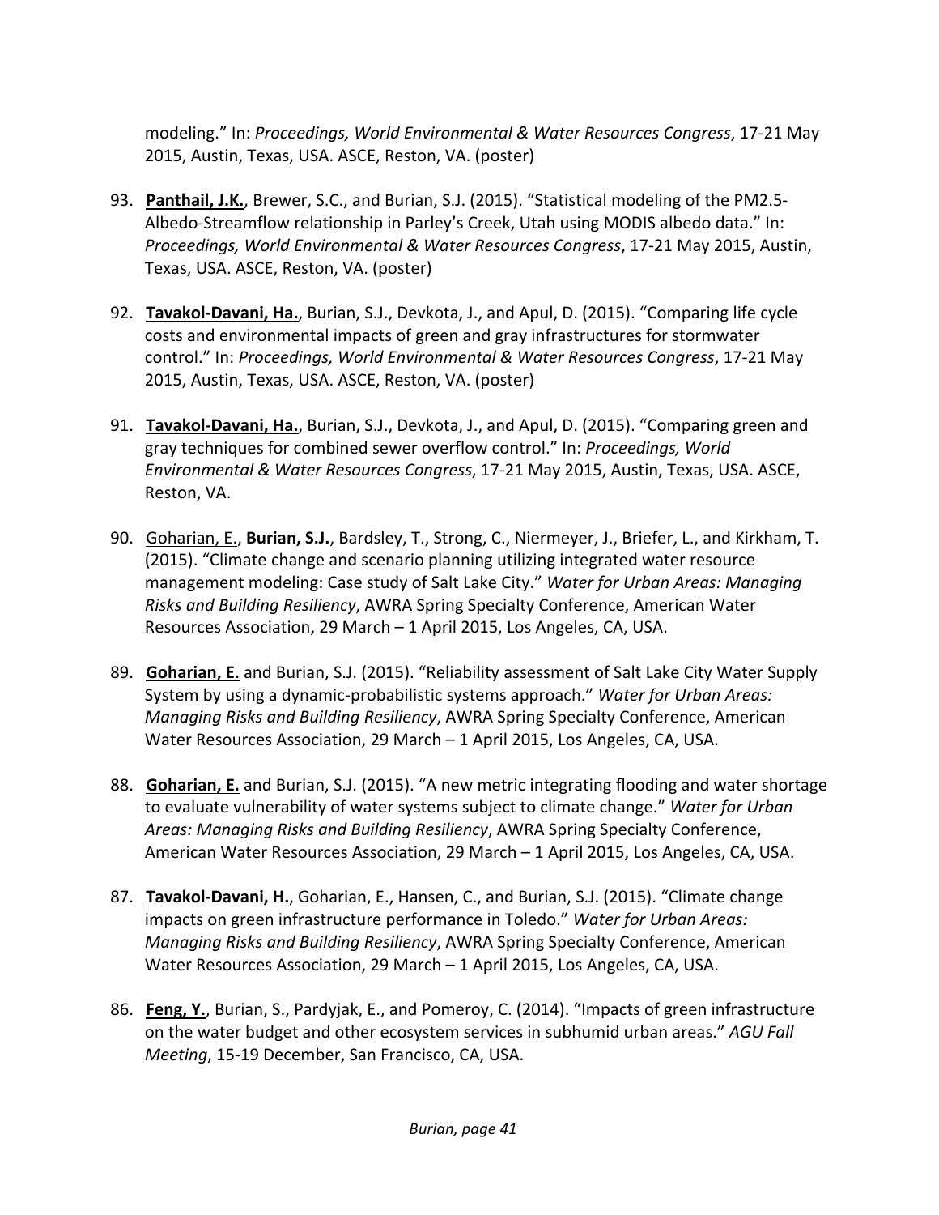modeling." In: *Proceedings, World Environmental & Water Resources Congress*, 17-21 May 2015, Austin, Texas, USA. ASCE, Reston, VA. (poster)

93. **<u>Panthail, J.K.</u>**, Brewer, S.C., and Burian, S.J. (2015). "Statistical modeling of the PM2.5-Albedo-Streamflow relationship in Parley's Creek, Utah using MODIS albedo data." In: *Proceedings, World Environmental & Water Resources Congress*, 17-21 May 2015, Austin, Texas, USA. ASCE, Reston, VA. (poster)

92. **<u>Tavakol-Davani, Ha.</u>**, Burian, S.J., Devkota, J., and Apul, D. (2015). "Comparing life cycle costs and environmental impacts of green and gray infrastructures for stormwater control." In: *Proceedings, World Environmental & Water Resources Congress*, 17-21 May 2015, Austin, Texas, USA. ASCE, Reston, VA. (poster)

91. **<u>Tavakol-Davani, Ha.</u>**, Burian, S.J., Devkota, J., and Apul, D. (2015). "Comparing green and gray techniques for combined sewer overflow control." In: *Proceedings, World Environmental & Water Resources Congress*, 17-21 May 2015, Austin, Texas, USA. ASCE, Reston, VA.

90. <u>Goharian, E.</u>, **Burian, S.J.**, Bardsley, T., Strong, C., Niermeyer, J., Briefer, L., and Kirkham, T. (2015). "Climate change and scenario planning utilizing integrated water resource management modeling: Case study of Salt Lake City." *Water for Urban Areas: Managing Risks and Building Resiliency*, AWRA Spring Specialty Conference, American Water Resources Association, 29 March – 1 April 2015, Los Angeles, CA, USA.

89. **<u>Goharian, E.</u>** and Burian, S.J. (2015). "Reliability assessment of Salt Lake City Water Supply System by using a dynamic-probabilistic systems approach." *Water for Urban Areas: Managing Risks and Building Resiliency*, AWRA Spring Specialty Conference, American Water Resources Association, 29 March – 1 April 2015, Los Angeles, CA, USA.

88. **<u>Goharian, E.</u>** and Burian, S.J. (2015). "A new metric integrating flooding and water shortage to evaluate vulnerability of water systems subject to climate change." *Water for Urban Areas: Managing Risks and Building Resiliency*, AWRA Spring Specialty Conference, American Water Resources Association, 29 March – 1 April 2015, Los Angeles, CA, USA.

87. **<u>Tavakol-Davani, H.</u>**, Goharian, E., Hansen, C., and Burian, S.J. (2015). "Climate change impacts on green infrastructure performance in Toledo." *Water for Urban Areas: Managing Risks and Building Resiliency*, AWRA Spring Specialty Conference, American Water Resources Association, 29 March – 1 April 2015, Los Angeles, CA, USA.

86. **<u>Feng, Y.</u>**, Burian, S., Pardyjak, E., and Pomeroy, C. (2014). "Impacts of green infrastructure on the water budget and other ecosystem services in subhumid urban areas." *AGU Fall Meeting*, 15-19 December, San Francisco, CA, USA.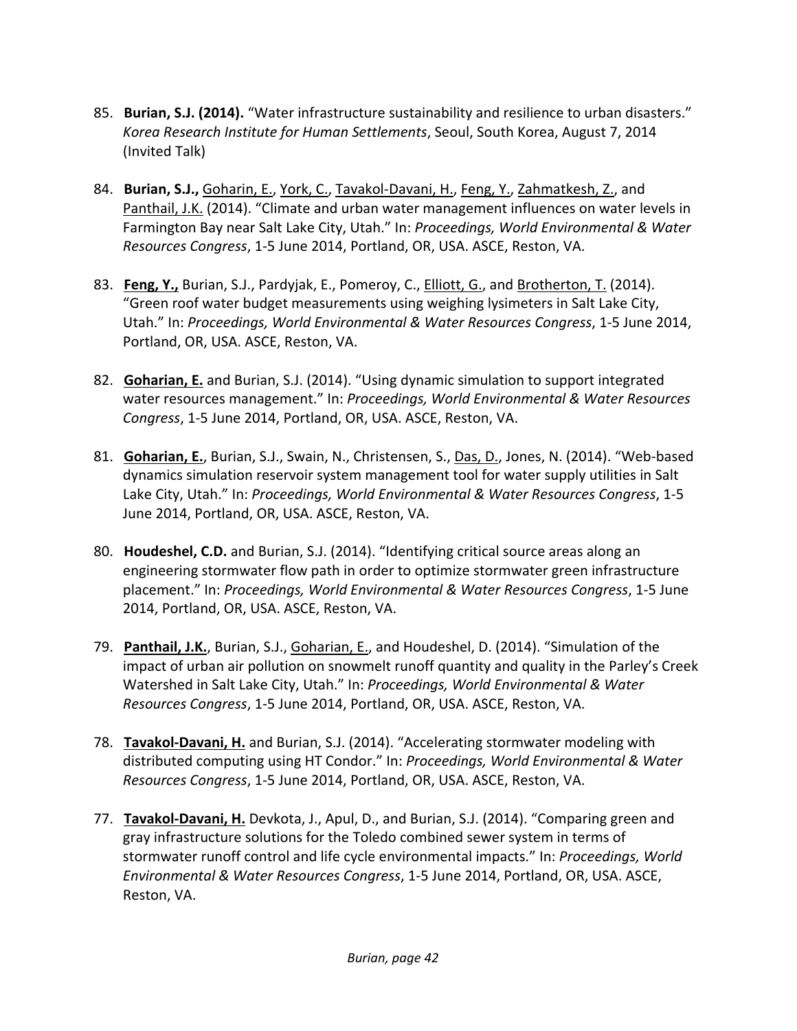85. **Burian, S.J. (2014).** "Water infrastructure sustainability and resilience to urban disasters." *Korea Research Institute for Human Settlements*, Seoul, South Korea, August 7, 2014 (Invited Talk)

84. **Burian, S.J.,** <u>Goharin, E.</u>, <u>York, C.</u>, <u>Tavakol-Davani, H.</u>, <u>Feng, Y.</u>, <u>Zahmatkesh, Z.</u>, and <u>Panthail, J.K.</u> (2014). "Climate and urban water management influences on water levels in Farmington Bay near Salt Lake City, Utah." In: *Proceedings, World Environmental & Water Resources Congress*, 1-5 June 2014, Portland, OR, USA. ASCE, Reston, VA.

83. **<u>Feng, Y.,</u>** Burian, S.J., Pardyjak, E., Pomeroy, C., <u>Elliott, G.</u>, and <u>Brotherton, T.</u> (2014). "Green roof water budget measurements using weighing lysimeters in Salt Lake City, Utah." In: *Proceedings, World Environmental & Water Resources Congress*, 1-5 June 2014, Portland, OR, USA. ASCE, Reston, VA.

82. **<u>Goharian, E.</u>** and Burian, S.J. (2014). "Using dynamic simulation to support integrated water resources management." In: *Proceedings, World Environmental & Water Resources Congress*, 1-5 June 2014, Portland, OR, USA. ASCE, Reston, VA.

81. **<u>Goharian, E.</u>**, Burian, S.J., Swain, N., Christensen, S., <u>Das, D.</u>, Jones, N. (2014). "Web-based dynamics simulation reservoir system management tool for water supply utilities in Salt Lake City, Utah." In: *Proceedings, World Environmental & Water Resources Congress*, 1-5 June 2014, Portland, OR, USA. ASCE, Reston, VA.

80. **Houdeshel, C.D.** and Burian, S.J. (2014). "Identifying critical source areas along an engineering stormwater flow path in order to optimize stormwater green infrastructure placement." In: *Proceedings, World Environmental & Water Resources Congress*, 1-5 June 2014, Portland, OR, USA. ASCE, Reston, VA.

79. **<u>Panthail, J.K.</u>**, Burian, S.J., <u>Goharian, E.</u>, and Houdeshel, D. (2014). "Simulation of the impact of urban air pollution on snowmelt runoff quantity and quality in the Parley's Creek Watershed in Salt Lake City, Utah." In: *Proceedings, World Environmental & Water Resources Congress*, 1-5 June 2014, Portland, OR, USA. ASCE, Reston, VA.

78. **<u>Tavakol-Davani, H.</u>** and Burian, S.J. (2014). "Accelerating stormwater modeling with distributed computing using HT Condor." In: *Proceedings, World Environmental & Water Resources Congress*, 1-5 June 2014, Portland, OR, USA. ASCE, Reston, VA.

77. **<u>Tavakol-Davani, H.</u>** Devkota, J., Apul, D., and Burian, S.J. (2014). "Comparing green and gray infrastructure solutions for the Toledo combined sewer system in terms of stormwater runoff control and life cycle environmental impacts." In: *Proceedings, World Environmental & Water Resources Congress*, 1-5 June 2014, Portland, OR, USA. ASCE, Reston, VA.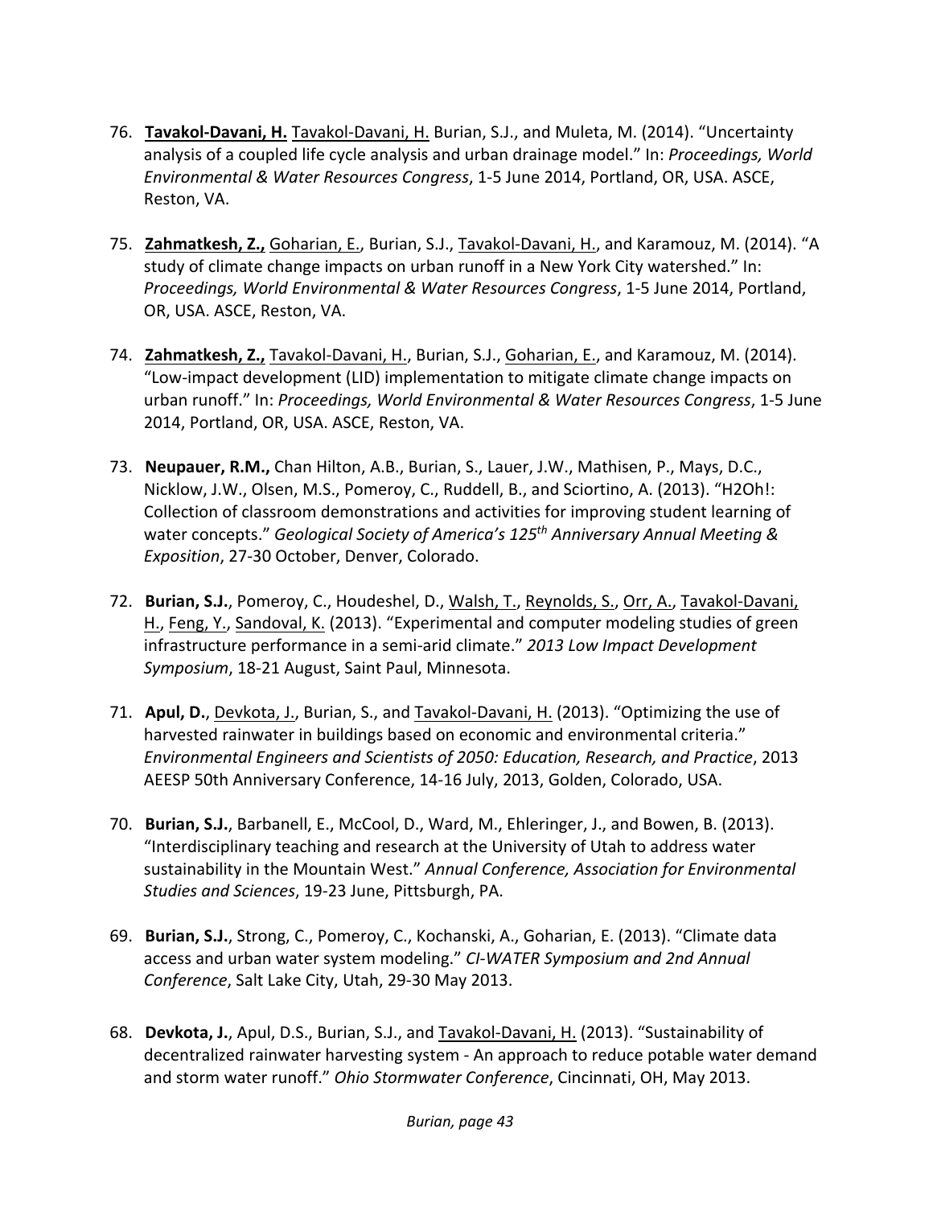76. **Tavakol-Davani, H.** Tavakol-Davani, H. Burian, S.J., and Muleta, M. (2014). "Uncertainty analysis of a coupled life cycle analysis and urban drainage model." In: *Proceedings, World Environmental & Water Resources Congress*, 1-5 June 2014, Portland, OR, USA. ASCE, Reston, VA.

75. **Zahmatkesh, Z.,** Goharian, E., Burian, S.J., Tavakol-Davani, H., and Karamouz, M. (2014). "A study of climate change impacts on urban runoff in a New York City watershed." In: *Proceedings, World Environmental & Water Resources Congress*, 1-5 June 2014, Portland, OR, USA. ASCE, Reston, VA.

74. **Zahmatkesh, Z.,** Tavakol-Davani, H., Burian, S.J., Goharian, E., and Karamouz, M. (2014). "Low-impact development (LID) implementation to mitigate climate change impacts on urban runoff." In: *Proceedings, World Environmental & Water Resources Congress*, 1-5 June 2014, Portland, OR, USA. ASCE, Reston, VA.

73. **Neupauer, R.M.,** Chan Hilton, A.B., Burian, S., Lauer, J.W., Mathisen, P., Mays, D.C., Nicklow, J.W., Olsen, M.S., Pomeroy, C., Ruddell, B., and Sciortino, A. (2013). "H2Oh!: Collection of classroom demonstrations and activities for improving student learning of water concepts." *Geological Society of America's 125th Anniversary Annual Meeting & Exposition*, 27-30 October, Denver, Colorado.

72. **Burian, S.J.**, Pomeroy, C., Houdeshel, D., Walsh, T., Reynolds, S., Orr, A., Tavakol-Davani, H., Feng, Y., Sandoval, K. (2013). "Experimental and computer modeling studies of green infrastructure performance in a semi-arid climate." *2013 Low Impact Development Symposium*, 18-21 August, Saint Paul, Minnesota.

71. **Apul, D.**, Devkota, J., Burian, S., and Tavakol-Davani, H. (2013). "Optimizing the use of harvested rainwater in buildings based on economic and environmental criteria." *Environmental Engineers and Scientists of 2050: Education, Research, and Practice*, 2013 AEESP 50th Anniversary Conference, 14-16 July, 2013, Golden, Colorado, USA.

70. **Burian, S.J.**, Barbanell, E., McCool, D., Ward, M., Ehleringer, J., and Bowen, B. (2013). "Interdisciplinary teaching and research at the University of Utah to address water sustainability in the Mountain West." *Annual Conference, Association for Environmental Studies and Sciences*, 19-23 June, Pittsburgh, PA.

69. **Burian, S.J.**, Strong, C., Pomeroy, C., Kochanski, A., Goharian, E. (2013). "Climate data access and urban water system modeling." *CI-WATER Symposium and 2nd Annual Conference*, Salt Lake City, Utah, 29-30 May 2013.

68. **Devkota, J.**, Apul, D.S., Burian, S.J., and Tavakol-Davani, H. (2013). "Sustainability of decentralized rainwater harvesting system - An approach to reduce potable water demand and storm water runoff." *Ohio Stormwater Conference*, Cincinnati, OH, May 2013.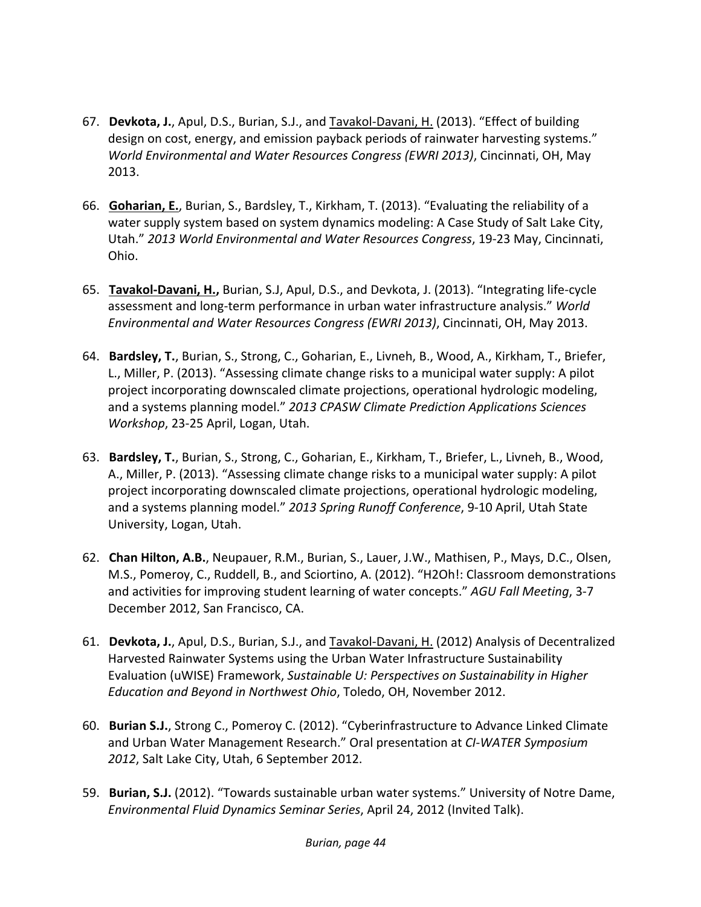67. **Devkota, J.**, Apul, D.S., Burian, S.J., and Tavakol-Davani, H. (2013). "Effect of building design on cost, energy, and emission payback periods of rainwater harvesting systems." *World Environmental and Water Resources Congress (EWRI 2013)*, Cincinnati, OH, May 2013.

66. **Goharian, E.**, Burian, S., Bardsley, T., Kirkham, T. (2013). "Evaluating the reliability of a water supply system based on system dynamics modeling: A Case Study of Salt Lake City, Utah." *2013 World Environmental and Water Resources Congress*, 19-23 May, Cincinnati, Ohio.

65. **Tavakol-Davani, H.,** Burian, S.J, Apul, D.S., and Devkota, J. (2013). "Integrating life-cycle assessment and long-term performance in urban water infrastructure analysis." *World Environmental and Water Resources Congress (EWRI 2013)*, Cincinnati, OH, May 2013.

64. **Bardsley, T.**, Burian, S., Strong, C., Goharian, E., Livneh, B., Wood, A., Kirkham, T., Briefer, L., Miller, P. (2013). "Assessing climate change risks to a municipal water supply: A pilot project incorporating downscaled climate projections, operational hydrologic modeling, and a systems planning model." *2013 CPASW Climate Prediction Applications Sciences Workshop*, 23-25 April, Logan, Utah.

63. **Bardsley, T.**, Burian, S., Strong, C., Goharian, E., Kirkham, T., Briefer, L., Livneh, B., Wood, A., Miller, P. (2013). "Assessing climate change risks to a municipal water supply: A pilot project incorporating downscaled climate projections, operational hydrologic modeling, and a systems planning model." *2013 Spring Runoff Conference*, 9-10 April, Utah State University, Logan, Utah.

62. **Chan Hilton, A.B.**, Neupauer, R.M., Burian, S., Lauer, J.W., Mathisen, P., Mays, D.C., Olsen, M.S., Pomeroy, C., Ruddell, B., and Sciortino, A. (2012). "H2Oh!: Classroom demonstrations and activities for improving student learning of water concepts." *AGU Fall Meeting*, 3-7 December 2012, San Francisco, CA.

61. **Devkota, J.**, Apul, D.S., Burian, S.J., and Tavakol-Davani, H. (2012) Analysis of Decentralized Harvested Rainwater Systems using the Urban Water Infrastructure Sustainability Evaluation (uWISE) Framework, *Sustainable U: Perspectives on Sustainability in Higher Education and Beyond in Northwest Ohio*, Toledo, OH, November 2012.

60. **Burian S.J.**, Strong C., Pomeroy C. (2012). "Cyberinfrastructure to Advance Linked Climate and Urban Water Management Research." Oral presentation at *CI-WATER Symposium 2012*, Salt Lake City, Utah, 6 September 2012.

59. **Burian, S.J.** (2012). "Towards sustainable urban water systems." University of Notre Dame, *Environmental Fluid Dynamics Seminar Series*, April 24, 2012 (Invited Talk).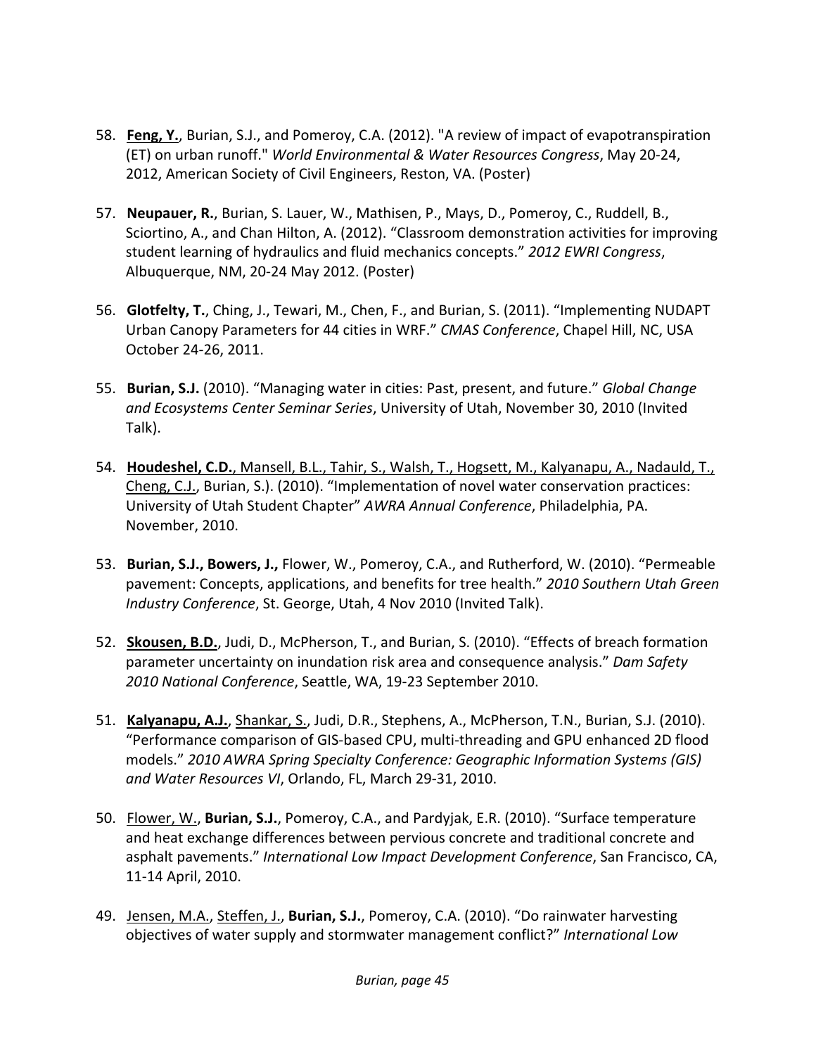58. **Feng, Y.**, Burian, S.J., and Pomeroy, C.A. (2012). "A review of impact of evapotranspiration (ET) on urban runoff." *World Environmental & Water Resources Congress*, May 20-24, 2012, American Society of Civil Engineers, Reston, VA. (Poster)

57. **Neupauer, R.**, Burian, S. Lauer, W., Mathisen, P., Mays, D., Pomeroy, C., Ruddell, B., Sciortino, A., and Chan Hilton, A. (2012). "Classroom demonstration activities for improving student learning of hydraulics and fluid mechanics concepts." *2012 EWRI Congress*, Albuquerque, NM, 20-24 May 2012. (Poster)

56. **Glotfelty, T.**, Ching, J., Tewari, M., Chen, F., and Burian, S. (2011). "Implementing NUDAPT Urban Canopy Parameters for 44 cities in WRF." *CMAS Conference*, Chapel Hill, NC, USA October 24-26, 2011.

55. **Burian, S.J.** (2010). "Managing water in cities: Past, present, and future." *Global Change and Ecosystems Center Seminar Series*, University of Utah, November 30, 2010 (Invited Talk).

54. **Houdeshel, C.D.**, Mansell, B.L., Tahir, S., Walsh, T., Hogsett, M., Kalyanapu, A., Nadauld, T., Cheng, C.J., Burian, S.). (2010). "Implementation of novel water conservation practices: University of Utah Student Chapter" *AWRA Annual Conference*, Philadelphia, PA. November, 2010.

53. **Burian, S.J., Bowers, J.,** Flower, W., Pomeroy, C.A., and Rutherford, W. (2010). "Permeable pavement: Concepts, applications, and benefits for tree health." *2010 Southern Utah Green Industry Conference*, St. George, Utah, 4 Nov 2010 (Invited Talk).

52. **Skousen, B.D.**, Judi, D., McPherson, T., and Burian, S. (2010). "Effects of breach formation parameter uncertainty on inundation risk area and consequence analysis." *Dam Safety 2010 National Conference*, Seattle, WA, 19-23 September 2010.

51. **Kalyanapu, A.J.**, Shankar, S., Judi, D.R., Stephens, A., McPherson, T.N., Burian, S.J. (2010). "Performance comparison of GIS-based CPU, multi-threading and GPU enhanced 2D flood models." *2010 AWRA Spring Specialty Conference: Geographic Information Systems (GIS) and Water Resources VI*, Orlando, FL, March 29-31, 2010.

50. Flower, W., **Burian, S.J.**, Pomeroy, C.A., and Pardyjak, E.R. (2010). "Surface temperature and heat exchange differences between pervious concrete and traditional concrete and asphalt pavements." *International Low Impact Development Conference*, San Francisco, CA, 11-14 April, 2010.

49. Jensen, M.A., Steffen, J., **Burian, S.J.**, Pomeroy, C.A. (2010). "Do rainwater harvesting objectives of water supply and stormwater management conflict?" *International Low*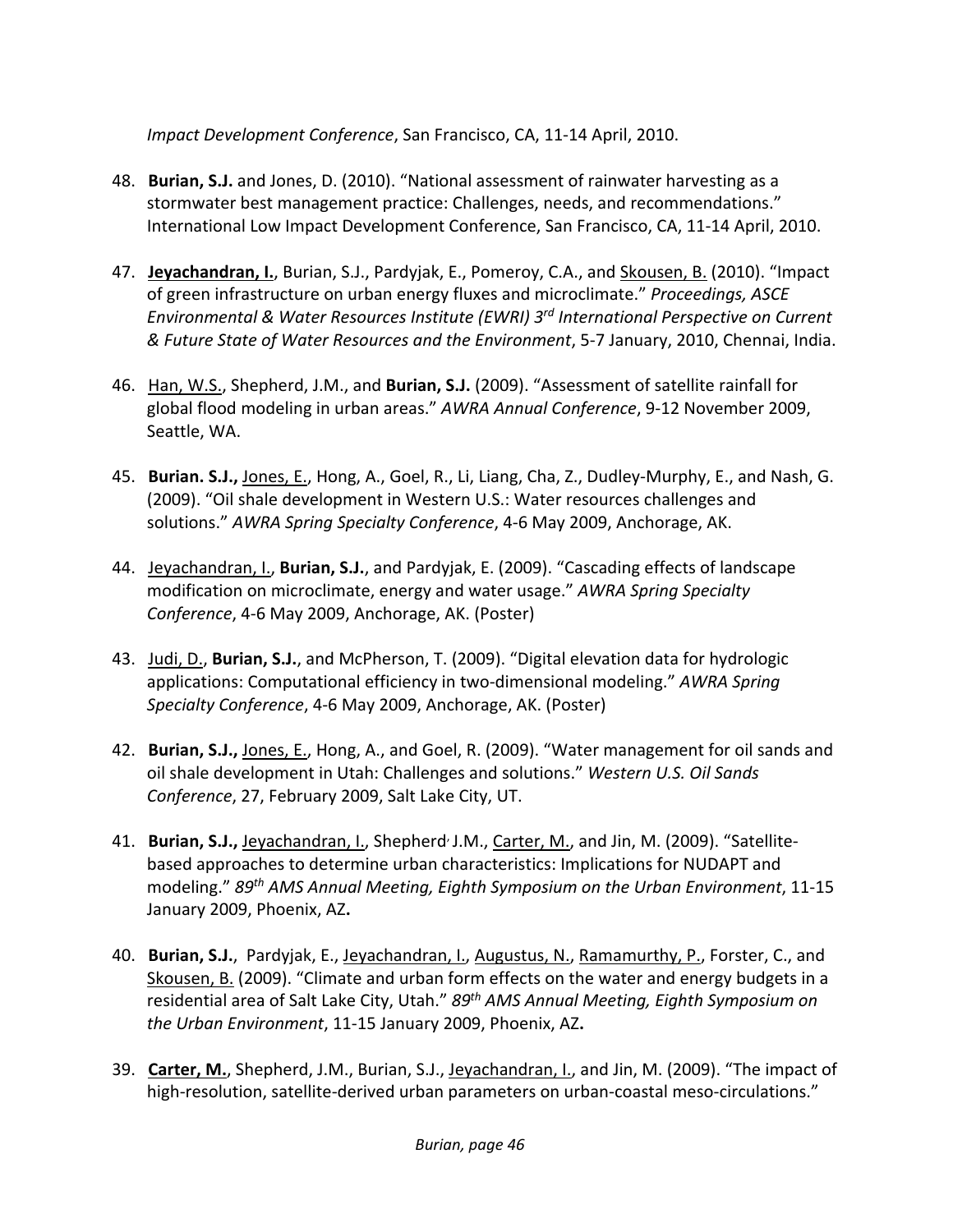*Impact Development Conference*, San Francisco, CA, 11-14 April, 2010.

48. **Burian, S.J.** and Jones, D. (2010). "National assessment of rainwater harvesting as a stormwater best management practice: Challenges, needs, and recommendations." International Low Impact Development Conference, San Francisco, CA, 11-14 April, 2010.

47. **<u>Jeyachandran, I.</u>**, Burian, S.J., Pardyjak, E., Pomeroy, C.A., and <u>Skousen, B.</u> (2010). "Impact of green infrastructure on urban energy fluxes and microclimate." *Proceedings, ASCE Environmental & Water Resources Institute (EWRI) 3rd International Perspective on Current & Future State of Water Resources and the Environment*, 5-7 January, 2010, Chennai, India.

46. <u>Han, W.S.</u>, Shepherd, J.M., and **Burian, S.J.** (2009). "Assessment of satellite rainfall for global flood modeling in urban areas." *AWRA Annual Conference*, 9-12 November 2009, Seattle, WA.

45. **Burian. S.J.,** <u>Jones, E.</u>, Hong, A., Goel, R., Li, Liang, Cha, Z., Dudley-Murphy, E., and Nash, G. (2009). "Oil shale development in Western U.S.: Water resources challenges and solutions." *AWRA Spring Specialty Conference*, 4-6 May 2009, Anchorage, AK.

44. <u>Jeyachandran, I.</u>, **Burian, S.J.**, and Pardyjak, E. (2009). "Cascading effects of landscape modification on microclimate, energy and water usage." *AWRA Spring Specialty Conference*, 4-6 May 2009, Anchorage, AK. (Poster)

43. <u>Judi, D.</u>, **Burian, S.J.**, and McPherson, T. (2009). "Digital elevation data for hydrologic applications: Computational efficiency in two-dimensional modeling." *AWRA Spring Specialty Conference*, 4-6 May 2009, Anchorage, AK. (Poster)

42. **Burian, S.J.,** <u>Jones, E.</u>, Hong, A., and Goel, R. (2009). "Water management for oil sands and oil shale development in Utah: Challenges and solutions." *Western U.S. Oil Sands Conference*, 27, February 2009, Salt Lake City, UT.

41. **Burian, S.J.,** <u>Jeyachandran, I.</u>, Shepherd, J.M., <u>Carter, M.</u>, and Jin, M. (2009). "Satellite-based approaches to determine urban characteristics: Implications for NUDAPT and modeling." *89th AMS Annual Meeting, Eighth Symposium on the Urban Environment*, 11-15 January 2009, Phoenix, AZ**.**

40. **Burian, S.J.**, Pardyjak, E., <u>Jeyachandran, I.</u>, <u>Augustus, N.</u>, <u>Ramamurthy, P.</u>, Forster, C., and <u>Skousen, B.</u> (2009). "Climate and urban form effects on the water and energy budgets in a residential area of Salt Lake City, Utah." *89th AMS Annual Meeting, Eighth Symposium on the Urban Environment*, 11-15 January 2009, Phoenix, AZ**.**

39. **<u>Carter, M.</u>**, Shepherd, J.M., Burian, S.J., <u>Jeyachandran, I.</u>, and Jin, M. (2009). "The impact of high-resolution, satellite-derived urban parameters on urban-coastal meso-circulations."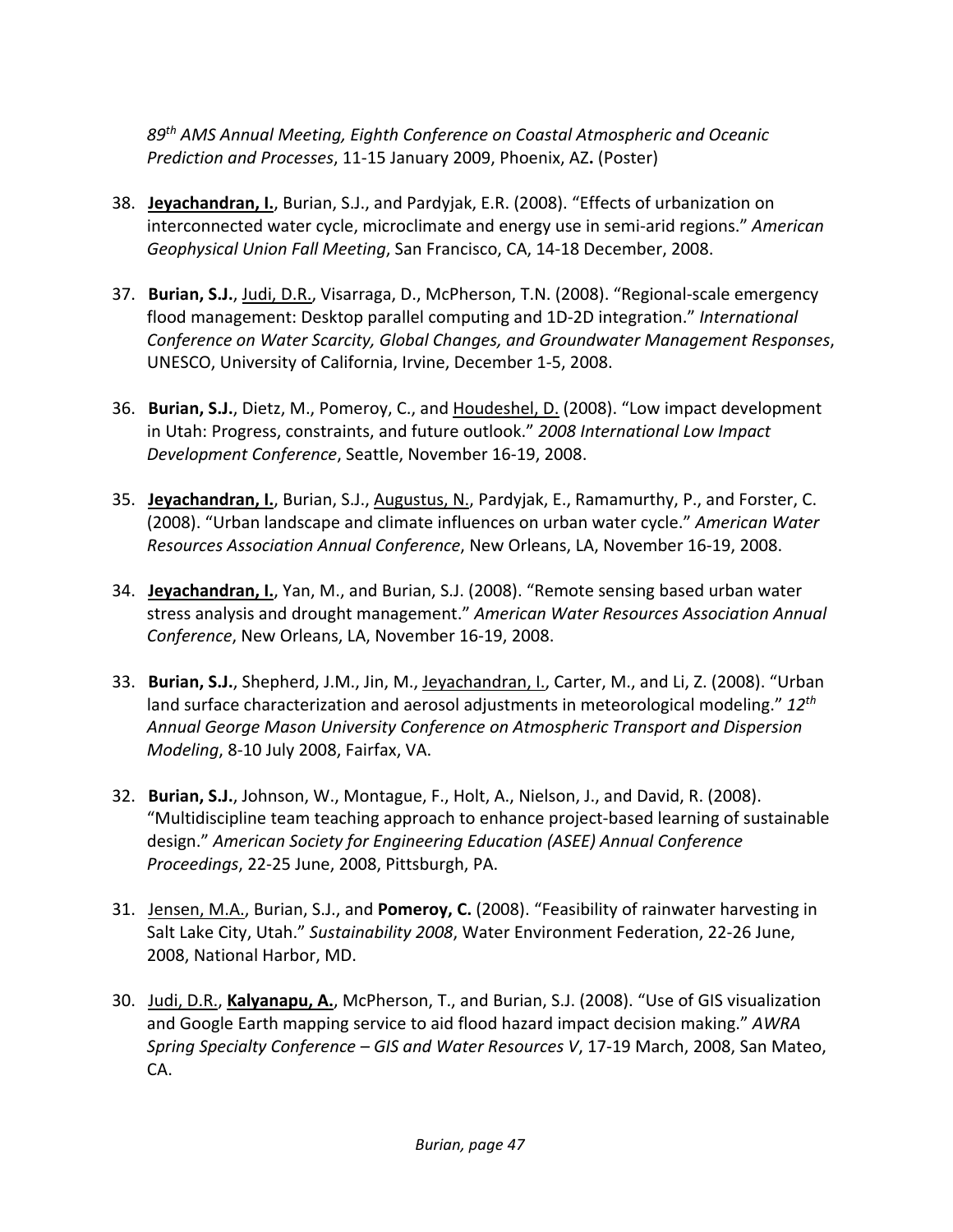*89th AMS Annual Meeting, Eighth Conference on Coastal Atmospheric and Oceanic Prediction and Processes*, 11-15 January 2009, Phoenix, AZ**.** (Poster)

38. **Jeyachandran, I.**, Burian, S.J., and Pardyjak, E.R. (2008). "Effects of urbanization on interconnected water cycle, microclimate and energy use in semi-arid regions." *American Geophysical Union Fall Meeting*, San Francisco, CA, 14-18 December, 2008.

37. **Burian, S.J.**, Judi, D.R., Visarraga, D., McPherson, T.N. (2008). "Regional-scale emergency flood management: Desktop parallel computing and 1D-2D integration." *International Conference on Water Scarcity, Global Changes, and Groundwater Management Responses*, UNESCO, University of California, Irvine, December 1-5, 2008.

36. **Burian, S.J.**, Dietz, M., Pomeroy, C., and Houdeshel, D. (2008). "Low impact development in Utah: Progress, constraints, and future outlook." *2008 International Low Impact Development Conference*, Seattle, November 16-19, 2008.

35. **Jeyachandran, I.**, Burian, S.J., Augustus, N., Pardyjak, E., Ramamurthy, P., and Forster, C. (2008). "Urban landscape and climate influences on urban water cycle." *American Water Resources Association Annual Conference*, New Orleans, LA, November 16-19, 2008.

34. **Jeyachandran, I.**, Yan, M., and Burian, S.J. (2008). "Remote sensing based urban water stress analysis and drought management." *American Water Resources Association Annual Conference*, New Orleans, LA, November 16-19, 2008.

33. **Burian, S.J.**, Shepherd, J.M., Jin, M., Jeyachandran, I., Carter, M., and Li, Z. (2008). "Urban land surface characterization and aerosol adjustments in meteorological modeling." *12th Annual George Mason University Conference on Atmospheric Transport and Dispersion Modeling*, 8-10 July 2008, Fairfax, VA.

32. **Burian, S.J.**, Johnson, W., Montague, F., Holt, A., Nielson, J., and David, R. (2008). "Multidiscipline team teaching approach to enhance project-based learning of sustainable design." *American Society for Engineering Education (ASEE) Annual Conference Proceedings*, 22-25 June, 2008, Pittsburgh, PA.

31. Jensen, M.A., Burian, S.J., and **Pomeroy, C.** (2008). "Feasibility of rainwater harvesting in Salt Lake City, Utah." *Sustainability 2008*, Water Environment Federation, 22-26 June, 2008, National Harbor, MD.

30. Judi, D.R., **Kalyanapu, A.**, McPherson, T., and Burian, S.J. (2008). "Use of GIS visualization and Google Earth mapping service to aid flood hazard impact decision making." *AWRA Spring Specialty Conference – GIS and Water Resources V*, 17-19 March, 2008, San Mateo, CA.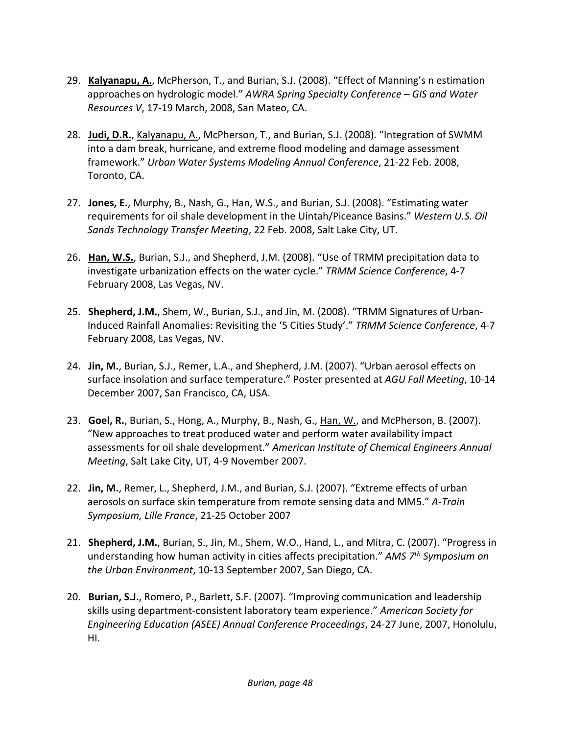29. **Kalyanapu, A.**, McPherson, T., and Burian, S.J. (2008). "Effect of Manning's n estimation approaches on hydrologic model." *AWRA Spring Specialty Conference – GIS and Water Resources V*, 17-19 March, 2008, San Mateo, CA.

28. **Judi, D.R.**, Kalyanapu, A., McPherson, T., and Burian, S.J. (2008). "Integration of SWMM into a dam break, hurricane, and extreme flood modeling and damage assessment framework." *Urban Water Systems Modeling Annual Conference*, 21-22 Feb. 2008, Toronto, CA.

27. **Jones, E.**, Murphy, B., Nash, G., Han, W.S., and Burian, S.J. (2008). "Estimating water requirements for oil shale development in the Uintah/Piceance Basins." *Western U.S. Oil Sands Technology Transfer Meeting*, 22 Feb. 2008, Salt Lake City, UT.

26. **Han, W.S.**, Burian, S.J., and Shepherd, J.M. (2008). "Use of TRMM precipitation data to investigate urbanization effects on the water cycle." *TRMM Science Conference*, 4-7 February 2008, Las Vegas, NV.

25. **Shepherd, J.M.**, Shem, W., Burian, S.J., and Jin, M. (2008). "TRMM Signatures of Urban-Induced Rainfall Anomalies: Revisiting the '5 Cities Study'." *TRMM Science Conference*, 4-7 February 2008, Las Vegas, NV.

24. **Jin, M.**, Burian, S.J., Remer, L.A., and Shepherd, J.M. (2007). "Urban aerosol effects on surface insolation and surface temperature." Poster presented at *AGU Fall Meeting*, 10-14 December 2007, San Francisco, CA, USA.

23. **Goel, R.**, Burian, S., Hong, A., Murphy, B., Nash, G., Han, W., and McPherson, B. (2007). "New approaches to treat produced water and perform water availability impact assessments for oil shale development." *American Institute of Chemical Engineers Annual Meeting*, Salt Lake City, UT, 4-9 November 2007.

22. **Jin, M.**, Remer, L., Shepherd, J.M., and Burian, S.J. (2007). "Extreme effects of urban aerosols on surface skin temperature from remote sensing data and MM5." *A-Train Symposium, Lille France*, 21-25 October 2007

21. **Shepherd, J.M.**, Burian, S., Jin, M., Shem, W.O., Hand, L., and Mitra, C. (2007). "Progress in understanding how human activity in cities affects precipitation." *AMS 7th Symposium on the Urban Environment*, 10-13 September 2007, San Diego, CA.

20. **Burian, S.J.**, Romero, P., Barlett, S.F. (2007). "Improving communication and leadership skills using department-consistent laboratory team experience." *American Society for Engineering Education (ASEE) Annual Conference Proceedings*, 24-27 June, 2007, Honolulu, HI.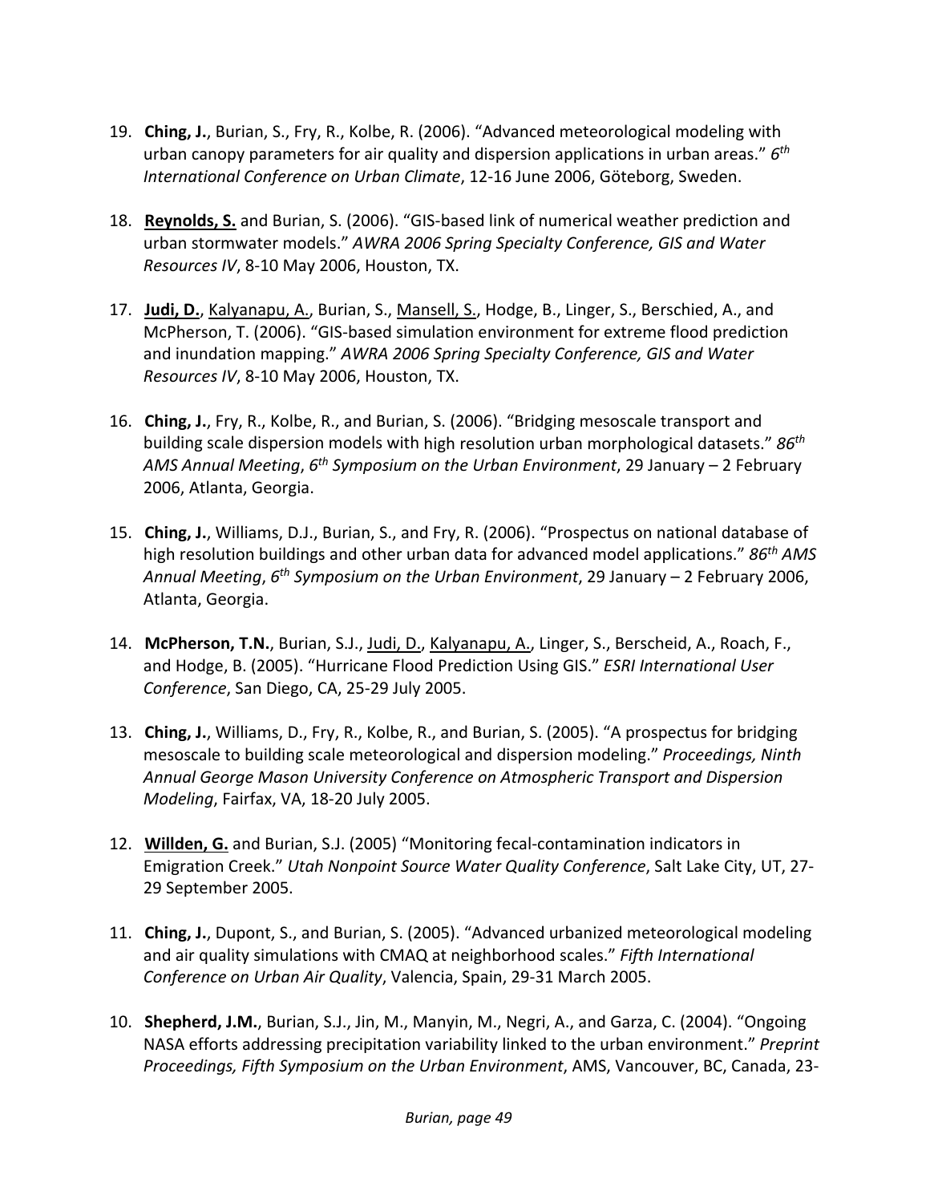19. **Ching, J.**, Burian, S., Fry, R., Kolbe, R. (2006). "Advanced meteorological modeling with urban canopy parameters for air quality and dispersion applications in urban areas." *6th International Conference on Urban Climate*, 12-16 June 2006, Göteborg, Sweden.

18. **Reynolds, S.** and Burian, S. (2006). "GIS-based link of numerical weather prediction and urban stormwater models." *AWRA 2006 Spring Specialty Conference, GIS and Water Resources IV*, 8-10 May 2006, Houston, TX.

17. **Judi, D.**, Kalyanapu, A., Burian, S., Mansell, S., Hodge, B., Linger, S., Berschied, A., and McPherson, T. (2006). "GIS-based simulation environment for extreme flood prediction and inundation mapping." *AWRA 2006 Spring Specialty Conference, GIS and Water Resources IV*, 8-10 May 2006, Houston, TX.

16. **Ching, J.**, Fry, R., Kolbe, R., and Burian, S. (2006). "Bridging mesoscale transport and building scale dispersion models with high resolution urban morphological datasets." *86th AMS Annual Meeting*, *6th Symposium on the Urban Environment*, 29 January – 2 February 2006, Atlanta, Georgia.

15. **Ching, J.**, Williams, D.J., Burian, S., and Fry, R. (2006). "Prospectus on national database of high resolution buildings and other urban data for advanced model applications." *86th AMS Annual Meeting*, *6th Symposium on the Urban Environment*, 29 January – 2 February 2006, Atlanta, Georgia.

14. **McPherson, T.N.**, Burian, S.J., Judi, D., Kalyanapu, A., Linger, S., Berscheid, A., Roach, F., and Hodge, B. (2005). "Hurricane Flood Prediction Using GIS." *ESRI International User Conference*, San Diego, CA, 25-29 July 2005.

13. **Ching, J.**, Williams, D., Fry, R., Kolbe, R., and Burian, S. (2005). "A prospectus for bridging mesoscale to building scale meteorological and dispersion modeling." *Proceedings, Ninth Annual George Mason University Conference on Atmospheric Transport and Dispersion Modeling*, Fairfax, VA, 18-20 July 2005.

12. **Willden, G.** and Burian, S.J. (2005) "Monitoring fecal-contamination indicators in Emigration Creek." *Utah Nonpoint Source Water Quality Conference*, Salt Lake City, UT, 27-29 September 2005.

11. **Ching, J.**, Dupont, S., and Burian, S. (2005). "Advanced urbanized meteorological modeling and air quality simulations with CMAQ at neighborhood scales." *Fifth International Conference on Urban Air Quality*, Valencia, Spain, 29-31 March 2005.

10. **Shepherd, J.M.**, Burian, S.J., Jin, M., Manyin, M., Negri, A., and Garza, C. (2004). "Ongoing NASA efforts addressing precipitation variability linked to the urban environment." *Preprint Proceedings, Fifth Symposium on the Urban Environment*, AMS, Vancouver, BC, Canada, 23-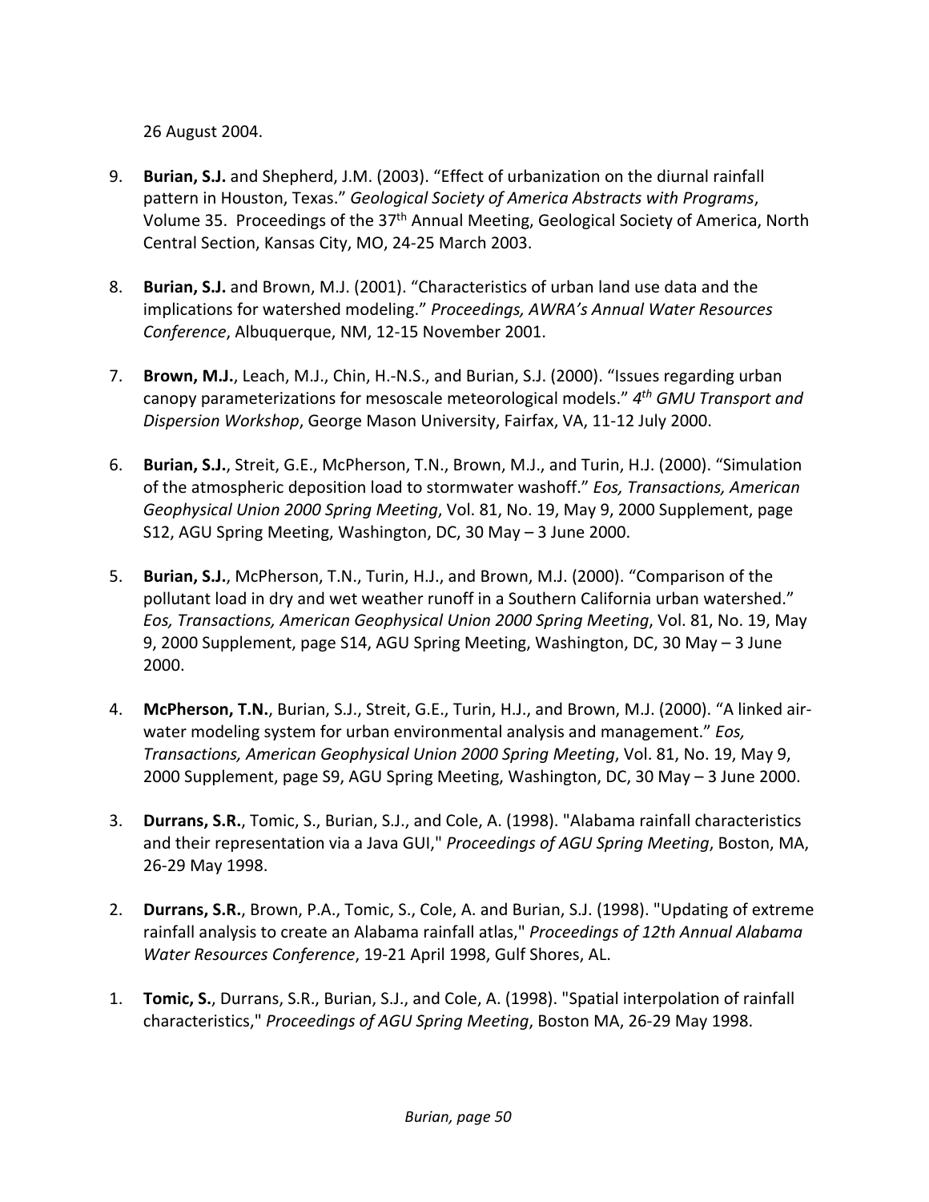26 August 2004.

9. **Burian, S.J.** and Shepherd, J.M. (2003). "Effect of urbanization on the diurnal rainfall pattern in Houston, Texas." *Geological Society of America Abstracts with Programs*, Volume 35. Proceedings of the 37th Annual Meeting, Geological Society of America, North Central Section, Kansas City, MO, 24-25 March 2003.

8. **Burian, S.J.** and Brown, M.J. (2001). "Characteristics of urban land use data and the implications for watershed modeling." *Proceedings, AWRA's Annual Water Resources Conference*, Albuquerque, NM, 12-15 November 2001.

7. **Brown, M.J.**, Leach, M.J., Chin, H.-N.S., and Burian, S.J. (2000). "Issues regarding urban canopy parameterizations for mesoscale meteorological models." *4th GMU Transport and Dispersion Workshop*, George Mason University, Fairfax, VA, 11-12 July 2000.

6. **Burian, S.J.**, Streit, G.E., McPherson, T.N., Brown, M.J., and Turin, H.J. (2000). "Simulation of the atmospheric deposition load to stormwater washoff." *Eos, Transactions, American Geophysical Union 2000 Spring Meeting*, Vol. 81, No. 19, May 9, 2000 Supplement, page S12, AGU Spring Meeting, Washington, DC, 30 May – 3 June 2000.

5. **Burian, S.J.**, McPherson, T.N., Turin, H.J., and Brown, M.J. (2000). "Comparison of the pollutant load in dry and wet weather runoff in a Southern California urban watershed." *Eos, Transactions, American Geophysical Union 2000 Spring Meeting*, Vol. 81, No. 19, May 9, 2000 Supplement, page S14, AGU Spring Meeting, Washington, DC, 30 May – 3 June 2000.

4. **McPherson, T.N.**, Burian, S.J., Streit, G.E., Turin, H.J., and Brown, M.J. (2000). "A linked air-water modeling system for urban environmental analysis and management." *Eos, Transactions, American Geophysical Union 2000 Spring Meeting*, Vol. 81, No. 19, May 9, 2000 Supplement, page S9, AGU Spring Meeting, Washington, DC, 30 May – 3 June 2000.

3. **Durrans, S.R.**, Tomic, S., Burian, S.J., and Cole, A. (1998). "Alabama rainfall characteristics and their representation via a Java GUI," *Proceedings of AGU Spring Meeting*, Boston, MA, 26-29 May 1998.

2. **Durrans, S.R.**, Brown, P.A., Tomic, S., Cole, A. and Burian, S.J. (1998). "Updating of extreme rainfall analysis to create an Alabama rainfall atlas," *Proceedings of 12th Annual Alabama Water Resources Conference*, 19-21 April 1998, Gulf Shores, AL.

1. **Tomic, S.**, Durrans, S.R., Burian, S.J., and Cole, A. (1998). "Spatial interpolation of rainfall characteristics," *Proceedings of AGU Spring Meeting*, Boston MA, 26-29 May 1998.